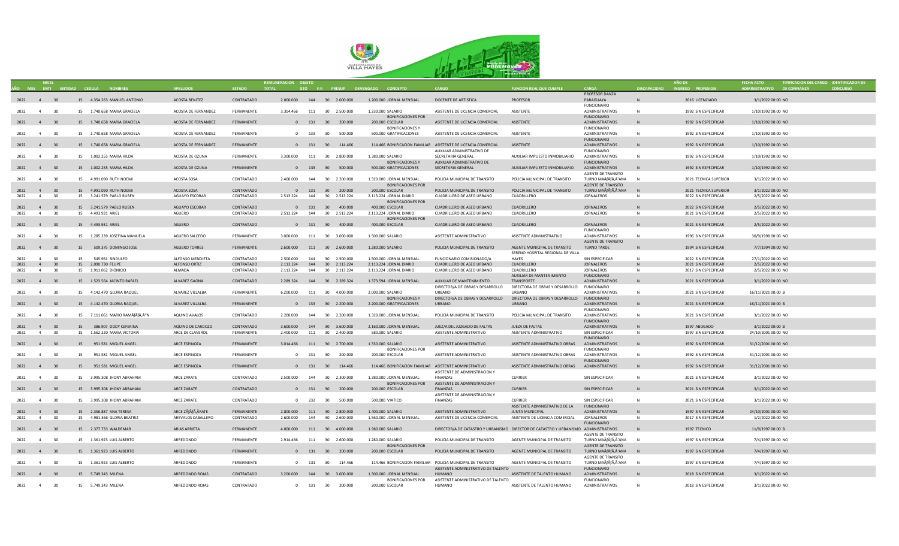| AÑO | MES | NIVEL ENTI | ENTIDAD | CEDULA | NOMBRES | APELLIDOS | ESTADO | REMUNERACION TOTAL | OBJETO GTO | F.F. | PRESUP | DEVENGADO | CONCEPTO | CARGO | FUNCION REAL QUE CUMPLE | CARGA | DISCAPACIDAD | AÑO DE INGRESO | PROFESION | FECHA ACTO ADMINISTRATIVO | TIPIFICACION DEL CARGO DE CONFIANZA | IDENTIFICADOR DE CONCURSO |
|---|---|---|---|---|---|---|---|---|---|---|---|---|---|---|---|---|---|---|---|---|---|---|
| 2022 | 4 | 30 | 15 | 4.354.263 | MANUEL ANTONIO | ACOSTA BENITEZ | CONTRATADO | 2.000.000 | 144 | 30 | 2.000.000 | 1.200.000 | JORNAL MENSUAL | DOCENTE DE ARTISTICA | PROFESOR | PROFESOR DANZA PARAGUAYA | N | 2016 | LICENCIADO | 3/1/2022 00:00 | NO | |
| 2022 | 4 | 30 | 15 | 1.740.658 | MARIA GRACIELA | ACOSTA DE FERNANDEZ | PERMANENTE | 3.314.466 | 111 | 30 | 2.500.000 | 1.230.000 | SALARIO | ASISTENTE DE LICENCIA COMERCIAL | ASISTENTE | FUNCIONARIO ADMINISTRATIVOS | N | 1992 | SIN ESPECIFICAR | 1/10/1992 00:00 | NO | |
| 2022 | 4 | 30 | 15 | 1.740.658 | MARIA GRACIELA | ACOSTA DE FERNANDEZ | PERMANENTE | 0 | 131 | 30 | 200.000 | 200.000 | BONIFICACIONES POR ESCOLAR | ASISTENTE DE LICENCIA COMERCIAL | ASISTENTE | FUNCIONARIO ADMINISTRATIVOS | N | 1992 | SIN ESPECIFICAR | 1/10/1992 00:00 | NO | |
| 2022 | 4 | 30 | 15 | 1.740.658 | MARIA GRACIELA | ACOSTA DE FERNANDEZ | PERMANENTE | 0 | 133 | 30 | 500.000 | 500.000 | BONIFICACIONES Y GRATIFICACIONES | ASISTENTE DE LICENCIA COMERCIAL | ASISTENTE | FUNCIONARIO ADMINISTRATIVOS | N | 1992 | SIN ESPECIFICAR | 1/10/1992 00:00 | NO | |
| 2022 | 4 | 30 | 15 | 1.740.658 | MARIA GRACIELA | ACOSTA DE FERNANDEZ | PERMANENTE | 0 | 131 | 30 | 114.466 | 114.466 | BONIFICACION FAMILIAR | ASISTENTE DE LICENCIA COMERCIAL | ASISTENTE | FUNCIONARIO ADMINISTRATIVOS | N | 1992 | SIN ESPECIFICAR | 1/10/1992 00:00 | NO | |
| 2022 | 4 | 30 | 15 | 1.002.255 | MARIA HILDA | ACOSTA DE OZUNA | PERMANENTE | 3.300.000 | 111 | 30 | 2.800.000 | 1.380.000 | SALARIO | AUXILIAR ADMINISTRATIVO DE SECRETARIA GENERAL | AUXILIAR IMPUESTO INMOBILIARIO | FUNCIONARIO ADMINISTRATIVOS | N | 1992 | SIN ESPECIFICAR | 1/10/1992 00:00 | NO | |
| 2022 | 4 | 30 | 15 | 1.002.255 | MARIA HILDA | ACOSTA DE OZUNA | PERMANENTE | 0 | 133 | 30 | 500.000 | 500.000 | BONIFICACIONES Y GRATIFICACIONES | AUXILIAR ADMINISTRATIVO DE SECRETARIA GENERAL | AUXILIAR IMPUESTO INMOBILIARIO | FUNCIONARIO ADMINISTRATIVOS | N | 1992 | SIN ESPECIFICAR | 1/10/1992 00:00 | NO | |
| 2022 | 4 | 30 | 15 | 4.991.090 | RUTH NOEMI | ACOSTA SOSA | CONTRATADO | 2.400.000 | 144 | 30 | 2.200.000 | 1.320.000 | JORNAL MENSUAL | POLICIA MUNICIPAL DE TRANSITO | POLICIA MUNICIPAL DE TRANSITO | AGENTE DE TRANSITO TURNO MAÃƒÂ'ANA | N | 2021 | TECNICA SUPERIOR | 3/1/2022 00:00 | NO | |
| 2022 | 4 | 30 | 15 | 4.991.090 | RUTH NOEMI | ACOSTA SOSA | CONTRATADO | 0 | 131 | 30 | 200.000 | 200.000 | BONIFICACIONES POR ESCOLAR | POLICIA MUNICIPAL DE TRANSITO | POLICIA MUNICIPAL DE TRANSITO | AGENTE DE TRANSITO TURNO MAÃƒÂ'ANA | N | 2021 | TECNICA SUPERIOR | 3/1/2022 00:00 | NO | |
| 2022 | 4 | 30 | 15 | 3.241.579 | PABLO RUBEN | AGUAYO ESCOBAR | CONTRATADO | 2.513.224 | 144 | 30 | 2.513.224 | 2.113.224 | JORNAL DIARIO | CUADRILLERO DE ASEO URBANO | CUADRILLERO | JORNALEROS | N | 2022 | SIN ESPECIFICAR | 2/5/2022 00:00 | NO | |
| 2022 | 4 | 30 | 15 | 3.241.579 | PABLO RUBEN | AGUAYO ESCOBAR | CONTRATADO | 0 | 131 | 30 | 400.000 | 400.000 | BONIFICACIONES POR ESCOLAR | CUADRILLERO DE ASEO URBANO | CUADRILLERO | JORNALEROS | N | 2022 | SIN ESPECIFICAR | 2/5/2022 00:00 | NO | |
| 2022 | 4 | 30 | 15 | 4.493.931 | ARIEL | AGUERO | CONTRATADO | 2.513.224 | 144 | 30 | 2.513.224 | 2.113.224 | JORNAL DIARIO | CUADRILLERO DE ASEO URBANO | CUADRILLERO | JORNALEROS | N | 2021 | SIN ESPECIFICAR | 2/5/2022 00:00 | NO | |
| 2022 | 4 | 30 | 15 | 4.493.931 | ARIEL | AGUERO | CONTRATADO | 0 | 131 | 30 | 400.000 | 400.000 | BONIFICACIONES POR ESCOLAR | CUADRILLERO DE ASEO URBANO | CUADRILLERO | JORNALEROS | N | 2021 | SIN ESPECIFICAR | 2/5/2022 00:00 | NO | |
| 2022 | 4 | 30 | 15 | 1.285.239 | JOSEFINA MANUELA | AGUERO SALCEDO | PERMANENTE | 3.000.000 | 111 | 30 | 3.000.000 | 1.500.000 | SALARIO | ASISTENTE ADMINISTRATIVO | ASISTENTE ADMINISTRATIVO | FUNCIONARIO ADMINISTRATIVOS | N | 1996 | SIN ESPECIFICAR | 30/9/1998 00:00 | NO | |
| 2022 | 4 | 30 | 15 | 509.375 | DOMINGO JOSE | AGUERO TORRES | PERMANENTE | 2.600.000 | 111 | 30 | 2.600.000 | 1.280.000 | SALARIO | POLICIA MUNICIPAL DE TRANSITO | AGENTE MUNICIPAL DE TRANSITO | AGENTE DE TRANSITO TURNO TARDE | N | 1994 | SIN ESPECIFICAR | 7/7/1994 00:00 | NO | |
| 2022 | 4 | 30 | 15 | 545.961 | SINDULFO | ALFONSO MENDIETA | CONTRATADO | 2.500.000 | 144 | 30 | 2.500.000 | 1.500.000 | JORNAL MENSUAL | FUNCIONARIO COMISIONADO/A | SERENO HOSPITAL REGIONAL DE VILLA HAYES | SIN ESPECIFICAR | N | 2022 | SIN ESPECIFICAR | 27/1/2022 00:00 | NO | |
| 2022 | 4 | 30 | 15 | 2.090.730 | FELIPE | ALFONSO ORTIZ | CONTRATADO | 2.113.224 | 144 | 30 | 2.113.224 | 2.113.224 | JORNAL DIARIO | CUADRILLERO DE ASEO URBANO | CUADRILLERO | JORNALEROS | N | 2021 | SIN ESPECIFICAR | 2/5/2022 00:00 | NO | |
| 2022 | 4 | 30 | 15 | 1.911.062 | DIONICIO | ALMADA | CONTRATADO | 2.113.224 | 144 | 30 | 2.113.224 | 2.113.224 | JORNAL DIARIO | CUADRILLERO DE ASEO URBANO | CUADRILLERO | JORNALEROS | N | 2017 | SIN ESPECIFICAR | 2/5/2022 00:00 | NO | |
| 2022 | 4 | 30 | 15 | 1.523.564 | JACINTO RAFAEL | ALVAREZ GAONA | CONTRATADO | 2.289.324 | 144 | 30 | 2.289.324 | 1.373.594 | JORNAL MENSUAL | AUXILIAR DE MANTENIMIENTO | AUXILIAR DE MANTENIMIENTO TRANSPORTE | FUNCIONARIO ADMINISTRATIVOS | N | 2021 | SIN ESPECIFICAR | 3/1/2022 00:00 | NO | |
| 2022 | 4 | 30 | 15 | 4.142.470 | GLORIA RAQUEL | ALVAREZ VILLALBA | PERMANENTE | 6.200.000 | 111 | 30 | 4.000.000 | 2.000.000 | SALARIO | DIRECTOR/A DE OBRAS Y DESARROLLO URBANO | DIRECTORA DE OBRAS Y DESARROLLO URBANO | FUNCIONARIO ADMINISTRATIVOS | N | 2021 | SIN ESPECIFICAR | 16/11/2021 00:00 | SI | |
| 2022 | 4 | 30 | 15 | 4.142.470 | GLORIA RAQUEL | ALVAREZ VILLALBA | PERMANENTE | 0 | 133 | 30 | 2.200.000 | 2.200.000 | BONIFICACIONES Y GRATIFICACIONES | DIRECTOR/A DE OBRAS Y DESARROLLO URBANO | DIRECTORA DE OBRAS Y DESARROLLO URBANO | FUNCIONARIO ADMINISTRATIVOS | N | 2021 | SIN ESPECIFICAR | 16/11/2021 00:00 | SI | |
| 2022 | 4 | 30 | 15 | 7.111.061 | MARIO RAMÃƒÂ"N | AQUINO AVALOS | CONTRATADO | 2.200.000 | 144 | 30 | 2.200.000 | 1.320.000 | JORNAL MENSUAL | POLICIA MUNICIPAL DE TRANSITO | POLICIA MUNICIPAL DE TRANSITO | FUNCIONARIO ADMINISTRATIVOS | N | 2021 | SIN ESPECIFICAR | 3/1/2022 00:00 | NO | |
| 2022 | 4 | 30 | 15 | 386.907 | DODY CEFERINA | AQUINO DE CARDOZO | CONTRATADO | 3.600.000 | 144 | 30 | 3.600.000 | 2.160.000 | JORNAL MENSUAL | JUEZ/A DEL JUZGADO DE FALTAS | JUEZA DE FALTAS | FUNCIONARIO ADMINISTRATIVOS | N | 1997 | ABOGADO | 3/1/2022 00:00 | SI | |
| 2022 | 4 | 30 | 15 | 1.562.220 | MARIA VICTORIA | ARCE DE CLAVEROL | PERMANENTE | 2.400.000 | 111 | 30 | 2.400.000 | 580.000 | SALARIO | ASISTENTE ADMINISTRATIVO | ASISTENTE ADMINISTRATIVO | SIN ESPECIFICAR | N | 1997 | SIN ESPECIFICAR | 24/10/2001 00:00 | NO | |
| 2022 | 4 | 30 | 15 | 951.581 | MIGUEL ANGEL | ARCE ESPINOZA | PERMANENTE | 3.014.466 | 111 | 30 | 2.700.000 | 1.330.000 | SALARIO | ASISTENTE ADMINISTRATIVO | ASISTENTE ADMINISTRATIVO OBRAS | FUNCIONARIO ADMINISTRATIVOS | N | 1992 | SIN ESPECIFICAR | 31/12/2001 00:00 | NO | |
| 2022 | 4 | 30 | 15 | 951.581 | MIGUEL ANGEL | ARCE ESPINOZA | PERMANENTE | 0 | 131 | 30 | 200.000 | 200.000 | BONIFICACIONES POR ESCOLAR | ASISTENTE ADMINISTRATIVO | ASISTENTE ADMINISTRATIVO OBRAS | FUNCIONARIO ADMINISTRATIVOS | N | 1992 | SIN ESPECIFICAR | 31/12/2001 00:00 | NO | |
| 2022 | 4 | 30 | 15 | 951.581 | MIGUEL ANGEL | ARCE ESPINOZA | PERMANENTE | 0 | 131 | 30 | 114.466 | 114.466 | BONIFICACION FAMILIAR | ASISTENTE ADMINISTRATIVO | ASISTENTE ADMINISTRATIVO OBRAS | FUNCIONARIO ADMINISTRATIVOS | N | 1992 | SIN ESPECIFICAR | 31/12/2001 00:00 | NO | |
| 2022 | 4 | 30 | 15 | 3.995.308 | JHONY ABRAHAM | ARCE ZARATE | CONTRATADO | 2.500.000 | 144 | 30 | 2.300.000 | 1.380.000 | JORNAL MENSUAL | ASISTENTE DE ADMINISTRACION Y FINANZAS | CURRIER | SIN ESPECIFICAR | N | 2021 | SIN ESPECIFICAR | 3/1/2022 00:00 | NO | |
| 2022 | 4 | 30 | 15 | 3.995.308 | JHONY ABRAHAM | ARCE ZARATE | CONTRATADO | 0 | 131 | 30 | 200.000 | 200.000 | BONIFICACIONES POR ESCOLAR | ASISTENTE DE ADMINISTRACION Y FINANZAS | CURRIER | SIN ESPECIFICAR | N | 2021 | SIN ESPECIFICAR | 3/1/2022 00:00 | NO | |
| 2022 | 4 | 30 | 15 | 3.995.308 | JHONY ABRAHAM | ARCE ZARATE | CONTRATADO | 0 | 232 | 30 | 500.000 | 500.000 | VIATICO | ASISTENTE DE ADMINISTRACION Y FINANZAS | CURRIER | SIN ESPECIFICAR | N | 2021 | SIN ESPECIFICAR | 3/1/2022 00:00 | NO | |
| 2022 | 4 | 30 | 15 | 2.356.887 | ANA TERESA | ARCE ZÃƒÂRATE | PERMANENTE | 2.800.000 | 111 | 30 | 2.800.000 | 1.400.000 | SALARIO | ASISTENTE ADMINISTRATIVO | ASISTENTE ADMINISTRATIVO DE LA JUNTA MUNICIPAL | FUNCIONARIO ADMINISTRATIVOS | N | 1997 | SIN ESPECIFICAR | 24/10/2001 00:00 | NO | |
| 2022 | 4 | 30 | 15 | 4.981.366 | GLORIA BEATRIZ | AREVALOS CABALLERO | CONTRATADO | 2.600.000 | 144 | 30 | 2.600.000 | 1.560.000 | JORNAL MENSUAL | ASISTENTE DE LICENCIA COMERCIAL | ASISTENTE DE LICENCIA COMERCIAL | JORNALEROS | N | 2017 | SIN ESPECIFICAR | 1/2/2022 00:00 | NO | |
| 2022 | 4 | 30 | 15 | 2.377.733 | WALDEMAR | ARIAS ARRIETA | PERMANENTE | 4.000.000 | 111 | 30 | 4.000.000 | 1.980.000 | SALARIO | DIRECTOR/A DE CATASTRO Y URBANISMO | DIRECTOR DE CATASTRO Y URBANISMO | FUNCIONARIO ADMINISTRATIVOS | N | 1997 | TECNICO | 11/9/1997 00:00 | SI | |
| 2022 | 4 | 30 | 15 | 1.361.923 | LUIS ALBERTO | ARREDONDO | PERMANENTE | 2.914.466 | 111 | 30 | 2.600.000 | 1.280.000 | SALARIO | POLICIA MUNICIPAL DE TRANSITO | AGENTE MUNICIPAL DE TRANSITO | AGENTE DE TRANSITO TURNO MAÃƒÂ'ANA | N | 1997 | SIN ESPECIFICAR | 7/4/1997 00:00 | NO | |
| 2022 | 4 | 30 | 15 | 1.361.923 | LUIS ALBERTO | ARREDONDO | PERMANENTE | 0 | 131 | 30 | 200.000 | 200.000 | BONIFICACIONES POR ESCOLAR | POLICIA MUNICIPAL DE TRANSITO | AGENTE MUNICIPAL DE TRANSITO | AGENTE DE TRANSITO TURNO MAÃƒÂ'ANA | N | 1997 | SIN ESPECIFICAR | 7/4/1997 00:00 | NO | |
| 2022 | 4 | 30 | 15 | 1.361.923 | LUIS ALBERTO | ARREDONDO | PERMANENTE | 0 | 131 | 30 | 114.466 | 114.466 | BONIFICACION FAMILIAR | POLICIA MUNICIPAL DE TRANSITO | AGENTE MUNICIPAL DE TRANSITO | AGENTE DE TRANSITO TURNO MAÃƒÂ'ANA | N | 1997 | SIN ESPECIFICAR | 7/4/1997 00:00 | NO | |
| 2022 | 4 | 30 | 15 | 5.749.343 | MILENA | ARREDONDO ROJAS | CONTRATADO | 3.200.000 | 144 | 30 | 3.000.000 | 1.300.000 | JORNAL MENSUAL | ASISTENTE ADMINISTRATIVO DE TALENTO HUMANO | ASISTENTE DE TALENTO HUMANO | FUNCIONARIO ADMINISTRATIVOS | N | 2018 | SIN ESPECIFICAR | 3/1/2022 00:00 | NO | |
| 2022 | 4 | 30 | 15 | 5.749.343 | MILENA | ARREDONDO ROJAS | CONTRATADO | 0 | 131 | 30 | 200.000 | 200.000 | BONIFICACIONES POR ESCOLAR | ASISTENTE ADMINISTRATIVO DE TALENTO HUMANO | ASISTENTE DE TALENTO HUMANO | FUNCIONARIO ADMINISTRATIVOS | N | 2018 | SIN ESPECIFICAR | 3/1/2022 00:00 | NO | |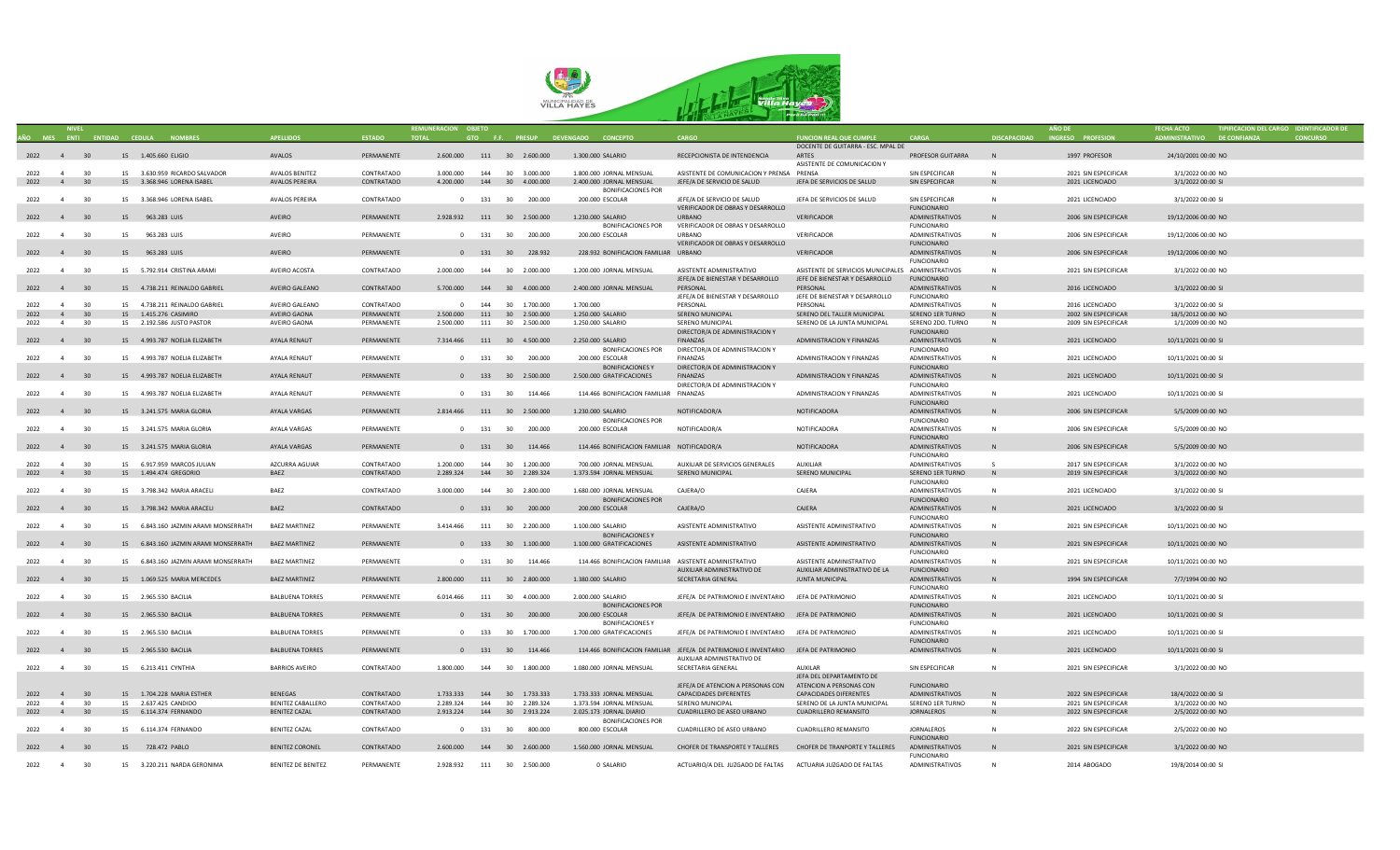| AÑO | MES | NIVEL ENTI | ENTIDAD | CEDULA | NOMBRES | APELLIDOS | ESTADO | REMUNERACION TOTAL | OBJETO GTO | F.F. | PRESUP | DEVENGADO | CONCEPTO | CARGO | FUNCION REAL QUE CUMPLE | CARGA | DISCAPACIDAD | AÑO DE INGRESO | PROFESION | FECHA ACTO ADMINISTRATIVO | TIPIFICACION DEL CARGO DE CONFIANZA | IDENTIFICADOR DE CONCURSO |
|---|---|---|---|---|---|---|---|---|---|---|---|---|---|---|---|---|---|---|---|---|---|---|
| 2022 | 4 | 30 | 15 | 1.405.660 | ELIGIO | AVALOS | PERMANENTE | 2.600.000 | 111 | 30 | 2.600.000 | 1.300.000 | SALARIO | RECEPCIONISTA DE INTENDENCIA | DOCENTE DE GUITARRA - ESC. MPAL DE ARTES | PROFESOR GUITARRA | N | 1997 | PROFESOR | 24/10/2001 00:00 | NO | |
| 2022 | 4 | 30 | 15 | 3.630.959 | RICARDO SALVADOR | AVALOS BENITEZ | CONTRATADO | 3.000.000 | 144 | 30 | 3.000.000 | 1.800.000 | JORNAL MENSUAL | ASISTENTE DE COMUNICACION Y PRENSA | ASISTENTE DE COMUNICACION Y PRENSA | SIN ESPECIFICAR | N | 2021 | SIN ESPECIFICAR | 3/1/2022 00:00 | NO | |
| 2022 | 4 | 30 | 15 | 3.368.946 | LORENA ISABEL | AVALOS PEREIRA | CONTRATADO | 4.200.000 | 144 | 30 | 4.000.000 | 2.400.000 | JORNAL MENSUAL | JEFE/A DE SERVICIO DE SALUD | JEFA DE SERVICIOS DE SALUD | SIN ESPECIFICAR | N | 2021 | LICENCIADO | 3/1/2022 00:00 | SI | |
| 2022 | 4 | 30 | 15 | 3.368.946 | LORENA ISABEL | AVALOS PEREIRA | CONTRATADO | 0 | 131 | 30 | 200.000 | 200.000 | BONIFICACIONES POR ESCOLAR | JEFE/A DE SERVICIO DE SALUD | JEFA DE SERVICIOS DE SALUD | SIN ESPECIFICAR | N | 2021 | LICENCIADO | 3/1/2022 00:00 | SI | |
| 2022 | 4 | 30 | 15 | 963.283 | LUIS | AVEIRO | PERMANENTE | 2.928.932 | 111 | 30 | 2.500.000 | 1.230.000 | SALARIO | VERIFICADOR DE OBRAS Y DESARROLLO URBANO | VERIFICADOR | FUNCIONARIO ADMINISTRATIVOS | N | 2006 | SIN ESPECIFICAR | 19/12/2006 00:00 | NO | |
| 2022 | 4 | 30 | 15 | 963.283 | LUIS | AVEIRO | PERMANENTE | 0 | 131 | 30 | 200.000 | 200.000 | BONIFICACIONES POR ESCOLAR | VERIFICADOR DE OBRAS Y DESARROLLO URBANO | VERIFICADOR | FUNCIONARIO ADMINISTRATIVOS | N | 2006 | SIN ESPECIFICAR | 19/12/2006 00:00 | NO | |
| 2022 | 4 | 30 | 15 | 963.283 | LUIS | AVEIRO | PERMANENTE | 0 | 131 | 30 | 228.932 | 228.932 | BONIFICACION FAMILIAR | VERIFICADOR DE OBRAS Y DESARROLLO URBANO | VERIFICADOR | FUNCIONARIO ADMINISTRATIVOS | N | 2006 | SIN ESPECIFICAR | 19/12/2006 00:00 | NO | |
| 2022 | 4 | 30 | 15 | 5.792.914 | CRISTINA ARAMI | AVEIRO ACOSTA | CONTRATADO | 2.000.000 | 144 | 30 | 2.000.000 | 1.200.000 | JORNAL MENSUAL | ASISTENTE ADMINISTRATIVO | ASISTENTE DE SERVICIOS MUNICIPALES | ADMINISTRATIVOS | N | 2021 | SIN ESPECIFICAR | 3/1/2022 00:00 | NO | |
| 2022 | 4 | 30 | 15 | 4.738.211 | REINALDO GABRIEL | AVEIRO GALEANO | CONTRATADO | 5.700.000 | 144 | 30 | 4.000.000 | 2.400.000 | JORNAL MENSUAL | JEFE/A DE BIENESTAR Y DESARROLLO PERSONAL | JEFE DE BIENESTAR Y DESARROLLO PERSONAL | FUNCIONARIO ADMINISTRATIVOS | N | 2016 | LICENCIADO | 3/1/2022 00:00 | SI | |
| 2022 | 4 | 30 | 15 | 4.738.211 | REINALDO GABRIEL | AVEIRO GALEANO | CONTRATADO | 0 | 144 | 30 | 1.700.000 | 1.700.000 | | JEFE/A DE BIENESTAR Y DESARROLLO PERSONAL | JEFE DE BIENESTAR Y DESARROLLO PERSONAL | FUNCIONARIO ADMINISTRATIVOS | N | 2016 | LICENCIADO | 3/1/2022 00:00 | SI | |
| 2022 | 4 | 30 | 15 | 1.415.276 | CASIMIRO | AVEIRO GAONA | PERMANENTE | 2.500.000 | 111 | 30 | 2.500.000 | 1.250.000 | SALARIO | SERENO MUNICIPAL | SERENO DEL TALLER MUNICIPAL | SERENO 1ER TURNO | N | 2002 | SIN ESPECIFICAR | 18/5/2012 00:00 | NO | |
| 2022 | 4 | 30 | 15 | 2.192.586 | JUSTO PASTOR | AVEIRO GAONA | PERMANENTE | 2.500.000 | 111 | 30 | 2.500.000 | 1.250.000 | SALARIO | SERENO MUNICIPAL | SERENO DE LA JUNTA MUNICIPAL | SERENO 2DO. TURNO | N | 2009 | SIN ESPECIFICAR | 1/1/2009 00:00 | NO | |
| 2022 | 4 | 30 | 15 | 4.993.787 | NOELIA ELIZABETH | AYALA RENAUT | PERMANENTE | 7.314.466 | 111 | 30 | 4.500.000 | 2.250.000 | SALARIO | DIRECTOR/A DE ADMINISTRACION Y FINANZAS | ADMINISTRACION Y FINANZAS | FUNCIONARIO ADMINISTRATIVOS | N | 2021 | LICENCIADO | 10/11/2021 00:00 | SI | |
| 2022 | 4 | 30 | 15 | 4.993.787 | NOELIA ELIZABETH | AYALA RENAUT | PERMANENTE | 0 | 131 | 30 | 200.000 | 200.000 | BONIFICACIONES POR ESCOLAR | DIRECTOR/A DE ADMINISTRACION Y FINANZAS | ADMINISTRACION Y FINANZAS | FUNCIONARIO ADMINISTRATIVOS | N | 2021 | LICENCIADO | 10/11/2021 00:00 | SI | |
| 2022 | 4 | 30 | 15 | 4.993.787 | NOELIA ELIZABETH | AYALA RENAUT | PERMANENTE | 0 | 133 | 30 | 2.500.000 | 2.500.000 | BONIFICACIONES Y GRATIFICACIONES | DIRECTOR/A DE ADMINISTRACION Y FINANZAS | ADMINISTRACION Y FINANZAS | FUNCIONARIO ADMINISTRATIVOS | N | 2021 | LICENCIADO | 10/11/2021 00:00 | SI | |
| 2022 | 4 | 30 | 15 | 4.993.787 | NOELIA ELIZABETH | AYALA RENAUT | PERMANENTE | 0 | 131 | 30 | 114.466 | 114.466 | BONIFICACION FAMILIAR | DIRECTOR/A DE ADMINISTRACION Y FINANZAS | ADMINISTRACION Y FINANZAS | FUNCIONARIO ADMINISTRATIVOS | N | 2021 | LICENCIADO | 10/11/2021 00:00 | SI | |
| 2022 | 4 | 30 | 15 | 3.241.575 | MARIA GLORIA | AYALA VARGAS | PERMANENTE | 2.814.466 | 111 | 30 | 2.500.000 | 1.230.000 | SALARIO | NOTIFICADOR/A | NOTIFICADORA | FUNCIONARIO ADMINISTRATIVOS | N | 2006 | SIN ESPECIFICAR | 5/5/2009 00:00 | NO | |
| 2022 | 4 | 30 | 15 | 3.241.575 | MARIA GLORIA | AYALA VARGAS | PERMANENTE | 0 | 131 | 30 | 200.000 | 200.000 | BONIFICACIONES POR ESCOLAR | NOTIFICADOR/A | NOTIFICADORA | FUNCIONARIO ADMINISTRATIVOS | N | 2006 | SIN ESPECIFICAR | 5/5/2009 00:00 | NO | |
| 2022 | 4 | 30 | 15 | 3.241.575 | MARIA GLORIA | AYALA VARGAS | PERMANENTE | 0 | 131 | 30 | 114.466 | 114.466 | BONIFICACION FAMILIAR | NOTIFICADOR/A | NOTIFICADORA | FUNCIONARIO ADMINISTRATIVOS | N | 2006 | SIN ESPECIFICAR | 5/5/2009 00:00 | NO | |
| 2022 | 4 | 30 | 15 | 6.917.959 | MARCOS JULIAN | AZCURRA AGUIAR | CONTRATADO | 1.200.000 | 144 | 30 | 1.200.000 | 700.000 | JORNAL MENSUAL | AUXILIAR DE SERVICIOS GENERALES | AUXILIAR | FUNCIONARIO ADMINISTRATIVOS | S | 2017 | SIN ESPECIFICAR | 3/1/2022 00:00 | NO | |
| 2022 | 4 | 30 | 15 | 1.494.474 | GREGORIO | BAEZ | CONTRATADO | 2.289.324 | 144 | 30 | 2.289.324 | 1.373.594 | JORNAL MENSUAL | SERENO MUNICIPAL | SERENO MUNICIPAL | SERENO 1ER TURNO | N | 2019 | SIN ESPECIFICAR | 3/1/2022 00:00 | NO | |
| 2022 | 4 | 30 | 15 | 3.798.342 | MARIA ARACELI | BAEZ | CONTRATADO | 3.000.000 | 144 | 30 | 2.800.000 | 1.680.000 | JORNAL MENSUAL | CAJERA/O | CAJERA | FUNCIONARIO ADMINISTRATIVOS | N | 2021 | LICENCIADO | 3/1/2022 00:00 | SI | |
| 2022 | 4 | 30 | 15 | 3.798.342 | MARIA ARACELI | BAEZ | CONTRATADO | 0 | 131 | 30 | 200.000 | 200.000 | BONIFICACIONES POR ESCOLAR | CAJERA/O | CAJERA | FUNCIONARIO ADMINISTRATIVOS | N | 2021 | LICENCIADO | 3/1/2022 00:00 | SI | |
| 2022 | 4 | 30 | 15 | 6.843.160 | JAZMIN ARAMI MONSERRATH | BAEZ MARTINEZ | PERMANENTE | 3.414.466 | 111 | 30 | 2.200.000 | 1.100.000 | SALARIO | ASISTENTE ADMINISTRATIVO | ASISTENTE ADMINISTRATIVO | FUNCIONARIO ADMINISTRATIVOS | N | 2021 | SIN ESPECIFICAR | 10/11/2021 00:00 | NO | |
| 2022 | 4 | 30 | 15 | 6.843.160 | JAZMIN ARAMI MONSERRATH | BAEZ MARTINEZ | PERMANENTE | 0 | 133 | 30 | 1.100.000 | 1.100.000 | BONIFICACIONES Y GRATIFICACIONES | ASISTENTE ADMINISTRATIVO | ASISTENTE ADMINISTRATIVO | FUNCIONARIO ADMINISTRATIVOS | N | 2021 | SIN ESPECIFICAR | 10/11/2021 00:00 | NO | |
| 2022 | 4 | 30 | 15 | 6.843.160 | JAZMIN ARAMI MONSERRATH | BAEZ MARTINEZ | PERMANENTE | 0 | 131 | 30 | 114.466 | 114.466 | BONIFICACION FAMILIAR | ASISTENTE ADMINISTRATIVO | ASISTENTE ADMINISTRATIVO | FUNCIONARIO ADMINISTRATIVOS | N | 2021 | SIN ESPECIFICAR | 10/11/2021 00:00 | NO | |
| 2022 | 4 | 30 | 15 | 1.069.525 | MARIA MERCEDES | BAEZ MARTINEZ | PERMANENTE | 2.800.000 | 111 | 30 | 2.800.000 | 1.380.000 | SALARIO | AUXILIAR ADMINISTRATIVO DE SECRETARIA GENERAL | AUXILIAR ADMINISTRATIVO DE LA JUNTA MUNICIPAL | FUNCIONARIO ADMINISTRATIVOS | N | 1994 | SIN ESPECIFICAR | 7/7/1994 00:00 | NO | |
| 2022 | 4 | 30 | 15 | 2.965.530 | BACILIA | BALBUENA TORRES | PERMANENTE | 6.014.466 | 111 | 30 | 4.000.000 | 2.000.000 | SALARIO | JEFE/A DE PATRIMONIO E INVENTARIO | JEFA DE PATRIMONIO | FUNCIONARIO ADMINISTRATIVOS | N | 2021 | LICENCIADO | 10/11/2021 00:00 | SI | |
| 2022 | 4 | 30 | 15 | 2.965.530 | BACILIA | BALBUENA TORRES | PERMANENTE | 0 | 131 | 30 | 200.000 | 200.000 | BONIFICACIONES POR ESCOLAR | JEFE/A DE PATRIMONIO E INVENTARIO | JEFA DE PATRIMONIO | FUNCIONARIO ADMINISTRATIVOS | N | 2021 | LICENCIADO | 10/11/2021 00:00 | SI | |
| 2022 | 4 | 30 | 15 | 2.965.530 | BACILIA | BALBUENA TORRES | PERMANENTE | 0 | 133 | 30 | 1.700.000 | 1.700.000 | BONIFICACIONES Y GRATIFICACIONES | JEFE/A DE PATRIMONIO E INVENTARIO | JEFA DE PATRIMONIO | FUNCIONARIO ADMINISTRATIVOS | N | 2021 | LICENCIADO | 10/11/2021 00:00 | SI | |
| 2022 | 4 | 30 | 15 | 2.965.530 | BACILIA | BALBUENA TORRES | PERMANENTE | 0 | 131 | 30 | 114.466 | 114.466 | BONIFICACION FAMILIAR | JEFE/A DE PATRIMONIO E INVENTARIO | JEFA DE PATRIMONIO | FUNCIONARIO ADMINISTRATIVOS | N | 2021 | LICENCIADO | 10/11/2021 00:00 | SI | |
| 2022 | 4 | 30 | 15 | 6.213.411 | CYNTHIA | BARRIOS AVEIRO | CONTRATADO | 1.800.000 | 144 | 30 | 1.800.000 | 1.080.000 | JORNAL MENSUAL | AUXILIAR ADMINISTRATIVO DE SECRETARIA GENERAL | AUXILIAR | SIN ESPECIFICAR | N | 2021 | SIN ESPECIFICAR | 3/1/2022 00:00 | NO | |
| 2022 | 4 | 30 | 15 | 1.704.228 | MARIA ESTHER | BENEGAS | CONTRATADO | 1.733.333 | 144 | 30 | 1.733.333 | 1.733.333 | JORNAL MENSUAL | JEFE/A DE ATENCION A PERSONAS CON CAPACIDADES DIFERENTES | JEFA DEL DEPARTAMENTO DE ATENCION A PERSONAS CON CAPACIDADES DIFERENTES | FUNCIONARIO ADMINISTRATIVOS | N | 2022 | SIN ESPECIFICAR | 18/4/2022 00:00 | SI | |
| 2022 | 4 | 30 | 15 | 2.637.425 | CANDIDO | BENITEZ CABALLERO | CONTRATADO | 2.289.324 | 144 | 30 | 2.289.324 | 1.373.594 | JORNAL MENSUAL | SERENO MUNICIPAL | SERENO DE LA JUNTA MUNICIPAL | SERENO 1ER TURNO | N | 2021 | SIN ESPECIFICAR | 3/1/2022 00:00 | NO | |
| 2022 | 4 | 30 | 15 | 6.114.374 | FERNANDO | BENITEZ CAZAL | CONTRATADO | 2.913.224 | 144 | 30 | 2.913.224 | 2.025.173 | JORNAL DIARIO | CUADRILLERO DE ASEO URBANO | CUADRILLERO REMANSITO | JORNALEROS | N | 2022 | SIN ESPECIFICAR | 2/5/2022 00:00 | NO | |
| 2022 | 4 | 30 | 15 | 6.114.374 | FERNANDO | BENITEZ CAZAL | CONTRATADO | 0 | 131 | 30 | 800.000 | 800.000 | BONIFICACIONES POR ESCOLAR | CUADRILLERO DE ASEO URBANO | CUADRILLERO REMANSITO | JORNALEROS | N | 2022 | SIN ESPECIFICAR | 2/5/2022 00:00 | NO | |
| 2022 | 4 | 30 | 15 | 728.472 | PABLO | BENITEZ CORONEL | CONTRATADO | 2.600.000 | 144 | 30 | 2.600.000 | 1.560.000 | JORNAL MENSUAL | CHOFER DE TRANSPORTE Y TALLERES | CHOFER DE TRANPORTE Y TALLERES | FUNCIONARIO ADMINISTRATIVOS | N | 2021 | SIN ESPECIFICAR | 3/1/2022 00:00 | NO | |
| 2022 | 4 | 30 | 15 | 3.220.211 | NARDA GERONIMA | BENITEZ DE BENITEZ | PERMANENTE | 2.928.932 | 111 | 30 | 2.500.000 | 0 | SALARIO | ACTUARIO/A DEL JUZGADO DE FALTAS | ACTUARIA JUZGADO DE FALTAS | FUNCIONARIO ADMINISTRATIVOS | N | 2014 | ABOGADO | 19/8/2014 00:00 | SI | |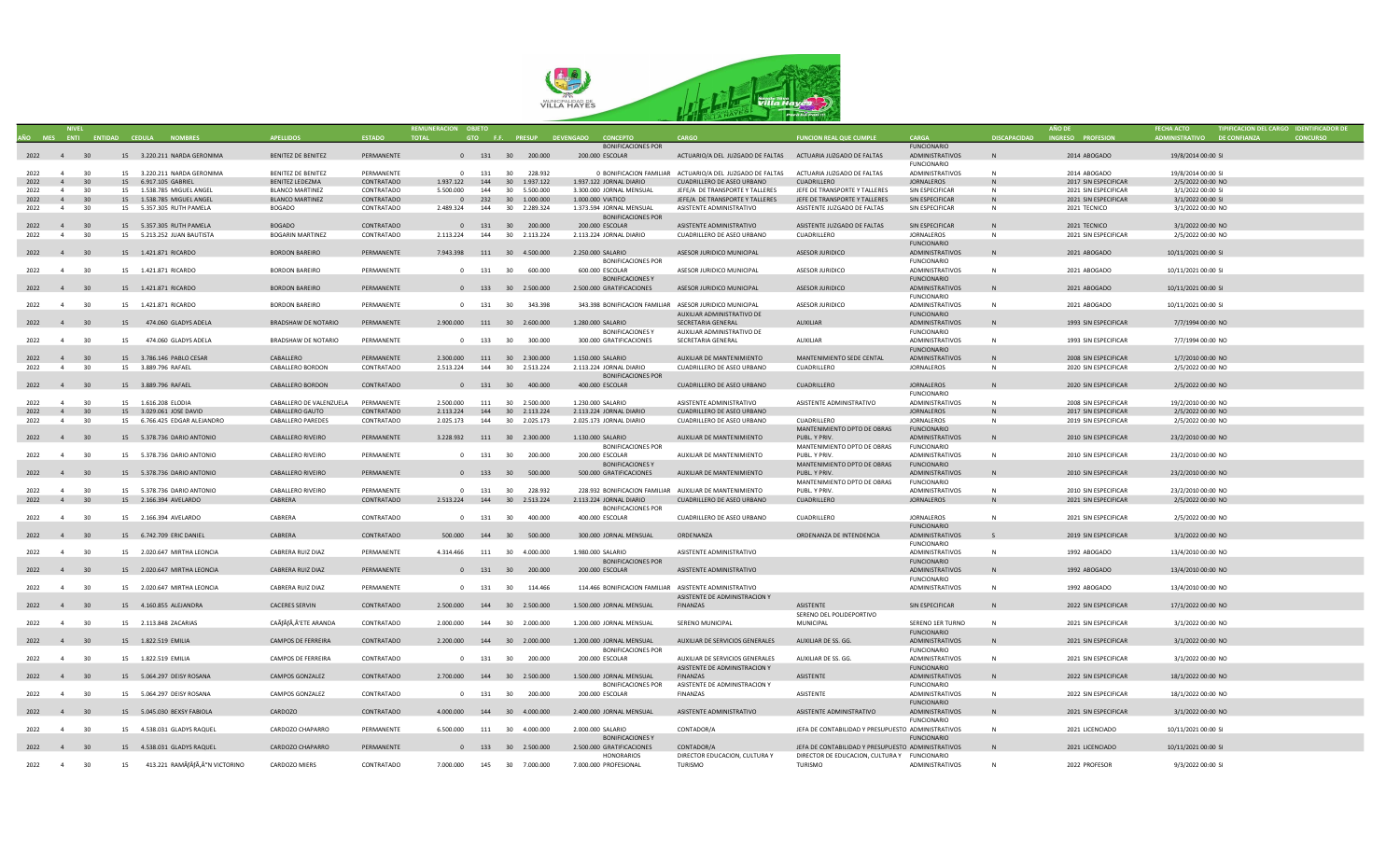| AÑO | MES | NIVEL ENTI | ENTIDAD | CEDULA | NOMBRES | APELLIDOS | ESTADO | REMUNERACION TOTAL | OBJETO GTO | F.F. | PRESUP | DEVENGADO | CONCEPTO | CARGO | FUNCION REAL QUE CUMPLE | CARGA | DISCAPACIDAD | AÑO DE INGRESO | PROFESION | FECHA ACTO ADMINISTRATIVO | DE CONFIANZA | TIPIFICACION DEL CARGO | IDENTIFICADOR DE CONCURSO |
|---|---|---|---|---|---|---|---|---|---|---|---|---|---|---|---|---|---|---|---|---|---|---|---|
| 2022 | 4 | 30 | 15 | 3.220.211 | NARDA GERONIMA | BENITEZ DE BENITEZ | PERMANENTE | 0 | 131 | 30 | 200.000 | 200.000 | BONIFICACIONES POR ESCOLAR | ACTUARIO/A DEL JUZGADO DE FALTAS | ACTUARIA JUZGADO DE FALTAS | FUNCIONARIO ADMINISTRATIVOS | N | 2014 | ABOGADO | 19/8/2014 00:00 | SI | | |
| 2022 | 4 | 30 | 15 | 3.220.211 | NARDA GERONIMA | BENITEZ DE BENITEZ | PERMANENTE | 0 | 131 | 30 | 228.932 | 0 | BONIFICACION FAMILIAR | ACTUARIO/A DEL JUZGADO DE FALTAS | ACTUARIA JUZGADO DE FALTAS | FUNCIONARIO ADMINISTRATIVOS | N | 2014 | ABOGADO | 19/8/2014 00:00 | SI | | |
| 2022 | 4 | 30 | 15 | 6.917.105 | GABRIEL | BENITEZ LEDEZMA | CONTRATADO | 1.937.122 | 144 | 30 | 1.937.122 | 1.937.122 | JORNAL DIARIO | CUADRILLERO DE ASEO URBANO | CUADRILLERO | JORNALEROS | N | 2017 | SIN ESPECIFICAR | 2/5/2022 00:00 | NO | | |
| 2022 | 4 | 30 | 15 | 1.538.785 | MIGUEL ANGEL | BLANCO MARTINEZ | CONTRATADO | 5.500.000 | 144 | 30 | 5.500.000 | 3.300.000 | JORNAL MENSUAL | JEFE/A DE TRANSPORTE Y TALLERES | JEFE DE TRANSPORTE Y TALLERES | SIN ESPECIFICAR | N | 2021 | SIN ESPECIFICAR | 3/1/2022 00:00 | SI | | |
| 2022 | 4 | 30 | 15 | 1.538.785 | MIGUEL ANGEL | BLANCO MARTINEZ | CONTRATADO | 0 | 232 | 30 | 1.000.000 | 1.000.000 | VIATICO | JEFE/A DE TRANSPORTE Y TALLERES | JEFE DE TRANSPORTE Y TALLERES | SIN ESPECIFICAR | N | 2021 | SIN ESPECIFICAR | 3/1/2022 00:00 | SI | | |
| 2022 | 4 | 30 | 15 | 5.357.305 | RUTH PAMELA | BOGADO | CONTRATADO | 2.489.324 | 144 | 30 | 2.289.324 | 1.373.594 | JORNAL MENSUAL | ASISTENTE ADMINISTRATIVO | ASISTENTE JUZGADO DE FALTAS | SIN ESPECIFICAR | N | 2021 | TECNICO | 3/1/2022 00:00 | NO | | |
| 2022 | 4 | 30 | 15 | 5.357.305 | RUTH PAMELA | BOGADO | CONTRATADO | 0 | 131 | 30 | 200.000 | 200.000 | BONIFICACIONES POR ESCOLAR | ASISTENTE ADMINISTRATIVO | ASISTENTE JUZGADO DE FALTAS | SIN ESPECIFICAR | N | 2021 | TECNICO | 3/1/2022 00:00 | NO | | |
| 2022 | 4 | 30 | 15 | 5.213.252 | JUAN BAUTISTA | BOGARIN MARTINEZ | CONTRATADO | 2.113.224 | 144 | 30 | 2.113.224 | 2.113.224 | JORNAL DIARIO | CUADRILLERO DE ASEO URBANO | CUADRILLERO | JORNALEROS | N | 2021 | SIN ESPECIFICAR | 2/5/2022 00:00 | NO | | |
| 2022 | 4 | 30 | 15 | 1.421.871 | RICARDO | BORDON BAREIRO | PERMANENTE | 7.943.398 | 111 | 30 | 4.500.000 | 2.250.000 | SALARIO | ASESOR JURIDICO MUNICIPAL | ASESOR JURIDICO | FUNCIONARIO ADMINISTRATIVOS | N | 2021 | ABOGADO | 10/11/2021 00:00 | SI | | |
| 2022 | 4 | 30 | 15 | 1.421.871 | RICARDO | BORDON BAREIRO | PERMANENTE | 0 | 131 | 30 | 600.000 | 600.000 | BONIFICACIONES POR ESCOLAR | ASESOR JURIDICO MUNICIPAL | ASESOR JURIDICO | FUNCIONARIO ADMINISTRATIVOS | N | 2021 | ABOGADO | 10/11/2021 00:00 | SI | | |
| 2022 | 4 | 30 | 15 | 1.421.871 | RICARDO | BORDON BAREIRO | PERMANENTE | 0 | 133 | 30 | 2.500.000 | 2.500.000 | BONIFICACIONES Y GRATIFICACIONES | ASESOR JURIDICO MUNICIPAL | ASESOR JURIDICO | FUNCIONARIO ADMINISTRATIVOS | N | 2021 | ABOGADO | 10/11/2021 00:00 | SI | | |
| 2022 | 4 | 30 | 15 | 1.421.871 | RICARDO | BORDON BAREIRO | PERMANENTE | 0 | 131 | 30 | 343.398 | 343.398 | BONIFICACION FAMILIAR | ASESOR JURIDICO MUNICIPAL | ASESOR JURIDICO | FUNCIONARIO ADMINISTRATIVOS | N | 2021 | ABOGADO | 10/11/2021 00:00 | SI | | |
| 2022 | 4 | 30 | 15 | 474.060 | GLADYS ADELA | BRADSHAW DE NOTARIO | PERMANENTE | 2.900.000 | 111 | 30 | 2.600.000 | 1.280.000 | SALARIO | AUXILIAR ADMINISTRATIVO DE SECRETARIA GENERAL | AUXILIAR | FUNCIONARIO ADMINISTRATIVOS | N | 1993 | SIN ESPECIFICAR | 7/7/1994 00:00 | NO | | |
| 2022 | 4 | 30 | 15 | 474.060 | GLADYS ADELA | BRADSHAW DE NOTARIO | PERMANENTE | 0 | 133 | 30 | 300.000 | 300.000 | BONIFICACIONES Y GRATIFICACIONES | AUXILIAR ADMINISTRATIVO DE SECRETARIA GENERAL | AUXILIAR | FUNCIONARIO ADMINISTRATIVOS | N | 1993 | SIN ESPECIFICAR | 7/7/1994 00:00 | NO | | |
| 2022 | 4 | 30 | 15 | 3.786.146 | PABLO CESAR | CABALLERO | PERMANENTE | 2.300.000 | 111 | 30 | 2.300.000 | 1.150.000 | SALARIO | AUXILIAR DE MANTENIMIENTO | MANTENIMIENTO SEDE CENTAL | FUNCIONARIO ADMINISTRATIVOS | N | 2008 | SIN ESPECIFICAR | 1/7/2010 00:00 | NO | | |
| 2022 | 4 | 30 | 15 | 3.889.796 | RAFAEL | CABALLERO BORDON | CONTRATADO | 2.513.224 | 144 | 30 | 2.513.224 | 2.113.224 | JORNAL DIARIO | CUADRILLERO DE ASEO URBANO | CUADRILLERO | JORNALEROS | N | 2020 | SIN ESPECIFICAR | 2/5/2022 00:00 | NO | | |
| 2022 | 4 | 30 | 15 | 3.889.796 | RAFAEL | CABALLERO BORDON | CONTRATADO | 0 | 131 | 30 | 400.000 | 400.000 | BONIFICACIONES POR ESCOLAR | CUADRILLERO DE ASEO URBANO | CUADRILLERO | JORNALEROS | N | 2020 | SIN ESPECIFICAR | 2/5/2022 00:00 | NO | | |
| 2022 | 4 | 30 | 15 | 1.616.208 | ELODIA | CABALLERO DE VALENZUELA | PERMANENTE | 2.500.000 | 111 | 30 | 2.500.000 | 1.230.000 | SALARIO | ASISTENTE ADMINISTRATIVO | ASISTENTE ADMINISTRATIVO | FUNCIONARIO ADMINISTRATIVOS | N | 2008 | SIN ESPECIFICAR | 19/2/2010 00:00 | NO | | |
| 2022 | 4 | 30 | 15 | 3.029.061 | JOSE DAVID | CABALLERO GAUTO | CONTRATADO | 2.113.224 | 144 | 30 | 2.113.224 | 2.113.224 | JORNAL DIARIO | CUADRILLERO DE ASEO URBANO | | JORNALEROS | N | 2017 | SIN ESPECIFICAR | 2/5/2022 00:00 | NO | | |
| 2022 | 4 | 30 | 15 | 6.766.425 | EDGAR ALEJANDRO | CABALLERO PAREDES | CONTRATADO | 2.025.173 | 144 | 30 | 2.025.173 | 2.025.173 | JORNAL DIARIO | CUADRILLERO DE ASEO URBANO | CUADRILLERO | JORNALEROS | N | 2019 | SIN ESPECIFICAR | 2/5/2022 00:00 | NO | | |
| 2022 | 4 | 30 | 15 | 5.378.736 | DARIO ANTONIO | CABALLERO RIVEIRO | PERMANENTE | 3.228.932 | 111 | 30 | 2.300.000 | 1.130.000 | SALARIO | AUXILIAR DE MANTENIMIENTO | MANTENIMIENTO DPTO DE OBRAS PUBL. Y PRIV. | FUNCIONARIO ADMINISTRATIVOS | N | 2010 | SIN ESPECIFICAR | 23/2/2010 00:00 | NO | | |
| 2022 | 4 | 30 | 15 | 5.378.736 | DARIO ANTONIO | CABALLERO RIVEIRO | PERMANENTE | 0 | 131 | 30 | 200.000 | 200.000 | BONIFICACIONES POR ESCOLAR | AUXILIAR DE MANTENIMIENTO | MANTENIMIENTO DPTO DE OBRAS PUBL. Y PRIV. | FUNCIONARIO ADMINISTRATIVOS | N | 2010 | SIN ESPECIFICAR | 23/2/2010 00:00 | NO | | |
| 2022 | 4 | 30 | 15 | 5.378.736 | DARIO ANTONIO | CABALLERO RIVEIRO | PERMANENTE | 0 | 133 | 30 | 500.000 | 500.000 | BONIFICACIONES Y GRATIFICACIONES | AUXILIAR DE MANTENIMIENTO | MANTENIMIENTO DPTO DE OBRAS PUBL. Y PRIV. | FUNCIONARIO ADMINISTRATIVOS | N | 2010 | SIN ESPECIFICAR | 23/2/2010 00:00 | NO | | |
| 2022 | 4 | 30 | 15 | 5.378.736 | DARIO ANTONIO | CABALLERO RIVEIRO | PERMANENTE | 0 | 131 | 30 | 228.932 | 228.932 | BONIFICACION FAMILIAR | AUXILIAR DE MANTENIMIENTO | MANTENIMIENTO DPTO DE OBRAS PUBL. Y PRIV. | FUNCIONARIO ADMINISTRATIVOS | N | 2010 | SIN ESPECIFICAR | 23/2/2010 00:00 | NO | | |
| 2022 | 4 | 30 | 15 | 2.166.394 | AVELARDO | CABRERA | CONTRATADO | 2.513.224 | 144 | 30 | 2.513.224 | 2.113.224 | JORNAL DIARIO | CUADRILLERO DE ASEO URBANO | CUADRILLERO | JORNALEROS | N | 2021 | SIN ESPECIFICAR | 2/5/2022 00:00 | NO | | |
| 2022 | 4 | 30 | 15 | 2.166.394 | AVELARDO | CABRERA | CONTRATADO | 0 | 131 | 30 | 400.000 | 400.000 | BONIFICACIONES POR ESCOLAR | CUADRILLERO DE ASEO URBANO | CUADRILLERO | JORNALEROS | N | 2021 | SIN ESPECIFICAR | 2/5/2022 00:00 | NO | | |
| 2022 | 4 | 30 | 15 | 6.742.709 | ERIC DANIEL | CABRERA | CONTRATADO | 500.000 | 144 | 30 | 500.000 | 300.000 | JORNAL MENSUAL | ORDENANZA | ORDENANZA DE INTENDENCIA | FUNCIONARIO ADMINISTRATIVOS | S | 2019 | SIN ESPECIFICAR | 3/1/2022 00:00 | NO | | |
| 2022 | 4 | 30 | 15 | 2.020.647 | MIRTHA LEONCIA | CABRERA RUIZ DIAZ | PERMANENTE | 4.314.466 | 111 | 30 | 4.000.000 | 1.980.000 | SALARIO | ASISTENTE ADMINISTRATIVO | | FUNCIONARIO ADMINISTRATIVOS | N | 1992 | ABOGADO | 13/4/2010 00:00 | NO | | |
| 2022 | 4 | 30 | 15 | 2.020.647 | MIRTHA LEONCIA | CABRERA RUIZ DIAZ | PERMANENTE | 0 | 131 | 30 | 200.000 | 200.000 | BONIFICACIONES POR ESCOLAR | ASISTENTE ADMINISTRATIVO | | FUNCIONARIO ADMINISTRATIVOS | N | 1992 | ABOGADO | 13/4/2010 00:00 | NO | | |
| 2022 | 4 | 30 | 15 | 2.020.647 | MIRTHA LEONCIA | CABRERA RUIZ DIAZ | PERMANENTE | 0 | 131 | 30 | 114.466 | 114.466 | BONIFICACION FAMILIAR | ASISTENTE ADMINISTRATIVO | | FUNCIONARIO ADMINISTRATIVOS | N | 1992 | ABOGADO | 13/4/2010 00:00 | NO | | |
| 2022 | 4 | 30 | 15 | 4.160.855 | ALEJANDRA | CACERES SERVIN | CONTRATADO | 2.500.000 | 144 | 30 | 2.500.000 | 1.500.000 | JORNAL MENSUAL | ASISTENTE DE ADMINISTRACION Y FINANZAS | ASISTENTE | SIN ESPECIFICAR | N | 2022 | SIN ESPECIFICAR | 17/1/2022 00:00 | NO | | |
| 2022 | 4 | 30 | 15 | 2.113.848 | ZACARIAS | CAÃƒÂ‚Ã‚'ETE ARANDA | CONTRATADO | 2.000.000 | 144 | 30 | 2.000.000 | 1.200.000 | JORNAL MENSUAL | SERENO MUNICIPAL | SERENO DEL POLIDEPORTIVO MUNICIPAL | SERENO 1ER TURNO | N | 2021 | SIN ESPECIFICAR | 3/1/2022 00:00 | NO | | |
| 2022 | 4 | 30 | 15 | 1.822.519 | EMILIA | CAMPOS DE FERREIRA | CONTRATADO | 2.200.000 | 144 | 30 | 2.000.000 | 1.200.000 | JORNAL MENSUAL | AUXILIAR DE SERVICIOS GENERALES | AUXILIAR DE SS. GG. | FUNCIONARIO ADMINISTRATIVOS | N | 2021 | SIN ESPECIFICAR | 3/1/2022 00:00 | NO | | |
| 2022 | 4 | 30 | 15 | 1.822.519 | EMILIA | CAMPOS DE FERREIRA | CONTRATADO | 0 | 131 | 30 | 200.000 | 200.000 | BONIFICACIONES POR ESCOLAR | AUXILIAR DE SERVICIOS GENERALES | AUXILIAR DE SS. GG. | FUNCIONARIO ADMINISTRATIVOS | N | 2021 | SIN ESPECIFICAR | 3/1/2022 00:00 | NO | | |
| 2022 | 4 | 30 | 15 | 5.064.297 | DEISY ROSANA | CAMPOS GONZALEZ | CONTRATADO | 2.700.000 | 144 | 30 | 2.500.000 | 1.500.000 | JORNAL MENSUAL | ASISTENTE DE ADMINISTRACION Y FINANZAS | ASISTENTE | FUNCIONARIO ADMINISTRATIVOS | N | 2022 | SIN ESPECIFICAR | 18/1/2022 00:00 | NO | | |
| 2022 | 4 | 30 | 15 | 5.064.297 | DEISY ROSANA | CAMPOS GONZALEZ | CONTRATADO | 0 | 131 | 30 | 200.000 | 200.000 | BONIFICACIONES POR ESCOLAR | ASISTENTE DE ADMINISTRACION Y FINANZAS | ASISTENTE | FUNCIONARIO ADMINISTRATIVOS | N | 2022 | SIN ESPECIFICAR | 18/1/2022 00:00 | NO | | |
| 2022 | 4 | 30 | 15 | 5.045.030 | BEXSY FABIOLA | CARDOZO | CONTRATADO | 4.000.000 | 144 | 30 | 4.000.000 | 2.400.000 | JORNAL MENSUAL | ASISTENTE ADMINISTRATIVO | ASISTENTE ADMINISTRATIVO | FUNCIONARIO ADMINISTRATIVOS | N | 2021 | SIN ESPECIFICAR | 3/1/2022 00:00 | NO | | |
| 2022 | 4 | 30 | 15 | 4.538.031 | GLADYS RAQUEL | CARDOZO CHAPARRO | PERMANENTE | 6.500.000 | 111 | 30 | 4.000.000 | 2.000.000 | SALARIO | CONTADOR/A | JEFA DE CONTABILIDAD Y PRESUPUESTO | FUNCIONARIO ADMINISTRATIVOS | N | 2021 | LICENCIADO | 10/11/2021 00:00 | SI | | |
| 2022 | 4 | 30 | 15 | 4.538.031 | GLADYS RAQUEL | CARDOZO CHAPARRO | PERMANENTE | 0 | 133 | 30 | 2.500.000 | 2.500.000 | BONIFICACIONES Y GRATIFICACIONES | CONTADOR/A | JEFA DE CONTABILIDAD Y PRESUPUESTO | FUNCIONARIO ADMINISTRATIVOS | N | 2021 | LICENCIADO | 10/11/2021 00:00 | SI | | |
| 2022 | 4 | 30 | 15 | 413.221 | RAMÃƒÂ‚Ã‚"N VICTORINO | CARDOZO MIERS | CONTRATADO | 7.000.000 | 145 | 30 | 7.000.000 | 7.000.000 | HONORARIOS PROFESIONAL | DIRECTOR EDUCACION, CULTURA Y TURISMO | DIRECTOR DE EDUCACION, CULTURA Y TURISMO | FUNCIONARIO ADMINISTRATIVOS | N | 2022 | PROFESOR | 9/3/2022 00:00 | SI | | |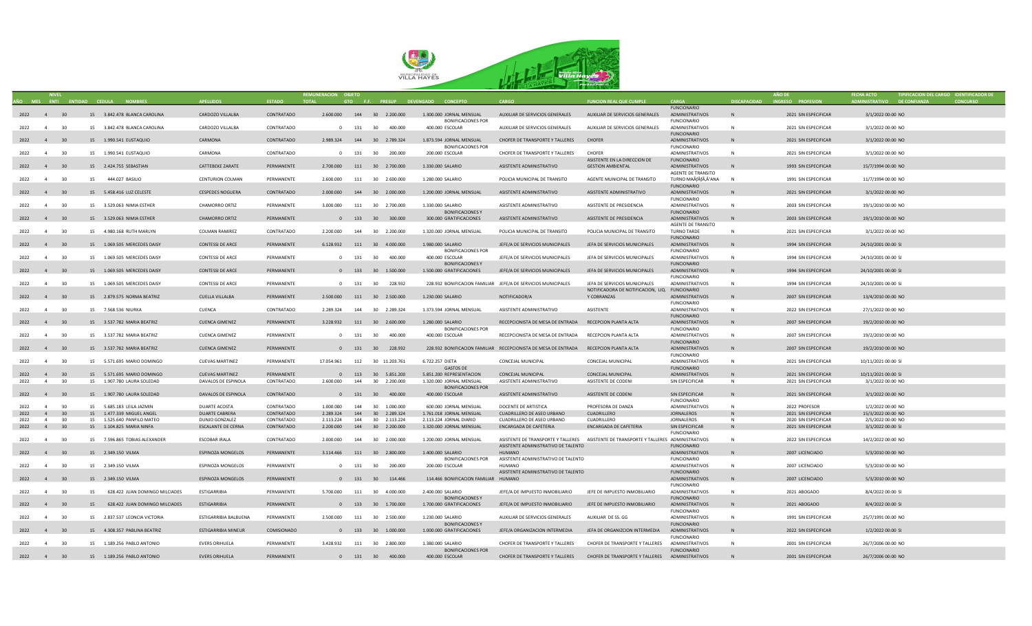| AÑO | MES | NIVEL ENTI | ENTIDAD | CEDULA | NOMBRES | APELLIDOS | ESTADO | REMUNERACION TOTAL | OBJETO GTO | F.F. | PRESUP | DEVENGADO | CONCEPTO | CARGO | FUNCION REAL QUE CUMPLE | CARGA | DISCAPACIDAD | AÑO DE INGRESO | PROFESION | FECHA ACTO ADMINISTRATIVO | TIPIFICACION DEL CARGO DE CONFIANZA | IDENTIFICADOR DE CONCURSO |
|---|---|---|---|---|---|---|---|---|---|---|---|---|---|---|---|---|---|---|---|---|---|---|
| 2022 | 4 | 30 | 15 | 3.842.478 | BLANCA CAROLINA | CARDOZO VILLALBA | CONTRATADO | 2.600.000 | 144 | 30 | 2.200.000 | 1.300.000 | JORNAL MENSUAL | AUXILIAR DE SERVICIOS GENERALES | AUXILIAR DE SERVICIOS GENERALES | FUNCIONARIO ADMINISTRATIVOS | N | 2021 | SIN ESPECIFICAR | 3/1/2022 00:00 | NO | |
| 2022 | 4 | 30 | 15 | 3.842.478 | BLANCA CAROLINA | CARDOZO VILLALBA | CONTRATADO | 0 | 131 | 30 | 400.000 | 400.000 | BONIFICACIONES POR ESCOLAR | AUXILIAR DE SERVICIOS GENERALES | AUXILIAR DE SERVICIOS GENERALES | FUNCIONARIO ADMINISTRATIVOS | N | 2021 | SIN ESPECIFICAR | 3/1/2022 00:00 | NO | |
| 2022 | 4 | 30 | 15 | 1.990.541 | EUSTAQUIO | CARMONA | CONTRATADO | 2.989.324 | 144 | 30 | 2.789.324 | 1.873.594 | JORNAL MENSUAL | CHOFER DE TRANSPORTE Y TALLERES | CHOFER | FUNCIONARIO ADMINISTRATIVOS | N | 2021 | SIN ESPECIFICAR | 3/1/2022 00:00 | NO | |
| 2022 | 4 | 30 | 15 | 1.990.541 | EUSTAQUIO | CARMONA | CONTRATADO | 0 | 131 | 30 | 200.000 | 200.000 | BONIFICACIONES POR ESCOLAR | CHOFER DE TRANSPORTE Y TALLERES | CHOFER | FUNCIONARIO ADMINISTRATIVOS | N | 2021 | SIN ESPECIFICAR | 3/1/2022 00:00 | NO | |
| 2022 | 4 | 30 | 15 | 2.424.755 | SEBASTIAN | CATTEBEKE ZARATE | PERMANENTE | 2.700.000 | 111 | 30 | 2.700.000 | 1.330.000 | SALARIO | ASISTENTE ADMINISTRATIVO | ASISTENTE EN LA DIRECCION DE GESTION AMBIENTAL | FUNCIONARIO ADMINISTRATIVOS | N | 1993 | SIN ESPECIFICAR | 15/7/1994 00:00 | NO | |
| 2022 | 4 | 30 | 15 | 444.027 | BASILIO | CENTURION COLMAN | PERMANENTE | 2.600.000 | 111 | 30 | 2.600.000 | 1.280.000 | SALARIO | POLICIA MUNICIPAL DE TRANSITO | AGENTE MUNICIPAL DE TRANSITO | AGENTE DE TRANSITO TURNO MAÃ'ANA | N | 1991 | SIN ESPECIFICAR | 11/7/1994 00:00 | NO | |
| 2022 | 4 | 30 | 15 | 5.458.416 | LUZ CELESTE | CESPEDES NOGUERA | CONTRATADO | 2.000.000 | 144 | 30 | 2.000.000 | 1.200.000 | JORNAL MENSUAL | ASISTENTE ADMINISTRATIVO | ASISTENTE ADMINISTRATIVO | FUNCIONARIO ADMINISTRATIVOS | N | 2021 | SIN ESPECIFICAR | 3/1/2022 00:00 | NO | |
| 2022 | 4 | 30 | 15 | 3.529.063 | NIMIA ESTHER | CHAMORRO ORTIZ | PERMANENTE | 3.000.000 | 111 | 30 | 2.700.000 | 1.330.000 | SALARIO | ASISTENTE ADMINISTRATIVO | ASISTENTE DE PRESIDENCIA | FUNCIONARIO ADMINISTRATIVOS | N | 2003 | SIN ESPECIFICAR | 19/1/2010 00:00 | NO | |
| 2022 | 4 | 30 | 15 | 3.529.063 | NIMIA ESTHER | CHAMORRO ORTIZ | PERMANENTE | 0 | 133 | 30 | 300.000 | 300.000 | BONIFICACIONES Y GRATIFICACIONES | ASISTENTE ADMINISTRATIVO | ASISTENTE DE PRESIDENCIA | FUNCIONARIO ADMINISTRATIVOS | N | 2003 | SIN ESPECIFICAR | 19/1/2010 00:00 | NO | |
| 2022 | 4 | 30 | 15 | 4.980.168 | RUTH MARLYN | COLMAN RAMIREZ | CONTRATADO | 2.200.000 | 144 | 30 | 2.200.000 | 1.320.000 | JORNAL MENSUAL | POLICIA MUNICIPAL DE TRANSITO | POLICIA MUNICIPAL DE TRANSITO | AGENTE DE TRANSITO TURNO TARDE | N | 2021 | SIN ESPECIFICAR | 3/1/2022 00:00 | NO | |
| 2022 | 4 | 30 | 15 | 1.069.505 | MERCEDES DAISY | CONTESSI DE ARCE | PERMANENTE | 6.128.932 | 111 | 30 | 4.000.000 | 1.980.000 | SALARIO | JEFE/A DE SERVICIOS MUNICIPALES | JEFA DE SERVICIOS MUNICIPALES | FUNCIONARIO ADMINISTRATIVOS | N | 1994 | SIN ESPECIFICAR | 24/10/2001 00:00 | SI | |
| 2022 | 4 | 30 | 15 | 1.069.505 | MERCEDES DAISY | CONTESSI DE ARCE | PERMANENTE | 0 | 131 | 30 | 400.000 | 400.000 | BONIFICACIONES POR ESCOLAR | JEFE/A DE SERVICIOS MUNICIPALES | JEFA DE SERVICIOS MUNICIPALES | FUNCIONARIO ADMINISTRATIVOS | N | 1994 | SIN ESPECIFICAR | 24/10/2001 00:00 | SI | |
| 2022 | 4 | 30 | 15 | 1.069.505 | MERCEDES DAISY | CONTESSI DE ARCE | PERMANENTE | 0 | 133 | 30 | 1.500.000 | 1.500.000 | BONIFICACIONES Y GRATIFICACIONES | JEFE/A DE SERVICIOS MUNICIPALES | JEFA DE SERVICIOS MUNICIPALES | FUNCIONARIO ADMINISTRATIVOS | N | 1994 | SIN ESPECIFICAR | 24/10/2001 00:00 | SI | |
| 2022 | 4 | 30 | 15 | 1.069.505 | MERCEDES DAISY | CONTESSI DE ARCE | PERMANENTE | 0 | 131 | 30 | 228.932 | 228.932 | BONIFICACION FAMILIAR | JEFE/A DE SERVICIOS MUNICIPALES | JEFA DE SERVICIOS MUNICIPALES | FUNCIONARIO ADMINISTRATIVOS | N | 1994 | SIN ESPECIFICAR | 24/10/2001 00:00 | SI | |
| 2022 | 4 | 30 | 15 | 2.879.575 | NORMA BEATRIZ | CUELLA VILLALBA | PERMANENTE | 2.500.000 | 111 | 30 | 2.500.000 | 1.230.000 | SALARIO | NOTIFICADOR/A | NOTIFICADORA DE NOTIFICACION, LIQ. Y COBRANZAS | FUNCIONARIO ADMINISTRATIVOS | N | 2007 | SIN ESPECIFICAR | 13/4/2010 00:00 | NO | |
| 2022 | 4 | 30 | 15 | 7.568.536 | NIURKA | CUENCA | CONTRATADO | 2.289.324 | 144 | 30 | 2.289.324 | 1.373.594 | JORNAL MENSUAL | ASISTENTE ADMINISTRATIVO | ASISTENTE | FUNCIONARIO ADMINISTRATIVOS | N | 2022 | SIN ESPECIFICAR | 27/1/2022 00:00 | NO | |
| 2022 | 4 | 30 | 15 | 3.537.782 | MARIA BEATRIZ | CUENCA GIMENEZ | PERMANENTE | 3.228.932 | 111 | 30 | 2.600.000 | 1.280.000 | SALARIO | RECEPCIONISTA DE MESA DE ENTRADA | RECEPCION PLANTA ALTA | FUNCIONARIO ADMINISTRATIVOS | N | 2007 | SIN ESPECIFICAR | 19/2/2010 00:00 | NO | |
| 2022 | 4 | 30 | 15 | 3.537.782 | MARIA BEATRIZ | CUENCA GIMENEZ | PERMANENTE | 0 | 131 | 30 | 400.000 | 400.000 | BONIFICACIONES POR ESCOLAR | RECEPCIONISTA DE MESA DE ENTRADA | RECEPCION PLANTA ALTA | FUNCIONARIO ADMINISTRATIVOS | N | 2007 | SIN ESPECIFICAR | 19/2/2010 00:00 | NO | |
| 2022 | 4 | 30 | 15 | 3.537.782 | MARIA BEATRIZ | CUENCA GIMENEZ | PERMANENTE | 0 | 131 | 30 | 228.932 | 228.932 | BONIFICACION FAMILIAR | RECEPCIONISTA DE MESA DE ENTRADA | RECEPCION PLANTA ALTA | FUNCIONARIO ADMINISTRATIVOS | N | 2007 | SIN ESPECIFICAR | 19/2/2010 00:00 | NO | |
| 2022 | 4 | 30 | 15 | 5.571.695 | MARIO DOMINGO | CUEVAS MARTINEZ | PERMANENTE | 17.054.961 | 112 | 30 | 11.203.761 | 6.722.257 | DIETA | CONCEJAL MUNICIPAL | CONCEJAL MUNICIPAL | FUNCIONARIO ADMINISTRATIVOS | N | 2021 | SIN ESPECIFICAR | 10/11/2021 00:00 | SI | |
| 2022 | 4 | 30 | 15 | 5.571.695 | MARIO DOMINGO | CUEVAS MARTINEZ | PERMANENTE | 0 | 113 | 30 | 5.851.200 | 5.851.200 | GASTOS DE REPRESENTACION | CONCEJAL MUNICIPAL | CONCEJAL MUNICIPAL | FUNCIONARIO ADMINISTRATIVOS | N | 2021 | SIN ESPECIFICAR | 10/11/2021 00:00 | SI | |
| 2022 | 4 | 30 | 15 | 1.907.780 | LAURA SOLEDAD | DAVALOS DE ESPINOLA | CONTRATADO | 2.600.000 | 144 | 30 | 2.200.000 | 1.320.000 | JORNAL MENSUAL | ASISTENTE ADMINISTRATIVO | ASISTENTE DE CODENI | SIN ESPECIFICAR | N | 2021 | SIN ESPECIFICAR | 3/1/2022 00:00 | NO | |
| 2022 | 4 | 30 | 15 | 1.907.780 | LAURA SOLEDAD | DAVALOS DE ESPINOLA | CONTRATADO | 0 | 131 | 30 | 400.000 | 400.000 | BONIFICACIONES POR ESCOLAR | ASISTENTE ADMINISTRATIVO | ASISTENTE DE CODENI | SIN ESPECIFICAR | N | 2021 | SIN ESPECIFICAR | 3/1/2022 00:00 | NO | |
| 2022 | 4 | 30 | 15 | 5.685.183 | LEILA JAZMIN | DUARTE ACOSTA | CONTRATADO | 1.000.000 | 144 | 30 | 1.000.000 | 600.000 | JORNAL MENSUAL | DOCENTE DE ARTISTICA | PROFESORA DE DANZA | FUNCIONARIO ADMINISTRATIVOS | N | 2022 | PROFESOR | 1/2/2022 00:00 | NO | |
| 2022 | 4 | 30 | 15 | 1.477.339 | MIGUEL ANGEL | DUARTE CABRERA | CONTRATADO | 2.289.324 | 144 | 30 | 2.289.324 | 1.761.018 | JORNAL MENSUAL | CUADRILLERO DE ASEO URBANO | CUADRILLERO | JORNALEROS | N | 2021 | SIN ESPECIFICAR | 15/3/2022 00:00 | NO | |
| 2022 | 4 | 30 | 15 | 1.525.640 | PANFILO MATEO | DUNJO GONZALEZ | CONTRATADO | 2.113.224 | 144 | 30 | 2.113.224 | 2.113.224 | JORNAL DIARIO | CUADRILLERO DE ASEO URBANO | CUADRILLERO | JORNALEROS | N | 2020 | SIN ESPECIFICAR | 2/5/2022 00:00 | NO | |
| 2022 | 4 | 30 | 15 | 1.104.825 | MARIA NINFA | ESCALANTE DE CERNA | CONTRATADO | 2.200.000 | 144 | 30 | 2.200.000 | 1.320.000 | JORNAL MENSUAL | ENCARGADA DE CAFETERIA | ENCARGADA DE CAFETERIA | SIN ESPECIFICAR | N | 2021 | SIN ESPECIFICAR | 3/1/2022 00:00 | SI | |
| 2022 | 4 | 30 | 15 | 7.596.865 | TOBIAS ALEXANDER | ESCOBAR IRALA | CONTRATADO | 2.000.000 | 144 | 30 | 2.000.000 | 1.200.000 | JORNAL MENSUAL | ASISTENTE DE TRANSPORTE Y TALLERES | ASISTENTE DE TRANSPORTE Y TALLERES | FUNCIONARIO ADMINISTRATIVOS | N | 2022 | SIN ESPECIFICAR | 14/2/2022 00:00 | NO | |
| 2022 | 4 | 30 | 15 | 2.349.150 | VILMA | ESPINOZA MONGELOS | PERMANENTE | 3.114.466 | 111 | 30 | 2.800.000 | 1.400.000 | SALARIO | ASISTENTE ADMINISTRATIVO DE TALENTO HUMANO | HUMANO | FUNCIONARIO ADMINISTRATIVOS | N | 2007 | LICENCIADO | 5/3/2010 00:00 | NO | |
| 2022 | 4 | 30 | 15 | 2.349.150 | VILMA | ESPINOZA MONGELOS | PERMANENTE | 0 | 131 | 30 | 200.000 | 200.000 | BONIFICACIONES POR ESCOLAR | ASISTENTE ADMINISTRATIVO DE TALENTO HUMANO | HUMANO | FUNCIONARIO ADMINISTRATIVOS | N | 2007 | LICENCIADO | 5/3/2010 00:00 | NO | |
| 2022 | 4 | 30 | 15 | 2.349.150 | VILMA | ESPINOZA MONGELOS | PERMANENTE | 0 | 131 | 30 | 114.466 | 114.466 | BONIFICACION FAMILIAR | ASISTENTE ADMINISTRATIVO DE TALENTO HUMANO | HUMANO | FUNCIONARIO ADMINISTRATIVOS | N | 2007 | LICENCIADO | 5/3/2010 00:00 | NO | |
| 2022 | 4 | 30 | 15 | 628.422 | JUAN DOMINGO MILCIADES | ESTIGARRIBIA | PERMANENTE | 5.700.000 | 111 | 30 | 4.000.000 | 2.400.000 | SALARIO | JEFE/A DE IMPUESTO INMOBILIARIO | JEFE DE IMPUESTO INMOBILIARIO | FUNCIONARIO ADMINISTRATIVOS | N | 2021 | ABOGADO | 8/4/2022 00:00 | SI | |
| 2022 | 4 | 30 | 15 | 628.422 | JUAN DOMINGO MILCIADES | ESTIGARRIBIA | PERMANENTE | 0 | 133 | 30 | 1.700.000 | 1.700.000 | BONIFICACIONES Y GRATIFICACIONES | JEFE/A DE IMPUESTO INMOBILIARIO | JEFE DE IMPUESTO INMOBILIARIO | FUNCIONARIO ADMINISTRATIVOS | N | 2021 | ABOGADO | 8/4/2022 00:00 | SI | |
| 2022 | 4 | 30 | 15 | 2.837.537 | LEONCIA VICTORIA | ESTIGARRIBIA BALBUENA | PERMANENTE | 2.500.000 | 111 | 30 | 2.500.000 | 1.230.000 | SALARIO | AUXILIAR DE SERVICIOS GENERALES | AUXILIAR DE SS. GG | FUNCIONARIO ADMINISTRATIVOS | N | 1991 | SIN ESPECIFICAR | 25/7/1991 00:00 | NO | |
| 2022 | 4 | 30 | 15 | 4.308.357 | PABLINA BEATRIZ | ESTIGARRIBIA MINEUR | COMISIONADO | 0 | 133 | 30 | 1.000.000 | 1.000.000 | BONIFICACIONES Y GRATIFICACIONES | JEFE/A ORGANIZACION INTERMEDIA | JEFA DE ORGANIZCION INTERMEDIA | FUNCIONARIO ADMINISTRATIVOS | N | 2022 | SIN ESPECIFICAR | 1/2/2022 00:00 | SI | |
| 2022 | 4 | 30 | 15 | 1.189.256 | PABLO ANTONIO | EVERS ORIHUELA | PERMANENTE | 3.428.932 | 111 | 30 | 2.800.000 | 1.380.000 | SALARIO | CHOFER DE TRANSPORTE Y TALLERES | CHOFER DE TRANSPORTE Y TALLERES | FUNCIONARIO ADMINISTRATIVOS | N | 2001 | SIN ESPECIFICAR | 26/7/2006 00:00 | NO | |
| 2022 | 4 | 30 | 15 | 1.189.256 | PABLO ANTONIO | EVERS ORIHUELA | PERMANENTE | 0 | 131 | 30 | 400.000 | 400.000 | BONIFICACIONES POR ESCOLAR | CHOFER DE TRANSPORTE Y TALLERES | CHOFER DE TRANSPORTE Y TALLERES | FUNCIONARIO ADMINISTRATIVOS | N | 2001 | SIN ESPECIFICAR | 26/7/2006 00:00 | NO | |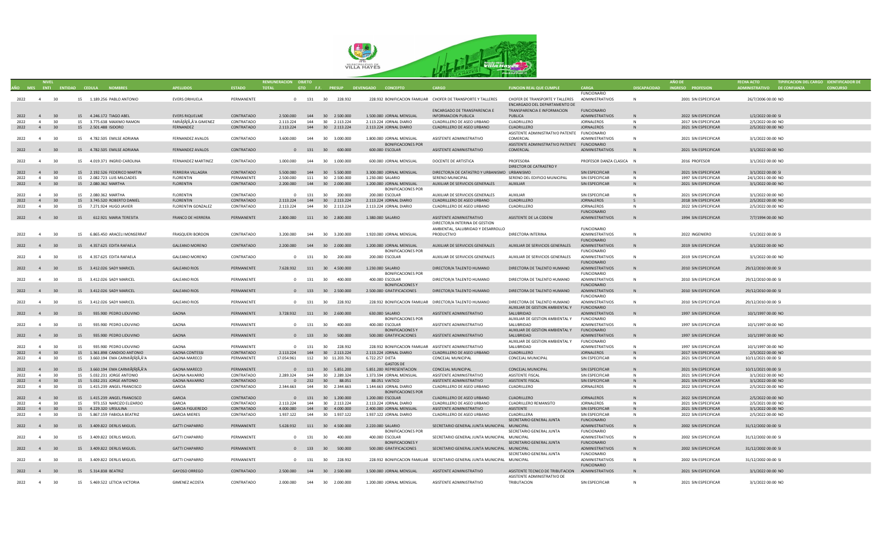| AÑO | MES | NIVEL ENTI | ENTIDAD | CEDULA | NOMBRES | APELLIDOS | ESTADO | REMUNERACION TOTAL | OBJETO GTO | F.F. | PRESUP | DEVENGADO | CONCEPTO | CARGO | FUNCION REAL QUE CUMPLE | CARGA | DISCAPACIDAD | AÑO DE INGRESO | PROFESION | FECHA ACTO ADMINISTRATIVO | TIPIFICACION DEL CARGO DE CONFIANZA | IDENTIFICADOR DE CONCURSO |
|---|---|---|---|---|---|---|---|---|---|---|---|---|---|---|---|---|---|---|---|---|---|---|
| 2022 | 4 | 30 | 15 | 1.189.256 | PABLO ANTONIO | EVERS ORIHUELA | PERMANENTE | 0 | 131 | 30 | 228.932 | 228.932 | BONIFICACION FAMILIAR | CHOFER DE TRANSPORTE Y TALLERES | CHOFER DE TRANSPORTE Y TALLERES | FUNCIONARIO ADMINISTRATIVOS | N | 2001 | SIN ESPECIFICAR | 26/7/2006 00:00 | NO | |
| 2022 | 4 | 30 | 15 | 4.246.172 | TIAGO ABEL | EVERS RIQUELME | CONTRATADO | 2.500.000 | 144 | 30 | 2.500.000 | 1.500.000 | JORNAL MENSUAL | ENCARGADO DE TRANSPARENCIA E INFORMACION PUBLICA | ENCARGADO DEL DEPARTAMENTO DE TRANSPARENCIA E INFORMACION PUBLICA | FUNCIONARIO ADMINISTRATIVOS | N | 2022 | SIN ESPECIFICAR | 1/2/2022 00:00 | SI | |
| 2022 | 4 | 30 | 15 | 3.775.638 | MAXIMO RAMON | FARIÃƒÂ‚Ã‚Â‘A GIMENEZ | CONTRATADO | 2.113.224 | 144 | 30 | 2.113.224 | 2.113.224 | JORNAL DIARIO | CUADRILLERO DE ASEO URBANO | CUADRILLERO | JORNALEROS | N | 2017 | SIN ESPECIFICAR | 2/5/2022 00:00 | NO | |
| 2022 | 4 | 30 | 15 | 2.501.488 | ISIDORO | FERNANDEZ | CONTRATADO | 2.113.224 | 144 | 30 | 2.113.224 | 2.113.224 | JORNAL DIARIO | CUADRILLERO DE ASEO URBANO | CUADRILLERO | JORNALEROS | N | 2021 | SIN ESPECIFICAR | 2/5/2022 00:00 | NO | |
| 2022 | 4 | 30 | 15 | 4.782.505 | EMILSE ADRIANA | FERNANDEZ AVALOS | CONTRATADO | 3.600.000 | 144 | 30 | 3.000.000 | 1.800.000 | JORNAL MENSUAL | ASISTENTE ADMINISTRATIVO | ASISTENTE ADMINISTRATIVO PATENTE COMERCIAL | FUNCIONARIO ADMINISTRATIVOS | N | 2021 | SIN ESPECIFICAR | 3/1/2022 00:00 | NO | |
| 2022 | 4 | 30 | 15 | 4.782.505 | EMILSE ADRIANA | FERNANDEZ AVALOS | CONTRATADO | 0 | 131 | 30 | 600.000 | 600.000 | BONIFICACIONES POR ESCOLAR | ASISTENTE ADMINISTRATIVO | ASISTENTE ADMINISTRATIVO PATENTE COMERCIAL | FUNCIONARIO ADMINISTRATIVOS | N | 2021 | SIN ESPECIFICAR | 3/1/2022 00:00 | NO | |
| 2022 | 4 | 30 | 15 | 4.019.371 | INGRID CAROLINA | FERNANDEZ MARTINEZ | CONTRATADO | 1.000.000 | 144 | 30 | 1.000.000 | 600.000 | JORNAL MENSUAL | DOCENTE DE ARTISTICA | PROFESORA | PROFESOR DANZA CLASICA | N | 2016 | PROFESOR | 3/1/2022 00:00 | NO | |
| 2022 | 4 | 30 | 15 | 2.192.526 | FEDERICO MARTIN | FERREIRA VILLAGRA | CONTRATADO | 5.500.000 | 144 | 30 | 5.500.000 | 3.300.000 | JORNAL MENSUAL | DIRECTOR/A DE CATASTRO Y URBANISMO | DIRECTOR DE CATRASTRO Y URBANISMO | SIN ESPECIFICAR | N | 2021 | SIN ESPECIFICAR | 3/1/2022 00:00 | SI | |
| 2022 | 4 | 30 | 15 | 2.082.723 | LUIS MILCIADES | FLORENTIN | PERMANENTE | 2.500.000 | 111 | 30 | 2.500.000 | 1.230.000 | SALARIO | SERENO MUNICIPAL | SERENO DEL EDIFICIO MUNICIPAL | SIN ESPECIFICAR | N | 1997 | SIN ESPECIFICAR | 24/1/2011 00:00 | NO | |
| 2022 | 4 | 30 | 15 | 2.080.362 | MARTHA | FLORENTIN | CONTRATADO | 2.200.000 | 144 | 30 | 2.000.000 | 1.200.000 | JORNAL MENSUAL | AUXILIAR DE SERVICIOS GENERALES | AUXILIAR | SIN ESPECIFICAR | N | 2021 | SIN ESPECIFICAR | 3/1/2022 00:00 | NO | |
| 2022 | 4 | 30 | 15 | 2.080.362 | MARTHA | FLORENTIN | CONTRATADO | 0 | 131 | 30 | 200.000 | 200.000 | BONIFICACIONES POR ESCOLAR | AUXILIAR DE SERVICIOS GENERALES | AUXILIAR | SIN ESPECIFICAR | N | 2021 | SIN ESPECIFICAR | 3/1/2022 00:00 | NO | |
| 2022 | 4 | 30 | 15 | 3.745.520 | ROBERTO DANIEL | FLORENTIN | CONTRATADO | 2.113.224 | 144 | 30 | 2.113.224 | 2.113.224 | JORNAL DIARIO | CUADRILLERO DE ASEO URBANO | CUADRILLERO | JORNALEROS | S | 2018 | SIN ESPECIFICAR | 2/5/2022 00:00 | NO | |
| 2022 | 4 | 30 | 15 | 7.271.924 | HUGO JAVIER | FLORENTIN GONZALEZ | CONTRATADO | 2.113.224 | 144 | 30 | 2.113.224 | 2.113.224 | JORNAL DIARIO | CUADRILLERO DE ASEO URBANO | CUADRILLERO | JORNALEROS | N | 2022 | SIN ESPECIFICAR | 2/5/2022 00:00 | NO | |
| 2022 | 4 | 30 | 15 | 612.921 | MARIA TERESITA | FRANCO DE HERRERA | PERMANENTE | 2.800.000 | 111 | 30 | 2.800.000 | 1.380.000 | SALARIO | ASISTENTE ADMINISTRATIVO | ASISTENTE DE LA CODENI | FUNCIONARIO ADMINISTRATIVOS | N | 1994 | SIN ESPECIFICAR | 7/7/1994 00:00 | NO | |
| 2022 | 4 | 30 | 15 | 6.865.450 | ARACELI MONSERRAT | FRASQUERI BORDON | CONTRATADO | 3.200.000 | 144 | 30 | 3.200.000 | 1.920.000 | JORNAL MENSUAL | DIRECTOR/A INTERINA DE GESTION AMBIENTAL, SALUBRIDAD Y DESARROLLO PRODUCTIVO | DIRECTORA INTERINA | FUNCIONARIO ADMINISTRATIVOS | N | 2022 | INGENIERO | 5/1/2022 00:00 | SI | |
| 2022 | 4 | 30 | 15 | 4.357.625 | EDITA RAFAELA | GALEANO MORENO | CONTRATADO | 2.200.000 | 144 | 30 | 2.000.000 | 1.200.000 | JORNAL MENSUAL | AUXILIAR DE SERVICIOS GENERALES | AUXILIAR DE SERVICIOS GENERALES | FUNCIONARIO ADMINISTRATIVOS | N | 2019 | SIN ESPECIFICAR | 3/1/2022 00:00 | NO | |
| 2022 | 4 | 30 | 15 | 4.357.625 | EDITA RAFAELA | GALEANO MORENO | CONTRATADO | 0 | 131 | 30 | 200.000 | 200.000 | BONIFICACIONES POR ESCOLAR | AUXILIAR DE SERVICIOS GENERALES | AUXILIAR DE SERVICIOS GENERALES | FUNCIONARIO ADMINISTRATIVOS | N | 2019 | SIN ESPECIFICAR | 3/1/2022 00:00 | NO | |
| 2022 | 4 | 30 | 15 | 3.412.026 | SADY MARICEL | GALEANO RIOS | PERMANENTE | 7.628.932 | 111 | 30 | 4.500.000 | 1.230.000 | SALARIO | DIRECTOR/A TALENTO HUMANO | DIRECTORA DE TALENTO HUMANO | FUNCIONARIO ADMINISTRATIVOS | N | 2010 | SIN ESPECIFICAR | 29/12/2010 00:00 | SI | |
| 2022 | 4 | 30 | 15 | 3.412.026 | SADY MARICEL | GALEANO RIOS | PERMANENTE | 0 | 131 | 30 | 400.000 | 400.000 | BONIFICACIONES POR ESCOLAR | DIRECTOR/A TALENTO HUMANO | DIRECTORA DE TALENTO HUMANO | FUNCIONARIO ADMINISTRATIVOS | N | 2010 | SIN ESPECIFICAR | 29/12/2010 00:00 | SI | |
| 2022 | 4 | 30 | 15 | 3.412.026 | SADY MARICEL | GALEANO RIOS | PERMANENTE | 0 | 133 | 30 | 2.500.000 | 2.500.000 | BONIFICACIONES Y GRATIFICACIONES | DIRECTOR/A TALENTO HUMANO | DIRECTORA DE TALENTO HUMANO | FUNCIONARIO ADMINISTRATIVOS | N | 2010 | SIN ESPECIFICAR | 29/12/2010 00:00 | SI | |
| 2022 | 4 | 30 | 15 | 3.412.026 | SADY MARICEL | GALEANO RIOS | PERMANENTE | 0 | 131 | 30 | 228.932 | 228.932 | BONIFICACION FAMILIAR | DIRECTOR/A TALENTO HUMANO | DIRECTORA DE TALENTO HUMANO | FUNCIONARIO ADMINISTRATIVOS | N | 2010 | SIN ESPECIFICAR | 29/12/2010 00:00 | SI | |
| 2022 | 4 | 30 | 15 | 935.900 | PEDRO LIDUVINO | GAONA | PERMANENTE | 3.728.932 | 111 | 30 | 2.600.000 | 630.000 | SALARIO | ASISTENTE ADMINISTRATIVO | AUXILIAR DE GESTION AMBIENTAL Y SALUBRIDAD | FUNCIONARIO ADMINISTRATIVOS | N | 1997 | SIN ESPECIFICAR | 10/1/1997 00:00 | NO | |
| 2022 | 4 | 30 | 15 | 935.900 | PEDRO LIDUVINO | GAONA | PERMANENTE | 0 | 131 | 30 | 400.000 | 400.000 | BONIFICACIONES POR ESCOLAR | ASISTENTE ADMINISTRATIVO | AUXILIAR DE GESTION AMBIENTAL Y SALUBRIDAD | FUNCIONARIO ADMINISTRATIVOS | N | 1997 | SIN ESPECIFICAR | 10/1/1997 00:00 | NO | |
| 2022 | 4 | 30 | 15 | 935.900 | PEDRO LIDUVINO | GAONA | PERMANENTE | 0 | 133 | 30 | 500.000 | 500.000 | BONIFICACIONES Y GRATIFICACIONES | ASISTENTE ADMINISTRATIVO | AUXILIAR DE GESTION AMBIENTAL Y SALUBRIDAD | FUNCIONARIO ADMINISTRATIVOS | N | 1997 | SIN ESPECIFICAR | 10/1/1997 00:00 | NO | |
| 2022 | 4 | 30 | 15 | 935.900 | PEDRO LIDUVINO | GAONA | PERMANENTE | 0 | 131 | 30 | 228.932 | 228.932 | BONIFICACION FAMILIAR | ASISTENTE ADMINISTRATIVO | AUXILIAR DE GESTION AMBIENTAL Y SALUBRIDAD | FUNCIONARIO ADMINISTRATIVOS | N | 1997 | SIN ESPECIFICAR | 10/1/1997 00:00 | NO | |
| 2022 | 4 | 30 | 15 | 1.361.898 | CANDIDO ANTONIO | GAONA CONTESSI | CONTRATADO | 2.113.224 | 144 | 30 | 2.113.224 | 2.113.224 | JORNAL DIARIO | CUADRILLERO DE ASEO URBANO | CUADRILLERO | JORNALEROS | N | 2017 | SIN ESPECIFICAR | 2/5/2022 00:00 | NO | |
| 2022 | 4 | 30 | 15 | 3.660.194 | EMA CARMIÃƒÂ‚Ã‚Â‘A | GAONA MARECO | PERMANENTE | 17.054.961 | 112 | 30 | 11.203.761 | 6.722.257 | DIETA | CONCEJAL MUNICIPAL | CONCEJAL MUNICIPAL | SIN ESPECIFICAR | N | 2021 | SIN ESPECIFICAR | 10/11/2021 00:00 | SI | |
| 2022 | 4 | 30 | 15 | 3.660.194 | EMA CARMIÃƒÂ‚Ã‚Â‘A | GAONA MARECO | PERMANENTE | 0 | 113 | 30 | 5.851.200 | 5.851.200 | GASTOS DE REPRESENTACION | CONCEJAL MUNICIPAL | CONCEJAL MUNICIPAL | SIN ESPECIFICAR | N | 2021 | SIN ESPECIFICAR | 10/11/2021 00:00 | SI | |
| 2022 | 4 | 30 | 15 | 5.032.231 | JORGE ANTONIO | GAONA NAVARRO | CONTRATADO | 2.289.324 | 144 | 30 | 2.289.324 | 1.373.594 | JORNAL MENSUAL | ASISTENTE ADMINISTRATIVO | ASISTENTE FISCAL | SIN ESPECIFICAR | N | 2021 | SIN ESPECIFICAR | 3/1/2022 00:00 | NO | |
| 2022 | 4 | 30 | 15 | 5.032.231 | JORGE ANTONIO | GAONA NAVARRO | CONTRATADO | 0 | 232 | 30 | 88.051 | 88.051 | VIATICO | ASISTENTE ADMINISTRATIVO | ASISTENTE FISCAL | SIN ESPECIFICAR | N | 2021 | SIN ESPECIFICAR | 3/1/2022 00:00 | NO | |
| 2022 | 4 | 30 | 15 | 1.415.239 | ANGEL FRANCISCO | GARCIA | CONTRATADO | 2.344.663 | 144 | 30 | 2.344.663 | 1.144.663 | JORNAL DIARIO | CUADRILLERO DE ASEO URBANO | CUADRILLERO | JORNALEROS | N | 2022 | SIN ESPECIFICAR | 2/5/2022 00:00 | NO | |
| 2022 | 4 | 30 | 15 | 1.415.239 | ANGEL FRANCISCO | GARCIA | CONTRATADO | 0 | 131 | 30 | 1.200.000 | 1.200.000 | BONIFICACIONES POR ESCOLAR | CUADRILLERO DE ASEO URBANO | CUADRILLERO | JORNALEROS | N | 2022 | SIN ESPECIFICAR | 2/5/2022 00:00 | NO | |
| 2022 | 4 | 30 | 15 | 973.153 | NARCIZO ELIZARDO | GARCIA | CONTRATADO | 2.113.224 | 144 | 30 | 2.113.224 | 2.113.224 | JORNAL DIARIO | CUADRILLERO DE ASEO URBANO | CUADRILLERO REMANSITO | JORNALEROS | N | 2021 | SIN ESPECIFICAR | 2/5/2021 00:00 | NO | |
| 2022 | 4 | 30 | 15 | 4.229.320 | URSULINA | GARCIA FIGUEREDO | CONTRATADO | 4.000.000 | 144 | 30 | 4.000.000 | 2.400.000 | JORNAL MENSUAL | ASISTENTE ADMINISTRATIVO | ASISTENTE | SIN ESPECIFICAR | N | 2021 | SIN ESPECIFICAR | 3/1/2022 00:00 | NO | |
| 2022 | 4 | 30 | 15 | 5.867.159 | FABIOLA BEATRIZ | GARCIA MIERES | CONTRATADO | 1.937.122 | 144 | 30 | 1.937.122 | 1.937.122 | JORNAL DIARIO | CUADRILLERO DE ASEO URBANO | CUADRILLERA | SIN ESPECIFICAR | N | 2022 | SIN ESPECIFICAR | 2/5/2022 00:00 | NO | |
| 2022 | 4 | 30 | 15 | 3.409.822 | DERLIS MIGUEL | GATTI CHAPARRO | PERMANENTE | 5.628.932 | 111 | 30 | 4.500.000 | 2.220.000 | SALARIO | SECRETARIO GENERAL JUNTA MUNICIPAL | SECRETARIO GENERAL JUNTA MUNICIPAL | FUNCIONARIO ADMINISTRATIVOS | N | 2002 | SIN ESPECIFICAR | 31/12/2002 00:00 | SI | |
| 2022 | 4 | 30 | 15 | 3.409.822 | DERLIS MIGUEL | GATTI CHAPARRO | PERMANENTE | 0 | 131 | 30 | 400.000 | 400.000 | BONIFICACIONES POR ESCOLAR | SECRETARIO GENERAL JUNTA MUNICIPAL | SECRETARIO GENERAL JUNTA MUNICIPAL | FUNCIONARIO ADMINISTRATIVOS | N | 2002 | SIN ESPECIFICAR | 31/12/2002 00:00 | SI | |
| 2022 | 4 | 30 | 15 | 3.409.822 | DERLIS MIGUEL | GATTI CHAPARRO | PERMANENTE | 0 | 133 | 30 | 500.000 | 500.000 | BONIFICACIONES Y GRATIFICACIONES | SECRETARIO GENERAL JUNTA MUNICIPAL | SECRETARIO GENERAL JUNTA MUNICIPAL | FUNCIONARIO ADMINISTRATIVOS | N | 2002 | SIN ESPECIFICAR | 31/12/2002 00:00 | SI | |
| 2022 | 4 | 30 | 15 | 3.409.822 | DERLIS MIGUEL | GATTI CHAPARRO | PERMANENTE | 0 | 131 | 30 | 228.932 | 228.932 | BONIFICACION FAMILIAR | SECRETARIO GENERAL JUNTA MUNICIPAL | SECRETARIO GENERAL JUNTA MUNICIPAL | FUNCIONARIO ADMINISTRATIVOS | N | 2002 | SIN ESPECIFICAR | 31/12/2002 00:00 | SI | |
| 2022 | 4 | 30 | 15 | 5.314.838 | BEATRIZ | GAYOSO ORREGO | CONTRATADO | 2.500.000 | 144 | 30 | 2.500.000 | 1.500.000 | JORNAL MENSUAL | ASISTENTE ADMINISTRATIVO | ASISTENTE TECNICO DE TRIBUTACION | FUNCIONARIO ADMINISTRATIVOS | N | 2021 | SIN ESPECIFICAR | 3/1/2022 00:00 | NO | |
| 2022 | 4 | 30 | 15 | 5.469.522 | LETICIA VICTORIA | GIMENEZ ACOSTA | CONTRATADO | 2.000.000 | 144 | 30 | 2.000.000 | 1.200.000 | JORNAL MENSUAL | ASISTENTE ADMINISTRATIVO | ASISTENTE ADMINISTRATIVO DE TRIBUTACION | SIN ESPECIFICAR | N | 2021 | SIN ESPECIFICAR | 3/1/2022 00:00 | NO | |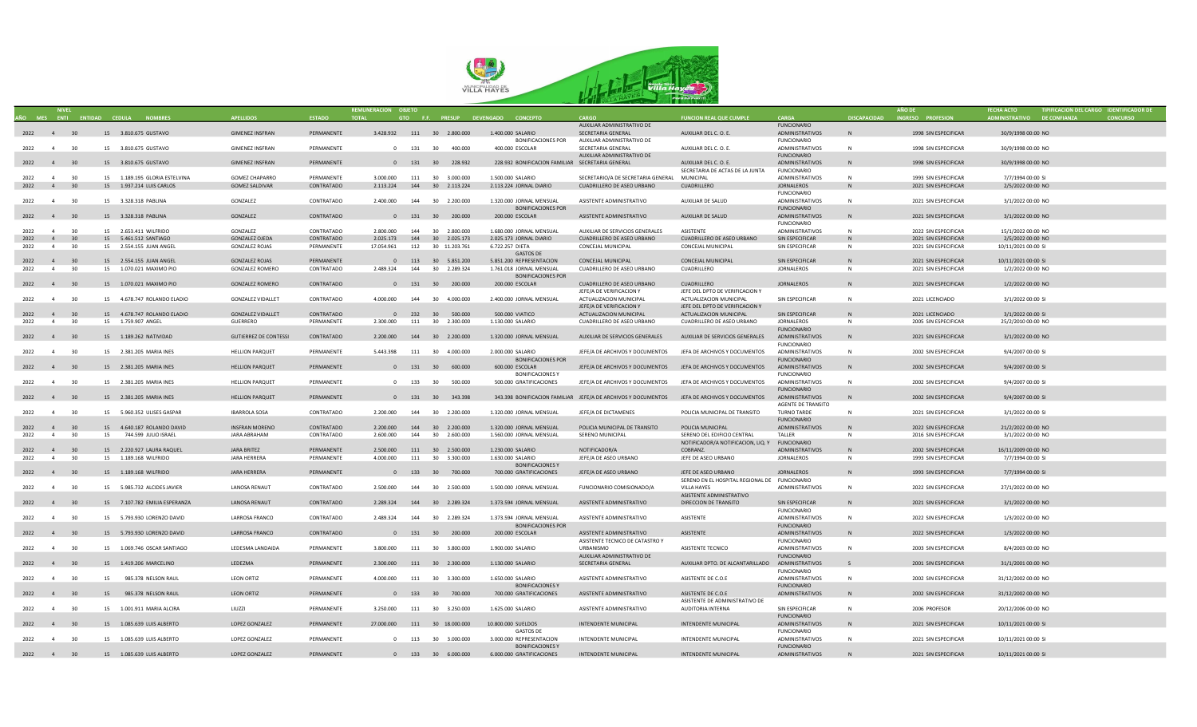| AÑO | MES | NIVEL ENTI | ENTIDAD | CEDULA | NOMBRES | APELLIDOS | ESTADO | REMUNERACION TOTAL | OBJETO GTO | F.F. | PRESUP | DEVENGADO | CONCEPTO | CARGO | FUNCION REAL QUE CUMPLE | CARGA | DISCAPACIDAD | AÑO DE INGRESO | PROFESION | FECHA ACTO ADMINISTRATIVO | DE CONFIANZA | TIPIFICACION DEL CARGO | IDENTIFICADOR DE CONCURSO |
|---|---|---|---|---|---|---|---|---|---|---|---|---|---|---|---|---|---|---|---|---|---|---|---|
| 2022 | 4 | 30 | 15 | 3.810.675 | GUSTAVO | GIMENEZ INSFRAN | PERMANENTE | 3.428.932 | 111 | 30 | 2.800.000 | 1.400.000 | SALARIO | AUXILIAR ADMINISTRATIVO DE SECRETARIA GENERAL | AUXILIAR DEL C. O. E. | FUNCIONARIO ADMINISTRATIVOS | N | 1998 | SIN ESPECIFICAR | 30/9/1998 00:00 | NO | | |
| 2022 | 4 | 30 | 15 | 3.810.675 | GUSTAVO | GIMENEZ INSFRAN | PERMANENTE | 0 | 131 | 30 | 400.000 | 400.000 | BONIFICACIONES POR ESCOLAR | AUXILIAR ADMINISTRATIVO DE SECRETARIA GENERAL | AUXILIAR DEL C. O. E. | FUNCIONARIO ADMINISTRATIVOS | N | 1998 | SIN ESPECIFICAR | 30/9/1998 00:00 | NO | | |
| 2022 | 4 | 30 | 15 | 3.810.675 | GUSTAVO | GIMENEZ INSFRAN | PERMANENTE | 0 | 131 | 30 | 228.932 | 228.932 | BONIFICACION FAMILIAR | AUXILIAR ADMINISTRATIVO DE SECRETARIA GENERAL | AUXILIAR DEL C. O. E. | FUNCIONARIO ADMINISTRATIVOS | N | 1998 | SIN ESPECIFICAR | 30/9/1998 00:00 | NO | | |
| 2022 | 4 | 30 | 15 | 1.189.195 | GLORIA ESTELVINA | GOMEZ CHAPARRO | PERMANENTE | 3.000.000 | 111 | 30 | 3.000.000 | 1.500.000 | SALARIO | SECRETARIO/A DE SECRETARIA GENERAL | SECRETARIA DE ACTAS DE LA JUNTA MUNICIPAL | FUNCIONARIO ADMINISTRATIVOS | N | 1993 | SIN ESPECIFICAR | 7/7/1994 00:00 | SI | | |
| 2022 | 4 | 30 | 15 | 1.937.214 | LUIS CARLOS | GOMEZ SALDIVAR | CONTRATADO | 2.113.224 | 144 | 30 | 2.113.224 | 2.113.224 | JORNAL DIARIO | CUADRILLERO DE ASEO URBANO | CUADRILLERO | JORNALEROS | N | 2021 | SIN ESPECIFICAR | 2/5/2022 00:00 | NO | | |
| 2022 | 4 | 30 | 15 | 3.328.318 | PABLINA | GONZALEZ | CONTRATADO | 2.400.000 | 144 | 30 | 2.200.000 | 1.320.000 | JORNAL MENSUAL | ASISTENTE ADMINISTRATIVO | AUXILIAR DE SALUD | FUNCIONARIO ADMINISTRATIVOS | N | 2021 | SIN ESPECIFICAR | 3/1/2022 00:00 | NO | | |
| 2022 | 4 | 30 | 15 | 3.328.318 | PABLINA | GONZALEZ | CONTRATADO | 0 | 131 | 30 | 200.000 | 200.000 | BONIFICACIONES POR ESCOLAR | ASISTENTE ADMINISTRATIVO | AUXILIAR DE SALUD | FUNCIONARIO ADMINISTRATIVOS | N | 2021 | SIN ESPECIFICAR | 3/1/2022 00:00 | NO | | |
| 2022 | 4 | 30 | 15 | 2.653.411 | WILFRIDO | GONZALEZ | CONTRATADO | 2.800.000 | 144 | 30 | 2.800.000 | 1.680.000 | JORNAL MENSUAL | AUXILIAR DE SERVICIOS GENERALES | ASISTENTE | FUNCIONARIO ADMINISTRATIVOS | N | 2022 | SIN ESPECIFICAR | 15/1/2022 00:00 | NO | | |
| 2022 | 4 | 30 | 15 | 5.461.512 | SANTIAGO | GONZALEZ OJEDA | CONTRATADO | 2.025.173 | 144 | 30 | 2.025.173 | 2.025.173 | JORNAL DIARIO | CUADRILLERO DE ASEO URBANO | CUADRILLERO DE ASEO URBANO | SIN ESPECIFICAR | N | 2021 | SIN ESPECIFICAR | 2/5/2022 00:00 | NO | | |
| 2022 | 4 | 30 | 15 | 2.554.155 | JUAN ANGEL | GONZALEZ ROJAS | PERMANENTE | 17.054.961 | 112 | 30 | 11.203.761 | 6.722.257 | DIETA | CONCEJAL MUNICIPAL | CONCEJAL MUNICIPAL | SIN ESPECIFICAR | N | 2021 | SIN ESPECIFICAR | 10/11/2021 00:00 | SI | | |
| 2022 | 4 | 30 | 15 | 2.554.155 | JUAN ANGEL | GONZALEZ ROJAS | PERMANENTE | 0 | 113 | 30 | 5.851.200 | 5.851.200 | GASTOS DE REPRESENTACION | CONCEJAL MUNICIPAL | CONCEJAL MUNICIPAL | SIN ESPECIFICAR | N | 2021 | SIN ESPECIFICAR | 10/11/2021 00:00 | SI | | |
| 2022 | 4 | 30 | 15 | 1.070.021 | MAXIMO PIO | GONZALEZ ROMERO | CONTRATADO | 2.489.324 | 144 | 30 | 2.289.324 | 1.761.018 | JORNAL MENSUAL | CUADRILLERO DE ASEO URBANO | CUADRILLERO | JORNALEROS | N | 2021 | SIN ESPECIFICAR | 1/2/2022 00:00 | NO | | |
| 2022 | 4 | 30 | 15 | 1.070.021 | MAXIMO PIO | GONZALEZ ROMERO | CONTRATADO | 0 | 131 | 30 | 200.000 | 200.000 | BONIFICACIONES POR ESCOLAR | CUADRILLERO DE ASEO URBANO | CUADRILLERO | JORNALEROS | N | 2021 | SIN ESPECIFICAR | 1/2/2022 00:00 | NO | | |
| 2022 | 4 | 30 | 15 | 4.678.747 | ROLANDO ELADIO | GONZALEZ VIDALLET | CONTRATADO | 4.000.000 | 144 | 30 | 4.000.000 | 2.400.000 | JORNAL MENSUAL | JEFE/A DE VERIFICACION Y ACTUALIZACION MUNICIPAL | JEFE DEL DPTO DE VERIFICACION Y ACTUALIZACION MUNICIPAL | SIN ESPECIFICAR | N | 2021 | LICENCIADO | 3/1/2022 00:00 | SI | | |
| 2022 | 4 | 30 | 15 | 4.678.747 | ROLANDO ELADIO | GONZALEZ VIDALLET | CONTRATADO | 0 | 232 | 30 | 500.000 | 500.000 | VIATICO | JEFE/A DE VERIFICACION Y ACTUALIZACION MUNICIPAL | JEFE DEL DPTO DE VERIFICACION Y ACTUALIZACION MUNICIPAL | SIN ESPECIFICAR | N | 2021 | LICENCIADO | 3/1/2022 00:00 | SI | | |
| 2022 | 4 | 30 | 15 | 1.759.907 | ANGEL | GUERRERO | PERMANENTE | 2.300.000 | 111 | 30 | 2.300.000 | 1.130.000 | SALARIO | CUADRILLERO DE ASEO URBANO | CUADRILLERO DE ASEO URBANO | JORNALEROS | N | 2005 | SIN ESPECIFICAR | 25/2/2010 00:00 | NO | | |
| 2022 | 4 | 30 | 15 | 1.189.262 | NATIVIDAD | GUTIERREZ DE CONTESSI | CONTRATADO | 2.200.000 | 144 | 30 | 2.200.000 | 1.320.000 | JORNAL MENSUAL | AUXILIAR DE SERVICIOS GENERALES | AUXILIAR DE SERVICIOS GENERALES | FUNCIONARIO ADMINISTRATIVOS | N | 2021 | SIN ESPECIFICAR | 3/1/2022 00:00 | NO | | |
| 2022 | 4 | 30 | 15 | 2.381.205 | MARIA INES | HELLION PARQUET | PERMANENTE | 5.443.398 | 111 | 30 | 4.000.000 | 2.000.000 | SALARIO | JEFE/A DE ARCHIVOS Y DOCUMENTOS | JEFA DE ARCHIVOS Y DOCUMENTOS | FUNCIONARIO ADMINISTRATIVOS | N | 2002 | SIN ESPECIFICAR | 9/4/2007 00:00 | SI | | |
| 2022 | 4 | 30 | 15 | 2.381.205 | MARIA INES | HELLION PARQUET | PERMANENTE | 0 | 131 | 30 | 600.000 | 600.000 | BONIFICACIONES POR ESCOLAR | JEFE/A DE ARCHIVOS Y DOCUMENTOS | JEFA DE ARCHIVOS Y DOCUMENTOS | FUNCIONARIO ADMINISTRATIVOS | N | 2002 | SIN ESPECIFICAR | 9/4/2007 00:00 | SI | | |
| 2022 | 4 | 30 | 15 | 2.381.205 | MARIA INES | HELLION PARQUET | PERMANENTE | 0 | 133 | 30 | 500.000 | 500.000 | BONIFICACIONES Y GRATIFICACIONES | JEFE/A DE ARCHIVOS Y DOCUMENTOS | JEFA DE ARCHIVOS Y DOCUMENTOS | FUNCIONARIO ADMINISTRATIVOS | N | 2002 | SIN ESPECIFICAR | 9/4/2007 00:00 | SI | | |
| 2022 | 4 | 30 | 15 | 2.381.205 | MARIA INES | HELLION PARQUET | PERMANENTE | 0 | 131 | 30 | 343.398 | 343.398 | BONIFICACION FAMILIAR | JEFE/A DE ARCHIVOS Y DOCUMENTOS | JEFA DE ARCHIVOS Y DOCUMENTOS | FUNCIONARIO ADMINISTRATIVOS | N | 2002 | SIN ESPECIFICAR | 9/4/2007 00:00 | SI | | |
| 2022 | 4 | 30 | 15 | 5.960.352 | ULISES GASPAR | IBARROLA SOSA | CONTRATADO | 2.200.000 | 144 | 30 | 2.200.000 | 1.320.000 | JORNAL MENSUAL | JEFE/A DE DICTAMENES | POLICIA MUNICIPAL DE TRANSITO | AGENTE DE TRANSITO TURNO TARDE | N | 2021 | SIN ESPECIFICAR | 3/1/2022 00:00 | SI | | |
| 2022 | 4 | 30 | 15 | 4.640.187 | ROLANDO DAVID | INSFRAN MORENO | CONTRATADO | 2.200.000 | 144 | 30 | 2.200.000 | 1.320.000 | JORNAL MENSUAL | POLICIA MUNICIPAL DE TRANSITO | POLICIA MUNICIPAL | FUNCIONARIO ADMINISTRATIVOS | N | 2022 | SIN ESPECIFICAR | 21/2/2022 00:00 | NO | | |
| 2022 | 4 | 30 | 15 | 744.599 | JULIO ISRAEL | JARA ABRAHAM | CONTRATADO | 2.600.000 | 144 | 30 | 2.600.000 | 1.560.000 | JORNAL MENSUAL | SERENO MUNICIPAL | SERENO DEL EDIFICIO CENTRAL | TALLER | N | 2016 | SIN ESPECIFICAR | 3/1/2022 00:00 | NO | | |
| 2022 | 4 | 30 | 15 | 2.220.927 | LAURA RAQUEL | JARA BRITEZ | PERMANENTE | 2.500.000 | 111 | 30 | 2.500.000 | 1.230.000 | SALARIO | NOTIFICADOR/A | NOTIFICADOR/A NOTIFICACION, LIQ, Y COBRANZ. | FUNCIONARIO ADMINISTRATIVOS | N | 2002 | SIN ESPECIFICAR | 16/11/2009 00:00 | NO | | |
| 2022 | 4 | 30 | 15 | 1.189.168 | WILFRIDO | JARA HERRERA | PERMANENTE | 4.000.000 | 111 | 30 | 3.300.000 | 1.630.000 | SALARIO | JEFE/A DE ASEO URBANO | JEFE DE ASEO URBANO | JORNALEROS | N | 1993 | SIN ESPECIFICAR | 7/7/1994 00:00 | SI | | |
| 2022 | 4 | 30 | 15 | 1.189.168 | WILFRIDO | JARA HERRERA | PERMANENTE | 0 | 133 | 30 | 700.000 | 700.000 | BONIFICACIONES Y GRATIFICACIONES | JEFE/A DE ASEO URBANO | JEFE DE ASEO URBANO | JORNALEROS | N | 1993 | SIN ESPECIFICAR | 7/7/1994 00:00 | SI | | |
| 2022 | 4 | 30 | 15 | 5.985.732 | ALCIDES JAVIER | LANOSA RENAUT | CONTRATADO | 2.500.000 | 144 | 30 | 2.500.000 | 1.500.000 | JORNAL MENSUAL | FUNCIONARIO COMISIONADO/A | SERENO EN EL HOSPITAL REGIONAL DE VILLA HAYES | FUNCIONARIO ADMINISTRATIVOS | N | 2022 | SIN ESPECIFICAR | 27/1/2022 00:00 | NO | | |
| 2022 | 4 | 30 | 15 | 7.107.782 | EMILIA ESPERANZA | LANOSA RENAUT | CONTRATADO | 2.289.324 | 144 | 30 | 2.289.324 | 1.373.594 | JORNAL MENSUAL | ASISTENTE ADMINISTRATIVO | ASISTENTE ADMINISTRATIVO DIRECCION DE TRANSITO | SIN ESPECIFICAR | N | 2021 | SIN ESPECIFICAR | 3/1/2022 00:00 | NO | | |
| 2022 | 4 | 30 | 15 | 5.793.930 | LORENZO DAVID | LARROSA FRANCO | CONTRATADO | 2.489.324 | 144 | 30 | 2.289.324 | 1.373.594 | JORNAL MENSUAL | ASISTENTE ADMINISTRATIVO | ASISTENTE | FUNCIONARIO ADMINISTRATIVOS | N | 2022 | SIN ESPECIFICAR | 1/3/2022 00:00 | NO | | |
| 2022 | 4 | 30 | 15 | 5.793.930 | LORENZO DAVID | LARROSA FRANCO | CONTRATADO | 0 | 131 | 30 | 200.000 | 200.000 | BONIFICACIONES POR ESCOLAR | ASISTENTE ADMINISTRATIVO | ASISTENTE | FUNCIONARIO ADMINISTRATIVOS | N | 2022 | SIN ESPECIFICAR | 1/3/2022 00:00 | NO | | |
| 2022 | 4 | 30 | 15 | 1.069.746 | OSCAR SANTIAGO | LEDESMA LANDAIDA | PERMANENTE | 3.800.000 | 111 | 30 | 3.800.000 | 1.900.000 | SALARIO | ASISTENTE TECNICO DE CATASTRO Y URBANISMO | ASISTENTE TECNICO | FUNCIONARIO ADMINISTRATIVOS | N | 2003 | SIN ESPECIFICAR | 8/4/2003 00:00 | NO | | |
| 2022 | 4 | 30 | 15 | 1.419.206 | MARCELINO | LEDEZMA | PERMANENTE | 2.300.000 | 111 | 30 | 2.300.000 | 1.130.000 | SALARIO | AUXILIAR ADMINISTRATIVO DE SECRETARIA GENERAL | AUXILIAR DPTO. DE ALCANTARILLADO | FUNCIONARIO ADMINISTRATIVOS | S | 2001 | SIN ESPECIFICAR | 31/1/2001 00:00 | NO | | |
| 2022 | 4 | 30 | 15 | 985.378 | NELSON RAUL | LEON ORTIZ | PERMANENTE | 4.000.000 | 111 | 30 | 3.300.000 | 1.650.000 | SALARIO | ASISTENTE ADMINISTRATIVO | ASISTENTE DE C.O.E | FUNCIONARIO ADMINISTRATIVOS | N | 2002 | SIN ESPECIFICAR | 31/12/2002 00:00 | NO | | |
| 2022 | 4 | 30 | 15 | 985.378 | NELSON RAUL | LEON ORTIZ | PERMANENTE | 0 | 133 | 30 | 700.000 | 700.000 | BONIFICACIONES Y GRATIFICACIONES | ASISTENTE ADMINISTRATIVO | ASISTENTE DE C.O.E | FUNCIONARIO ADMINISTRATIVOS | N | 2002 | SIN ESPECIFICAR | 31/12/2002 00:00 | NO | | |
| 2022 | 4 | 30 | 15 | 1.001.911 | MARIA ALCIRA | LIUZZI | PERMANENTE | 3.250.000 | 111 | 30 | 3.250.000 | 1.625.000 | SALARIO | ASISTENTE ADMINISTRATIVO | ASISTENTE DE ADMINISTRATIVO DE AUDITORIA INTERNA | SIN ESPECIFICAR | N | 2006 | PROFESOR | 20/12/2006 00:00 | NO | | |
| 2022 | 4 | 30 | 15 | 1.085.639 | LUIS ALBERTO | LOPEZ GONZALEZ | PERMANENTE | 27.000.000 | 111 | 30 | 18.000.000 | 10.800.000 | SUELDOS | INTENDENTE MUNICIPAL | INTENDENTE MUNICIPAL | FUNCIONARIO ADMINISTRATIVOS | N | 2021 | SIN ESPECIFICAR | 10/11/2021 00:00 | SI | | |
| 2022 | 4 | 30 | 15 | 1.085.639 | LUIS ALBERTO | LOPEZ GONZALEZ | PERMANENTE | 0 | 113 | 30 | 3.000.000 | 3.000.000 | GASTOS DE REPRESENTACION | INTENDENTE MUNICIPAL | INTENDENTE MUNICIPAL | FUNCIONARIO ADMINISTRATIVOS | N | 2021 | SIN ESPECIFICAR | 10/11/2021 00:00 | SI | | |
| 2022 | 4 | 30 | 15 | 1.085.639 | LUIS ALBERTO | LOPEZ GONZALEZ | PERMANENTE | 0 | 133 | 30 | 6.000.000 | 6.000.000 | BONIFICACIONES Y GRATIFICACIONES | INTENDENTE MUNICIPAL | INTENDENTE MUNICIPAL | FUNCIONARIO ADMINISTRATIVOS | N | 2021 | SIN ESPECIFICAR | 10/11/2021 00:00 | SI | | |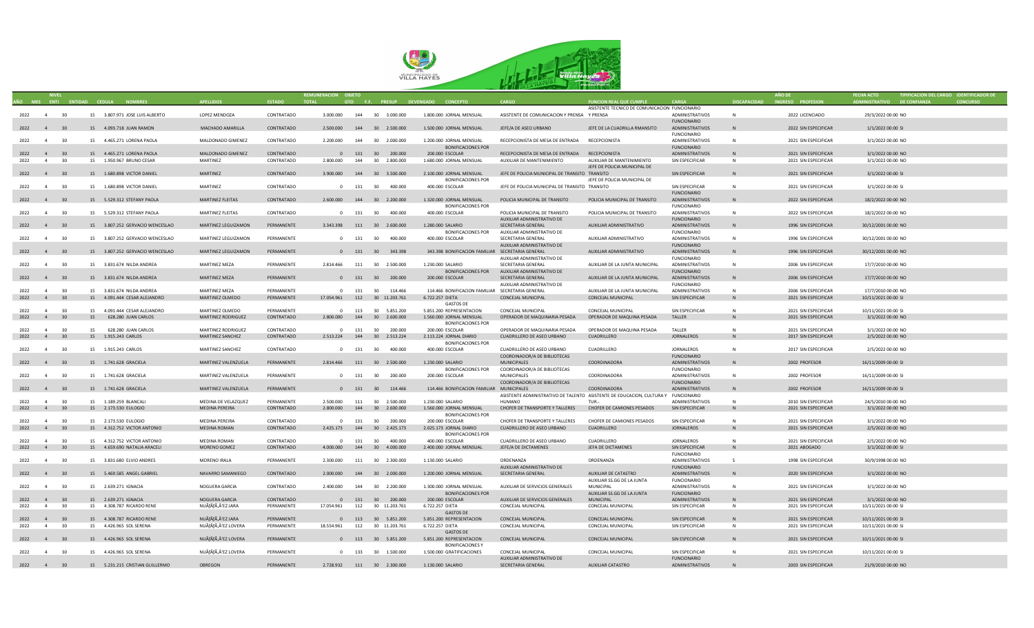| AÑO | MES | NIVEL ENTI | ENTIDAD | CEDULA | NOMBRES | APELLIDOS | ESTADO | REMUNERACION TOTAL | OBJETO GTO | F.F. | PRESUP | DEVENGADO | CONCEPTO | CARGO | FUNCION REAL QUE CUMPLE | CARGA | DISCAPACIDAD | AÑO DE INGRESO | PROFESION | FECHA ACTO ADMINISTRATIVO | DE CONFIANZA | TIPIFICACION DEL CARGO | IDENTIFICADOR DE CONCURSO |
|---|---|---|---|---|---|---|---|---|---|---|---|---|---|---|---|---|---|---|---|---|---|---|---|
| 2022 | 4 | 30 | 15 | 3.807.971 | JOSE LUIS ALBERTO | LOPEZ MENDOZA | CONTRATADO | 3.000.000 | 144 | 30 | 3.000.000 | 1.800.000 | JORNAL MENSUAL | ASISTENTE DE COMUNICACION Y PRENSA | ASISTENTE TECNICO DE COMUNICACION Y PRENSA | FUNCIONARIO ADMINISTRATIVOS | N | 2022 | LICENCIADO | 29/3/2022 00:00 | NO | | |
| 2022 | 4 | 30 | 15 | 4.093.718 | JUAN RAMON | MACHADO AMARILLA | CONTRATADO | 2.500.000 | 144 | 30 | 2.500.000 | 1.500.000 | JORNAL MENSUAL | JEFE/A DE ASEO URBANO | JEFE DE LA CUADRILLA RMANSITO | FUNCIONARIO ADMINISTRATIVOS | N | 2022 | SIN ESPECIFICAR | 1/1/2022 00:00 | SI | | |
| 2022 | 4 | 30 | 15 | 4.465.271 | LORENA PAOLA | MALDONADO GIMENEZ | CONTRATADO | 2.200.000 | 144 | 30 | 2.000.000 | 1.200.000 | JORNAL MENSUAL | RECEPCIONISTA DE MESA DE ENTRADA | RECEPCIONISTA | FUNCIONARIO ADMINISTRATIVOS | N | 2021 | SIN ESPECIFICAR | 3/1/2022 00:00 | NO | | |
| 2022 | 4 | 30 | 15 | 4.465.271 | LORENA PAOLA | MALDONADO GIMENEZ | CONTRATADO | 0 | 131 | 30 | 200.000 | 200.000 | BONIFICACIONES POR ESCOLAR | RECEPCIONISTA DE MESA DE ENTRADA | RECEPCIONISTA | FUNCIONARIO ADMINISTRATIVOS | N | 2021 | SIN ESPECIFICAR | 3/1/2022 00:00 | NO | | |
| 2022 | 4 | 30 | 15 | 1.950.967 | BRUNO CESAR | MARTINEZ | CONTRATADO | 2.800.000 | 144 | 30 | 2.800.000 | 1.680.000 | JORNAL MENSUAL | AUXILIAR DE MANTENIMIENTO | AUXILIAR DE MANTENIMIENTO | SIN ESPECIFICAR | N | 2021 | SIN ESPECIFICAR | 3/1/2022 00:00 | NO | | |
| 2022 | 4 | 30 | 15 | 1.680.898 | VICTOR DANIEL | MARTINEZ | CONTRATADO | 3.900.000 | 144 | 30 | 3.500.000 | 2.100.000 | JORNAL MENSUAL | JEFE DE POLICIA MUNICIPAL DE TRANSITO | JEFE DE POLICIA MUNICIPAL DE TRANSITO | SIN ESPECIFICAR | N | 2021 | SIN ESPECIFICAR | 3/1/2022 00:00 | SI | | |
| 2022 | 4 | 30 | 15 | 1.680.898 | VICTOR DANIEL | MARTINEZ | CONTRATADO | 0 | 131 | 30 | 400.000 | 400.000 | BONIFICACIONES POR ESCOLAR | JEFE DE POLICIA MUNICIPAL DE TRANSITO | JEFE DE POLICIA MUNICIPAL DE TRANSITO | SIN ESPECIFICAR | N | 2021 | SIN ESPECIFICAR | 3/1/2022 00:00 | SI | | |
| 2022 | 4 | 30 | 15 | 5.529.312 | STEFANY PAOLA | MARTINEZ FLEITAS | CONTRATADO | 2.600.000 | 144 | 30 | 2.200.000 | 1.320.000 | JORNAL MENSUAL | POLICIA MUNICIPAL DE TRANSITO | POLICIA MUNICIPAL DE TRANSITO | FUNCIONARIO ADMINISTRATIVOS | N | 2022 | SIN ESPECIFICAR | 18/2/2022 00:00 | NO | | |
| 2022 | 4 | 30 | 15 | 5.529.312 | STEFANY PAOLA | MARTINEZ FLEITAS | CONTRATADO | 0 | 131 | 30 | 400.000 | 400.000 | BONIFICACIONES POR ESCOLAR | POLICIA MUNICIPAL DE TRANSITO | POLICIA MUNICIPAL DE TRANSITO | FUNCIONARIO ADMINISTRATIVOS | N | 2022 | SIN ESPECIFICAR | 18/2/2022 00:00 | NO | | |
| 2022 | 4 | 30 | 15 | 3.807.252 | GERVACIO WENCESLAO | MARTINEZ LEGUIZAMON | PERMANENTE | 3.343.398 | 111 | 30 | 2.600.000 | 1.280.000 | SALARIO | AUXILIAR ADMINISTRATIVO DE SECRETARIA GENERAL | AUXILIAR ADMINISTRATIVO | FUNCIONARIO ADMINISTRATIVOS | N | 1996 | SIN ESPECIFICAR | 30/12/2001 00:00 | NO | | |
| 2022 | 4 | 30 | 15 | 3.807.252 | GERVACIO WENCESLAO | MARTINEZ LEGUIZAMON | PERMANENTE | 0 | 131 | 30 | 400.000 | 400.000 | BONIFICACIONES POR ESCOLAR | AUXILIAR ADMINISTRATIVO DE SECRETARIA GENERAL | AUXILIAR ADMINISTRATIVO | FUNCIONARIO ADMINISTRATIVOS | N | 1996 | SIN ESPECIFICAR | 30/12/2001 00:00 | NO | | |
| 2022 | 4 | 30 | 15 | 3.807.252 | GERVACIO WENCESLAO | MARTINEZ LEGUIZAMON | PERMANENTE | 0 | 131 | 30 | 343.398 | 343.398 | BONIFICACION FAMILIAR | AUXILIAR ADMINISTRATIVO DE SECRETARIA GENERAL | AUXILIAR ADMINISTRATIVO | FUNCIONARIO ADMINISTRATIVOS | N | 1996 | SIN ESPECIFICAR | 30/12/2001 00:00 | NO | | |
| 2022 | 4 | 30 | 15 | 3.831.674 | NILDA ANDREA | MARTINEZ MEZA | PERMANENTE | 2.814.466 | 111 | 30 | 2.500.000 | 1.230.000 | SALARIO | AUXILIAR ADMINISTRATIVO DE SECRETARIA GENERAL | AUXILIAR DE LA JUNTA MUNICIPAL | FUNCIONARIO ADMINISTRATIVOS | N | 2006 | SIN ESPECIFICAR | 17/7/2010 00:00 | NO | | |
| 2022 | 4 | 30 | 15 | 3.831.674 | NILDA ANDREA | MARTINEZ MEZA | PERMANENTE | 0 | 131 | 30 | 200.000 | 200.000 | BONIFICACIONES POR ESCOLAR | AUXILIAR ADMINISTRATIVO DE SECRETARIA GENERAL | AUXILIAR DE LA JUNTA MUNICIPAL | FUNCIONARIO ADMINISTRATIVOS | N | 2006 | SIN ESPECIFICAR | 17/7/2010 00:00 | NO | | |
| 2022 | 4 | 30 | 15 | 3.831.674 | NILDA ANDREA | MARTINEZ MEZA | PERMANENTE | 0 | 131 | 30 | 114.466 | 114.466 | BONIFICACION FAMILIAR | AUXILIAR ADMINISTRATIVO DE SECRETARIA GENERAL | AUXILIAR DE LA JUNTA MUNICIPAL | FUNCIONARIO ADMINISTRATIVOS | N | 2006 | SIN ESPECIFICAR | 17/7/2010 00:00 | NO | | |
| 2022 | 4 | 30 | 15 | 4.091.444 | CESAR ALEJANDRO | MARTINEZ OLMEDO | PERMANENTE | 17.054.961 | 112 | 30 | 11.203.761 | 6.722.257 | DIETA | CONCEJAL MUNICIPAL | CONCEJAL MUNICIPAL | SIN ESPECIFICAR | N | 2021 | SIN ESPECIFICAR | 10/11/2021 00:00 | SI | | |
| 2022 | 4 | 30 | 15 | 4.091.444 | CESAR ALEJANDRO | MARTINEZ OLMEDO | PERMANENTE | 0 | 113 | 30 | 5.851.200 | 5.851.200 | GASTOS DE REPRESENTACION | CONCEJAL MUNICIPAL | CONCEJAL MUNICIPAL | SIN ESPECIFICAR | N | 2021 | SIN ESPECIFICAR | 10/11/2021 00:00 | SI | | |
| 2022 | 4 | 30 | 15 | 628.280 | JUAN CARLOS | MARTINEZ RODRIGUEZ | CONTRATADO | 2.800.000 | 144 | 30 | 2.600.000 | 1.560.000 | JORNAL MENSUAL | OPERADOR DE MAQUINARIA PESADA | OPERADOR DE MAQUINA PESADA | TALLER | N | 2021 | SIN ESPECIFICAR | 3/1/2022 00:00 | NO | | |
| 2022 | 4 | 30 | 15 | 628.280 | JUAN CARLOS | MARTINEZ RODRIGUEZ | CONTRATADO | 0 | 131 | 30 | 200.000 | 200.000 | BONIFICACIONES POR ESCOLAR | OPERADOR DE MAQUINARIA PESADA | OPERADOR DE MAQUINA PESADA | TALLER | N | 2021 | SIN ESPECIFICAR | 3/1/2022 00:00 | NO | | |
| 2022 | 4 | 30 | 15 | 1.915.243 | CARLOS | MARTINEZ SANCHEZ | CONTRATADO | 2.513.224 | 144 | 30 | 2.513.224 | 2.113.224 | JORNAL DIARIO | CUADRILLERO DE ASEO URBANO | CUADRILLERO | JORNALEROS | N | 2017 | SIN ESPECIFICAR | 2/5/2022 00:00 | NO | | |
| 2022 | 4 | 30 | 15 | 1.915.243 | CARLOS | MARTINEZ SANCHEZ | CONTRATADO | 0 | 131 | 30 | 400.000 | 400.000 | BONIFICACIONES POR ESCOLAR | CUADRILLERO DE ASEO URBANO | CUADRILLERO | JORNALEROS | N | 2017 | SIN ESPECIFICAR | 2/5/2022 00:00 | NO | | |
| 2022 | 4 | 30 | 15 | 1.741.628 | GRACIELA | MARTINEZ VALENZUELA | PERMANENTE | 2.814.466 | 111 | 30 | 2.500.000 | 1.230.000 | SALARIO | COORDINADOR/A DE BIBLIOTECAS MUNICIPALES | COORDINADORA | FUNCIONARIO ADMINISTRATIVOS | N | 2002 | PROFESOR | 16/11/2009 00:00 | SI | | |
| 2022 | 4 | 30 | 15 | 1.741.628 | GRACIELA | MARTINEZ VALENZUELA | PERMANENTE | 0 | 131 | 30 | 200.000 | 200.000 | BONIFICACIONES POR ESCOLAR | COORDINADOR/A DE BIBLIOTECAS MUNICIPALES | COORDINADORA | FUNCIONARIO ADMINISTRATIVOS | N | 2002 | PROFESOR | 16/11/2009 00:00 | SI | | |
| 2022 | 4 | 30 | 15 | 1.741.628 | GRACIELA | MARTINEZ VALENZUELA | PERMANENTE | 0 | 131 | 30 | 114.466 | 114.466 | BONIFICACION FAMILIAR | COORDINADOR/A DE BIBLIOTECAS MUNICIPALES | COORDINADORA | FUNCIONARIO ADMINISTRATIVOS | N | 2002 | PROFESOR | 16/11/2009 00:00 | SI | | |
| 2022 | 4 | 30 | 15 | 1.189.259 | BLANCALI | MEDINA DE VELAZQUEZ | PERMANENTE | 2.500.000 | 111 | 30 | 2.500.000 | 1.230.000 | SALARIO | ASISTENTE ADMINISTRATIVO DE TALENTO HUMANO | ASISTENTE DE EDUCACION, CULTURA Y TUR.- | FUNCIONARIO ADMINISTRATIVOS | N | 2010 | SIN ESPECIFICAR | 24/5/2010 00:00 | NO | | |
| 2022 | 4 | 30 | 15 | 2.173.530 | EULOGIO | MEDINA PEREIRA | CONTRATADO | 2.800.000 | 144 | 30 | 2.600.000 | 1.560.000 | JORNAL MENSUAL | CHOFER DE TRANSPORTE Y TALLERES | CHOFER DE CAMIONES PESADOS | SIN ESPECIFICAR | N | 2021 | SIN ESPECIFICAR | 3/1/2022 00:00 | NO | | |
| 2022 | 4 | 30 | 15 | 2.173.530 | EULOGIO | MEDINA PEREIRA | CONTRATADO | 0 | 131 | 30 | 200.000 | 200.000 | BONIFICACIONES POR ESCOLAR | CHOFER DE TRANSPORTE Y TALLERES | CHOFER DE CAMIONES PESADOS | SIN ESPECIFICAR | N | 2021 | SIN ESPECIFICAR | 3/1/2022 00:00 | NO | | |
| 2022 | 4 | 30 | 15 | 4.312.752 | VICTOR ANTONIO | MEDINA ROMAN | CONTRATADO | 2.425.173 | 144 | 30 | 2.425.173 | 2.025.173 | JORNAL DIARIO | CUADRILLERO DE ASEO URBANO | CUADRILLERO | JORNALEROS | N | 2021 | SIN ESPECIFICAR | 2/5/2022 00:00 | NO | | |
| 2022 | 4 | 30 | 15 | 4.312.752 | VICTOR ANTONIO | MEDINA ROMAN | CONTRATADO | 0 | 131 | 30 | 400.000 | 400.000 | BONIFICACIONES POR ESCOLAR | CUADRILLERO DE ASEO URBANO | CUADRILLERO | JORNALEROS | N | 2021 | SIN ESPECIFICAR | 2/5/2022 00:00 | NO | | |
| 2022 | 4 | 30 | 15 | 4.659.690 | NATALIA ARACELI | MORENO GOMEZ | CONTRATADO | 4.000.000 | 144 | 30 | 4.000.000 | 2.400.000 | JORNAL MENSUAL | JEFE/A DE DICTAMENES | JEFA DE DICTAMENES | SIN ESPECIFICAR | N | 2021 | ABOGADO | 3/1/2022 00:00 | SI | | |
| 2022 | 4 | 30 | 15 | 3.831.680 | ELVIO ANDRES | MORENO IRALA | PERMANENTE | 2.300.000 | 111 | 30 | 2.300.000 | 1.130.000 | SALARIO | ORDENANZA | ORDENANZA | FUNCIONARIO ADMINISTRATIVOS | S | 1998 | SIN ESPECIFICAR | 30/9/1998 00:00 | NO | | |
| 2022 | 4 | 30 | 15 | 5.469.585 | ANGEL GABRIEL | NAVARRO SAMANIEGO | CONTRATADO | 2.000.000 | 144 | 30 | 2.000.000 | 1.200.000 | JORNAL MENSUAL | AUXILIAR ADMINISTRATIVO DE SECRETARIA GENERAL | AUXILIAR DE CATASTRO | FUNCIONARIO ADMINISTRATIVOS | N | 2020 | SIN ESPECIFICAR | 3/1/2022 00:00 | NO | | |
| 2022 | 4 | 30 | 15 | 2.639.271 | IGNACIA | NOGUERA GARCIA | CONTRATADO | 2.400.000 | 144 | 30 | 2.200.000 | 1.300.000 | JORNAL MENSUAL | AUXILIAR DE SERVICIOS GENERALES | AUXILIAR SS.GG DE LA JUNTA MUNICIPAL | FUNCIONARIO ADMINISTRATIVOS | N | 2021 | SIN ESPECIFICAR | 3/1/2022 00:00 | NO | | |
| 2022 | 4 | 30 | 15 | 2.639.271 | IGNACIA | NOGUERA GARCIA | CONTRATADO | 0 | 131 | 30 | 200.000 | 200.000 | BONIFICACIONES POR ESCOLAR | AUXILIAR DE SERVICIOS GENERALES | AUXILIAR SS.GG DE LA JUNTA MUNICIPAL | FUNCIONARIO ADMINISTRATIVOS | N | 2021 | SIN ESPECIFICAR | 3/1/2022 00:00 | NO | | |
| 2022 | 4 | 30 | 15 | 4.308.787 | RICARDO RENE | NUÃƒÂ‚Ã'EZ JARA | PERMANENTE | 17.054.961 | 112 | 30 | 11.203.761 | 6.722.257 | DIETA | CONCEJAL MUNICIPAL | CONCEJAL MUNICIPAL | SIN ESPECIFICAR | N | 2021 | SIN ESPECIFICAR | 10/11/2021 00:00 | SI | | |
| 2022 | 4 | 30 | 15 | 4.308.787 | RICARDO RENE | NUÃƒÂ‚Ã'EZ JARA | PERMANENTE | 0 | 113 | 30 | 5.851.200 | 5.851.200 | GASTOS DE REPRESENTACION | CONCEJAL MUNICIPAL | CONCEJAL MUNICIPAL | SIN ESPECIFICAR | N | 2021 | SIN ESPECIFICAR | 10/11/2021 00:00 | SI | | |
| 2022 | 4 | 30 | 15 | 4.426.965 | SOL SERENA | NUÃƒÂ‚Ã'EZ LOVERA | PERMANENTE | 18.554.961 | 112 | 30 | 11.203.761 | 6.722.257 | DIETA | CONCEJAL MUNICIPAL | CONCEJAL MUNICIPAL | SIN ESPECIFICAR | N | 2021 | SIN ESPECIFICAR | 10/11/2021 00:00 | SI | | |
| 2022 | 4 | 30 | 15 | 4.426.965 | SOL SERENA | NUÃƒÂ‚Ã'EZ LOVERA | PERMANENTE | 0 | 113 | 30 | 5.851.200 | 5.851.200 | GASTOS DE REPRESENTACION | CONCEJAL MUNICIPAL | CONCEJAL MUNICIPAL | SIN ESPECIFICAR | N | 2021 | SIN ESPECIFICAR | 10/11/2021 00:00 | SI | | |
| 2022 | 4 | 30 | 15 | 4.426.965 | SOL SERENA | NUÃƒÂ‚Ã'EZ LOVERA | PERMANENTE | 0 | 133 | 30 | 1.500.000 | 1.500.000 | BONIFICACIONES Y GRATIFICACIONES | CONCEJAL MUNICIPAL | CONCEJAL MUNICIPAL | SIN ESPECIFICAR | N | 2021 | SIN ESPECIFICAR | 10/11/2021 00:00 | SI | | |
| 2022 | 4 | 30 | 15 | 5.231.215 | CRISTIAN GUILLERMO | OBREGON | PERMANENTE | 2.728.932 | 111 | 30 | 2.300.000 | 1.130.000 | SALARIO | AUXILIAR ADMINISTRATIVO DE SECRETARIA GENERAL | AUXILIAR CATASTRO | FUNCIONARIO ADMINISTRATIVOS | N | 2003 | SIN ESPECIFICAR | 21/9/2010 00:00 | NO | | |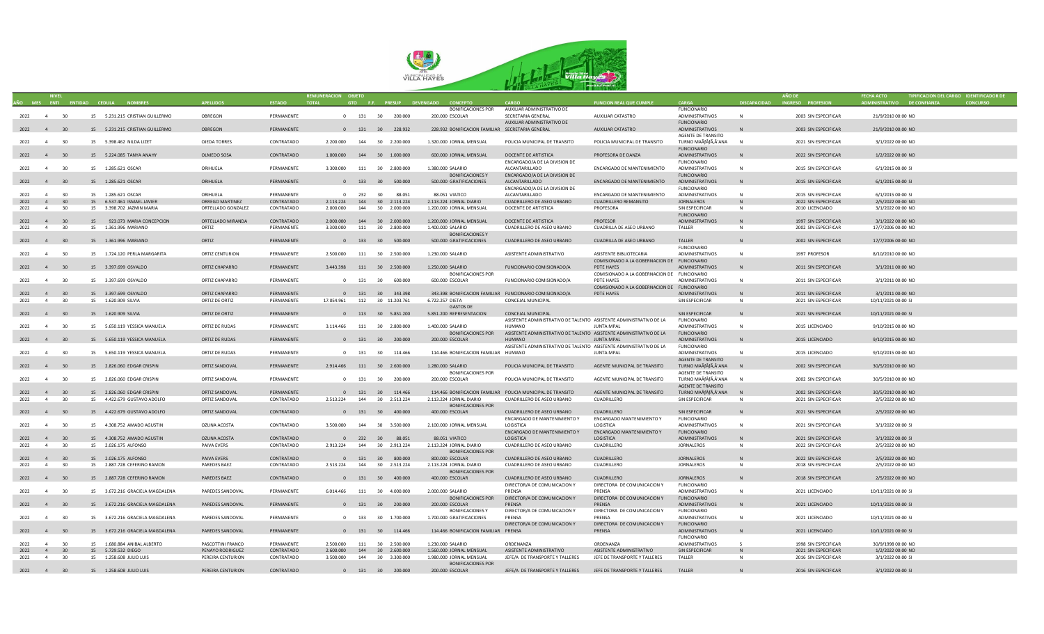| AÑO | MES | NIVEL ENTI | ENTIDAD | CEDULA | NOMBRES | APELLIDOS | ESTADO | REMUNERACION TOTAL | OBJETO GTO | F.F. | PRESUP | DEVENGADO | CONCEPTO | CARGO | FUNCION REAL QUE CUMPLE | CARGA | DISCAPACIDAD | AÑO DE INGRESO | PROFESION | FECHA ACTO ADMINISTRATIVO | TIPIFICACION DEL CARGO DE CONFIANZA | IDENTIFICADOR DE CONCURSO |
|---|---|---|---|---|---|---|---|---|---|---|---|---|---|---|---|---|---|---|---|---|---|---|
| 2022 | 4 | 30 | 15 | 5.231.215 | CRISTIAN GUILLERMO | OBREGON | PERMANENTE | 0 | 131 | 30 | 200.000 | 200.000 | BONIFICACIONES POR ESCOLAR | AUXILIAR ADMINISTRATIVO DE SECRETARIA GENERAL | AUXILIAR CATASTRO | FUNCIONARIO ADMINISTRATIVOS | N | 2003 | SIN ESPECIFICAR | 21/9/2010 00:00 | NO | |
| 2022 | 4 | 30 | 15 | 5.231.215 | CRISTIAN GUILLERMO | OBREGON | PERMANENTE | 0 | 131 | 30 | 228.932 | 228.932 | BONIFICACION FAMILIAR | AUXILIAR ADMINISTRATIVO DE SECRETARIA GENERAL | AUXILIAR CATASTRO | FUNCIONARIO ADMINISTRATIVOS | N | 2003 | SIN ESPECIFICAR | 21/9/2010 00:00 | NO | |
| 2022 | 4 | 30 | 15 | 5.398.462 | NILDA LIZET | OJEDA TORRES | CONTRATADO | 2.200.000 | 144 | 30 | 2.200.000 | 1.320.000 | JORNAL MENSUAL | POLICIA MUNICIPAL DE TRANSITO | POLICIA MUNICIPAL DE TRANSITO | AGENTE DE TRANSITO TURNO MAÃƒÂ'ANA | N | 2021 | SIN ESPECIFICAR | 3/1/2022 00:00 | NO | |
| 2022 | 4 | 30 | 15 | 5.224.085 | TANYA ANAHY | OLMEDO SOSA | CONTRATADO | 1.000.000 | 144 | 30 | 1.000.000 | 600.000 | JORNAL MENSUAL | DOCENTE DE ARTISTICA | PROFESORA DE DANZA | FUNCIONARIO ADMINISTRATIVOS | N | 2022 | SIN ESPECIFICAR | 1/2/2022 00:00 | NO | |
| 2022 | 4 | 30 | 15 | 1.285.621 | OSCAR | ORIHUELA | PERMANENTE | 3.300.000 | 111 | 30 | 2.800.000 | 1.380.000 | SALARIO | ENCARGADO/A DE LA DIVISION DE ALCANTARILLADO | ENCARGADO DE MANTENIMIENTO | FUNCIONARIO ADMINISTRATIVOS | N | 2015 | SIN ESPECIFICAR | 6/1/2015 00:00 | SI | |
| 2022 | 4 | 30 | 15 | 1.285.621 | OSCAR | ORIHUELA | PERMANENTE | 0 | 133 | 30 | 500.000 | 500.000 | BONIFICACIONES Y GRATIFICACIONES | ENCARGADO/A DE LA DIVISION DE ALCANTARILLADO | ENCARGADO DE MANTENIMIENTO | FUNCIONARIO ADMINISTRATIVOS | N | 2015 | SIN ESPECIFICAR | 6/1/2015 00:00 | SI | |
| 2022 | 4 | 30 | 15 | 1.285.621 | OSCAR | ORIHUELA | PERMANENTE | 0 | 232 | 30 | 88.051 | 88.051 | VIATICO | ENCARGADO/A DE LA DIVISION DE ALCANTARILLADO | ENCARGADO DE MANTENIMIENTO | FUNCIONARIO ADMINISTRATIVOS | N | 2015 | SIN ESPECIFICAR | 6/1/2015 00:00 | SI | |
| 2022 | 4 | 30 | 15 | 6.537.461 | ISMAEL JAVIER | ORREGO MARTINEZ | CONTRATADO | 2.113.224 | 144 | 30 | 2.113.224 | 2.113.224 | JORNAL DIARIO | CUADRILLERO DE ASEO URBANO | CUADRILLERO REMANSITO | JORNALEROS | N | 2022 | SIN ESPECIFICAR | 2/5/2022 00:00 | NO | |
| 2022 | 4 | 30 | 15 | 3.398.702 | JAZMIN MARIA | ORTELLADO GONZALEZ | CONTRATADO | 2.000.000 | 144 | 30 | 2.000.000 | 1.200.000 | JORNAL MENSUAL | DOCENTE DE ARTISTICA | PROFESORA | SIN ESPECIFICAR | N | 2010 | LICENCIADO | 3/1/2022 00:00 | NO | |
| 2022 | 4 | 30 | 15 | 923.073 | MARIA CONCEPCION | ORTELLADO MIRANDA | CONTRATADO | 2.000.000 | 144 | 30 | 2.000.000 | 1.200.000 | JORNAL MENSUAL | DOCENTE DE ARTISTICA | PROFESOR | FUNCIONARIO ADMINISTRATIVOS | N | 1997 | SIN ESPECIFICAR | 3/1/2022 00:00 | NO | |
| 2022 | 4 | 30 | 15 | 1.361.996 | MARIANO | ORTIZ | PERMANENTE | 3.300.000 | 111 | 30 | 2.800.000 | 1.400.000 | SALARIO | CUADRILLERO DE ASEO URBANO | CUADRILLA DE ASEO URBANO | TALLER | N | 2002 | SIN ESPECIFICAR | 17/7/2006 00:00 | NO | |
| 2022 | 4 | 30 | 15 | 1.361.996 | MARIANO | ORTIZ | PERMANENTE | 0 | 133 | 30 | 500.000 | 500.000 | BONIFICACIONES Y GRATIFICACIONES | CUADRILLERO DE ASEO URBANO | CUADRILLA DE ASEO URBANO | TALLER | N | 2002 | SIN ESPECIFICAR | 17/7/2006 00:00 | NO | |
| 2022 | 4 | 30 | 15 | 1.724.120 | PERLA MARGARITA | ORTIZ CENTURION | PERMANENTE | 2.500.000 | 111 | 30 | 2.500.000 | 1.230.000 | SALARIO | ASISTENTE ADMINISTRATIVO | ASISTENTE BIBLIOTECARIA | FUNCIONARIO ADMINISTRATIVOS | N | 1997 | PROFESOR | 8/10/2010 00:00 | NO | |
| 2022 | 4 | 30 | 15 | 3.397.699 | OSVALDO | ORTIZ CHAPARRO | PERMANENTE | 3.443.398 | 111 | 30 | 2.500.000 | 1.250.000 | SALARIO | FUNCIONARIO COMISIONADO/A | COMISIONADO A LA GOBERNACION DE PDTE HAYES | FUNCIONARIO ADMINISTRATIVOS | N | 2011 | SIN ESPECIFICAR | 3/1/2011 00:00 | NO | |
| 2022 | 4 | 30 | 15 | 3.397.699 | OSVALDO | ORTIZ CHAPARRO | PERMANENTE | 0 | 131 | 30 | 600.000 | 600.000 | BONIFICACIONES POR ESCOLAR | FUNCIONARIO COMISIONADO/A | COMISIONADO A LA GOBERNACION DE PDTE HAYES | FUNCIONARIO ADMINISTRATIVOS | N | 2011 | SIN ESPECIFICAR | 3/1/2011 00:00 | NO | |
| 2022 | 4 | 30 | 15 | 3.397.699 | OSVALDO | ORTIZ CHAPARRO | PERMANENTE | 0 | 131 | 30 | 343.398 | 343.398 | BONIFICACION FAMILIAR | FUNCIONARIO COMISIONADO/A | COMISIONADO A LA GOBERNACION DE PDTE HAYES | FUNCIONARIO ADMINISTRATIVOS | N | 2011 | SIN ESPECIFICAR | 3/1/2011 00:00 | NO | |
| 2022 | 4 | 30 | 15 | 1.620.909 | SILVIA | ORTIZ DE ORTIZ | PERMANENTE | 17.054.961 | 112 | 30 | 11.203.761 | 6.722.257 | DIETA | CONCEJAL MUNICIPAL | | SIN ESPECIFICAR | N | 2021 | SIN ESPECIFICAR | 10/11/2021 00:00 | SI | |
| 2022 | 4 | 30 | 15 | 1.620.909 | SILVIA | ORTIZ DE ORTIZ | PERMANENTE | 0 | 113 | 30 | 5.851.200 | 5.851.200 | GASTOS DE REPRESENTACION | CONCEJAL MUNICIPAL | | SIN ESPECIFICAR | N | 2021 | SIN ESPECIFICAR | 10/11/2021 00:00 | SI | |
| 2022 | 4 | 30 | 15 | 5.650.119 | YESSICA MANUELA | ORTIZ DE RUDAS | PERMANENTE | 3.114.466 | 111 | 30 | 2.800.000 | 1.400.000 | SALARIO | ASISTENTE ADMINISTRATIVO DE TALENTO HUMANO | ASISTENTE ADMINISTRATIVO DE LA JUNTA MPAL | FUNCIONARIO ADMINISTRATIVOS | N | 2015 | LICENCIADO | 9/10/2015 00:00 | NO | |
| 2022 | 4 | 30 | 15 | 5.650.119 | YESSICA MANUELA | ORTIZ DE RUDAS | PERMANENTE | 0 | 131 | 30 | 200.000 | 200.000 | BONIFICACIONES POR ESCOLAR | ASISTENTE ADMINISTRATIVO DE TALENTO HUMANO | ASISTENTE ADMINISTRATIVO DE LA JUNTA MPAL | FUNCIONARIO ADMINISTRATIVOS | N | 2015 | LICENCIADO | 9/10/2015 00:00 | NO | |
| 2022 | 4 | 30 | 15 | 5.650.119 | YESSICA MANUELA | ORTIZ DE RUDAS | PERMANENTE | 0 | 131 | 30 | 114.466 | 114.466 | BONIFICACION FAMILIAR | ASISTENTE ADMINISTRATIVO DE TALENTO HUMANO | ASISTENTE ADMINISTRATIVO DE LA JUNTA MPAL | FUNCIONARIO ADMINISTRATIVOS | N | 2015 | LICENCIADO | 9/10/2015 00:00 | NO | |
| 2022 | 4 | 30 | 15 | 2.826.060 | EDGAR CRISPIN | ORTIZ SANDOVAL | PERMANENTE | 2.914.466 | 111 | 30 | 2.600.000 | 1.280.000 | SALARIO | POLICIA MUNICIPAL DE TRANSITO | AGENTE MUNICIPAL DE TRANSITO | AGENTE DE TRANSITO TURNO MAÃƒÂ'ANA | N | 2002 | SIN ESPECIFICAR | 30/5/2010 00:00 | NO | |
| 2022 | 4 | 30 | 15 | 2.826.060 | EDGAR CRISPIN | ORTIZ SANDOVAL | PERMANENTE | 0 | 131 | 30 | 200.000 | 200.000 | BONIFICACIONES POR ESCOLAR | POLICIA MUNICIPAL DE TRANSITO | AGENTE MUNICIPAL DE TRANSITO | AGENTE DE TRANSITO TURNO MAÃƒÂ'ANA | N | 2002 | SIN ESPECIFICAR | 30/5/2010 00:00 | NO | |
| 2022 | 4 | 30 | 15 | 2.826.060 | EDGAR CRISPIN | ORTIZ SANDOVAL | PERMANENTE | 0 | 131 | 30 | 114.466 | 114.466 | BONIFICACION FAMILIAR | POLICIA MUNICIPAL DE TRANSITO | AGENTE MUNICIPAL DE TRANSITO | AGENTE DE TRANSITO TURNO MAÃƒÂ'ANA | N | 2002 | SIN ESPECIFICAR | 30/5/2010 00:00 | NO | |
| 2022 | 4 | 30 | 15 | 4.422.679 | GUSTAVO ADOLFO | ORTIZ SANDOVAL | CONTRATADO | 2.513.224 | 144 | 30 | 2.513.224 | 2.113.224 | JORNAL DIARIO | CUADRILLERO DE ASEO URBANO | CUADRILLERO | SIN ESPECIFICAR | N | 2021 | SIN ESPECIFICAR | 2/5/2022 00:00 | NO | |
| 2022 | 4 | 30 | 15 | 4.422.679 | GUSTAVO ADOLFO | ORTIZ SANDOVAL | CONTRATADO | 0 | 131 | 30 | 400.000 | 400.000 | BONIFICACIONES POR ESCOLAR | CUADRILLERO DE ASEO URBANO | CUADRILLERO | SIN ESPECIFICAR | N | 2021 | SIN ESPECIFICAR | 2/5/2022 00:00 | NO | |
| 2022 | 4 | 30 | 15 | 4.308.752 | AMADO AGUSTIN | OZUNA ACOSTA | CONTRATADO | 3.500.000 | 144 | 30 | 3.500.000 | 2.100.000 | JORNAL MENSUAL | ENCARGADO DE MANTENIMIENTO Y LOGISTICA | ENCARGADO MANTENIMIENTO Y LOGISTICA | FUNCIONARIO ADMINISTRATIVOS | N | 2021 | SIN ESPECIFICAR | 3/1/2022 00:00 | SI | |
| 2022 | 4 | 30 | 15 | 4.308.752 | AMADO AGUSTIN | OZUNA ACOSTA | CONTRATADO | 0 | 232 | 30 | 88.051 | 88.051 | VIATICO | ENCARGADO DE MANTENIMIENTO Y LOGISTICA | ENCARGADO MANTENIMIENTO Y LOGISTICA | FUNCIONARIO ADMINISTRATIVOS | N | 2021 | SIN ESPECIFICAR | 3/1/2022 00:00 | SI | |
| 2022 | 4 | 30 | 15 | 2.026.175 | ALFONSO | PAIVA EVERS | CONTRATADO | 2.913.224 | 144 | 30 | 2.913.224 | 2.113.224 | JORNAL DIARIO | CUADRILLERO DE ASEO URBANO | CUADRILLERO | JORNALEROS | N | 2022 | SIN ESPECIFICAR | 2/5/2022 00:00 | NO | |
| 2022 | 4 | 30 | 15 | 2.026.175 | ALFONSO | PAIVA EVERS | CONTRATADO | 0 | 131 | 30 | 800.000 | 800.000 | BONIFICACIONES POR ESCOLAR | CUADRILLERO DE ASEO URBANO | CUADRILLERO | JORNALEROS | N | 2022 | SIN ESPECIFICAR | 2/5/2022 00:00 | NO | |
| 2022 | 4 | 30 | 15 | 2.887.728 | CEFERINO RAMON | PAREDES BAEZ | CONTRATADO | 2.513.224 | 144 | 30 | 2.513.224 | 2.113.224 | JORNAL DIARIO | CUADRILLERO DE ASEO URBANO | CUADRILLERO | JORNALEROS | N | 2018 | SIN ESPECIFICAR | 2/5/2022 00:00 | NO | |
| 2022 | 4 | 30 | 15 | 2.887.728 | CEFERINO RAMON | PAREDES BAEZ | CONTRATADO | 0 | 131 | 30 | 400.000 | 400.000 | BONIFICACIONES POR ESCOLAR | CUADRILLERO DE ASEO URBANO | CUADRILLERO | JORNALEROS | N | 2018 | SIN ESPECIFICAR | 2/5/2022 00:00 | NO | |
| 2022 | 4 | 30 | 15 | 3.672.216 | GRACIELA MAGDALENA | PAREDES SANDOVAL | PERMANENTE | 6.014.466 | 111 | 30 | 4.000.000 | 2.000.000 | SALARIO | DIRECTOR/A DE COMUNICACION Y PRENSA | DIRECTORA DE COMUNICACION Y PRENSA | FUNCIONARIO ADMINISTRATIVOS | N | 2021 | LICENCIADO | 10/11/2021 00:00 | SI | |
| 2022 | 4 | 30 | 15 | 3.672.216 | GRACIELA MAGDALENA | PAREDES SANDOVAL | PERMANENTE | 0 | 131 | 30 | 200.000 | 200.000 | BONIFICACIONES POR ESCOLAR | DIRECTOR/A DE COMUNICACION Y PRENSA | DIRECTORA DE COMUNICACION Y PRENSA | FUNCIONARIO ADMINISTRATIVOS | N | 2021 | LICENCIADO | 10/11/2021 00:00 | SI | |
| 2022 | 4 | 30 | 15 | 3.672.216 | GRACIELA MAGDALENA | PAREDES SANDOVAL | PERMANENTE | 0 | 133 | 30 | 1.700.000 | 1.700.000 | BONIFICACIONES Y GRATIFICACIONES | DIRECTOR/A DE COMUNICACION Y PRENSA | DIRECTORA DE COMUNICACION Y PRENSA | FUNCIONARIO ADMINISTRATIVOS | N | 2021 | LICENCIADO | 10/11/2021 00:00 | SI | |
| 2022 | 4 | 30 | 15 | 3.672.216 | GRACIELA MAGDALENA | PAREDES SANDOVAL | PERMANENTE | 0 | 131 | 30 | 114.466 | 114.466 | BONIFICACION FAMILIAR | DIRECTOR/A DE COMUNICACION Y PRENSA | DIRECTORA DE COMUNICACION Y PRENSA | FUNCIONARIO ADMINISTRATIVOS | N | 2021 | LICENCIADO | 10/11/2021 00:00 | SI | |
| 2022 | 4 | 30 | 15 | 1.680.884 | ANIBAL ALBERTO | PASCOTTINI FRANCO | PERMANENTE | 2.500.000 | 111 | 30 | 2.500.000 | 1.230.000 | SALARIO | ORDENANZA | ORDENANZA | FUNCIONARIO ADMINISTRATIVOS | S | 1998 | SIN ESPECIFICAR | 30/9/1998 00:00 | NO | |
| 2022 | 4 | 30 | 15 | 5.729.532 | DIEGO | PENAYO RODRIGUEZ | CONTRATADO | 2.600.000 | 144 | 30 | 2.600.000 | 1.560.000 | JORNAL MENSUAL | ASISTENTE ADMINISTRATIVO | ASISTENTE ADMINISTRATIVO | SIN ESPECIFICAR | N | 2021 | SIN ESPECIFICAR | 1/2/2022 00:00 | NO | |
| 2022 | 4 | 30 | 15 | 1.258.608 | JULIO LUIS | PEREIRA CENTURION | CONTRATADO | 3.500.000 | 144 | 30 | 3.300.000 | 1.980.000 | JORNAL MENSUAL | JEFE/A DE TRANSPORTE Y TALLERES | JEFE DE TRANSPORTE Y TALLERES | TALLER | N | 2016 | SIN ESPECIFICAR | 3/1/2022 00:00 | SI | |
| 2022 | 4 | 30 | 15 | 1.258.608 | JULIO LUIS | PEREIRA CENTURION | CONTRATADO | 0 | 131 | 30 | 200.000 | 200.000 | BONIFICACIONES POR ESCOLAR | JEFE/A DE TRANSPORTE Y TALLERES | JEFE DE TRANSPORTE Y TALLERES | TALLER | N | 2016 | SIN ESPECIFICAR | 3/1/2022 00:00 | SI | |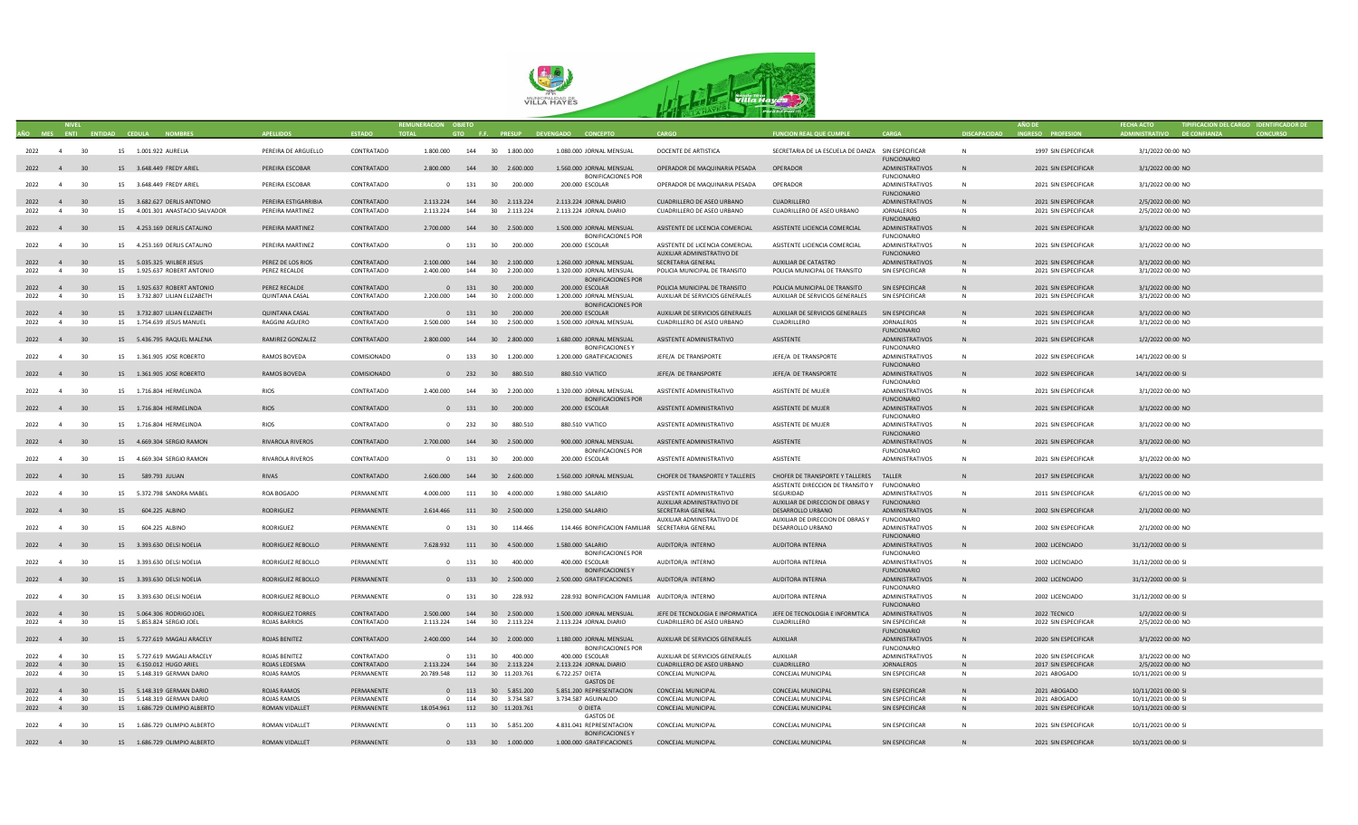| AÑO | MES | NIVEL ENTI | ENTIDAD | CEDULA | NOMBRES | APELLIDOS | ESTADO | REMUNERACION TOTAL | OBJETO GTO | F.F. | PRESUP | DEVENGADO | CONCEPTO | CARGO | FUNCION REAL QUE CUMPLE | CARGA | DISCAPACIDAD | AÑO DE INGRESO | PROFESION | FECHA ACTO ADMINISTRATIVO | TIPIFICACION DEL CARGO DE CONFIANZA | IDENTIFICADOR DE CONCURSO |
|---|---|---|---|---|---|---|---|---|---|---|---|---|---|---|---|---|---|---|---|---|---|---|
| 2022 | 4 | 30 | 15 | 1.001.922 | AURELIA | PEREIRA DE ARGUELLO | CONTRATADO | 1.800.000 | 144 | 30 | 1.800.000 | 1.080.000 | JORNAL MENSUAL | DOCENTE DE ARTISTICA | SECRETARIA DE LA ESCUELA DE DANZA | SIN ESPECIFICAR | N | 1997 | SIN ESPECIFICAR | 3/1/2022 00:00 | NO | |
| 2022 | 4 | 30 | 15 | 3.648.449 | FREDY ARIEL | PEREIRA ESCOBAR | CONTRATADO | 2.800.000 | 144 | 30 | 2.600.000 | 1.560.000 | JORNAL MENSUAL | OPERADOR DE MAQUINARIA PESADA | OPERADOR | FUNCIONARIO ADMINISTRATIVOS | N | 2021 | SIN ESPECIFICAR | 3/1/2022 00:00 | NO | |
| 2022 | 4 | 30 | 15 | 3.648.449 | FREDY ARIEL | PEREIRA ESCOBAR | CONTRATADO | 0 | 131 | 30 | 200.000 | 200.000 | BONIFICACIONES POR ESCOLAR | OPERADOR DE MAQUINARIA PESADA | OPERADOR | FUNCIONARIO ADMINISTRATIVOS | N | 2021 | SIN ESPECIFICAR | 3/1/2022 00:00 | NO | |
| 2022 | 4 | 30 | 15 | 3.682.627 | DERLIS ANTONIO | PEREIRA ESTIGARRIBIA | CONTRATADO | 2.113.224 | 144 | 30 | 2.113.224 | 2.113.224 | JORNAL DIARIO | CUADRILLERO DE ASEO URBANO | CUADRILLERO | FUNCIONARIO ADMINISTRATIVOS | N | 2021 | SIN ESPECIFICAR | 2/5/2022 00:00 | NO | |
| 2022 | 4 | 30 | 15 | 4.001.301 | ANASTACIO SALVADOR | PEREIRA MARTINEZ | CONTRATADO | 2.113.224 | 144 | 30 | 2.113.224 | 2.113.224 | JORNAL DIARIO | CUADRILLERO DE ASEO URBANO | CUADRILLERO DE ASEO URBANO | JORNALEROS | N | 2021 | SIN ESPECIFICAR | 2/5/2022 00:00 | NO | |
| 2022 | 4 | 30 | 15 | 4.253.169 | DERLIS CATALINO | PEREIRA MARTINEZ | CONTRATADO | 2.700.000 | 144 | 30 | 2.500.000 | 1.500.000 | JORNAL MENSUAL | ASISTENTE DE LICENCIA COMERCIAL | ASISTENTE LICIENCIA COMERCIAL | FUNCIONARIO ADMINISTRATIVOS | N | 2021 | SIN ESPECIFICAR | 3/1/2022 00:00 | NO | |
| 2022 | 4 | 30 | 15 | 4.253.169 | DERLIS CATALINO | PEREIRA MARTINEZ | CONTRATADO | 0 | 131 | 30 | 200.000 | 200.000 | BONIFICACIONES POR ESCOLAR | ASISTENTE DE LICENCIA COMERCIAL | ASISTENTE LICIENCIA COMERCIAL | FUNCIONARIO ADMINISTRATIVOS | N | 2021 | SIN ESPECIFICAR | 3/1/2022 00:00 | NO | |
| 2022 | 4 | 30 | 15 | 5.035.325 | WILBER JESUS | PEREZ DE LOS RIOS | CONTRATADO | 2.100.000 | 144 | 30 | 2.100.000 | 1.260.000 | JORNAL MENSUAL | AUXILIAR ADMINISTRATIVO DE SECRETARIA GENERAL | AUXILIAR DE CATASTRO | FUNCIONARIO ADMINISTRATIVOS | N | 2021 | SIN ESPECIFICAR | 3/1/2022 00:00 | NO | |
| 2022 | 4 | 30 | 15 | 1.925.637 | ROBERT ANTONIO | PEREZ RECALDE | CONTRATADO | 2.400.000 | 144 | 30 | 2.200.000 | 1.320.000 | JORNAL MENSUAL | POLICIA MUNICIPAL DE TRANSITO | POLICIA MUNICIPAL DE TRANSITO | SIN ESPECIFICAR | N | 2021 | SIN ESPECIFICAR | 3/1/2022 00:00 | NO | |
| 2022 | 4 | 30 | 15 | 1.925.637 | ROBERT ANTONIO | PEREZ RECALDE | CONTRATADO | 0 | 131 | 30 | 200.000 | 200.000 | BONIFICACIONES POR ESCOLAR | POLICIA MUNICIPAL DE TRANSITO | POLICIA MUNICIPAL DE TRANSITO | SIN ESPECIFICAR | N | 2021 | SIN ESPECIFICAR | 3/1/2022 00:00 | NO | |
| 2022 | 4 | 30 | 15 | 3.732.807 | LILIAN ELIZABETH | QUINTANA CASAL | CONTRATADO | 2.200.000 | 144 | 30 | 2.000.000 | 1.200.000 | JORNAL MENSUAL | AUXILIAR DE SERVICIOS GENERALES | AUXILIAR DE SERVICIOS GENERALES | SIN ESPECIFICAR | N | 2021 | SIN ESPECIFICAR | 3/1/2022 00:00 | NO | |
| 2022 | 4 | 30 | 15 | 3.732.807 | LILIAN ELIZABETH | QUINTANA CASAL | CONTRATADO | 0 | 131 | 30 | 200.000 | 200.000 | BONIFICACIONES POR ESCOLAR | AUXILIAR DE SERVICIOS GENERALES | AUXILIAR DE SERVICIOS GENERALES | SIN ESPECIFICAR | N | 2021 | SIN ESPECIFICAR | 3/1/2022 00:00 | NO | |
| 2022 | 4 | 30 | 15 | 1.754.639 | JESUS MANUEL | RAGGINI AGUERO | CONTRATADO | 2.500.000 | 144 | 30 | 2.500.000 | 1.500.000 | JORNAL MENSUAL | CUADRILLERO DE ASEO URBANO | CUADRILLERO | JORNALEROS | N | 2021 | SIN ESPECIFICAR | 3/1/2022 00:00 | NO | |
| 2022 | 4 | 30 | 15 | 5.436.795 | RAQUEL MALENA | RAMIREZ GONZALEZ | CONTRATADO | 2.800.000 | 144 | 30 | 2.800.000 | 1.680.000 | JORNAL MENSUAL | ASISTENTE ADMINISTRATIVO | ASISTENTE | FUNCIONARIO ADMINISTRATIVOS | N | 2021 | SIN ESPECIFICAR | 1/2/2022 00:00 | NO | |
| 2022 | 4 | 30 | 15 | 1.361.905 | JOSE ROBERTO | RAMOS BOVEDA | COMISIONADO | 0 | 133 | 30 | 1.200.000 | 1.200.000 | BONIFICACIONES Y GRATIFICACIONES | JEFE/A DE TRANSPORTE | JEFE/A DE TRANSPORTE | FUNCIONARIO ADMINISTRATIVOS | N | 2022 | SIN ESPECIFICAR | 14/1/2022 00:00 | SI | |
| 2022 | 4 | 30 | 15 | 1.361.905 | JOSE ROBERTO | RAMOS BOVEDA | COMISIONADO | 0 | 232 | 30 | 880.510 | 880.510 | VIATICO | JEFE/A DE TRANSPORTE | JEFE/A DE TRANSPORTE | FUNCIONARIO ADMINISTRATIVOS | N | 2022 | SIN ESPECIFICAR | 14/1/2022 00:00 | SI | |
| 2022 | 4 | 30 | 15 | 1.716.804 | HERMELINDA | RIOS | CONTRATADO | 2.400.000 | 144 | 30 | 2.200.000 | 1.320.000 | JORNAL MENSUAL | ASISTENTE ADMINISTRATIVO | ASISTENTE DE MUJER | FUNCIONARIO ADMINISTRATIVOS | N | 2021 | SIN ESPECIFICAR | 3/1/2022 00:00 | NO | |
| 2022 | 4 | 30 | 15 | 1.716.804 | HERMELINDA | RIOS | CONTRATADO | 0 | 131 | 30 | 200.000 | 200.000 | BONIFICACIONES POR ESCOLAR | ASISTENTE ADMINISTRATIVO | ASISTENTE DE MUJER | FUNCIONARIO ADMINISTRATIVOS | N | 2021 | SIN ESPECIFICAR | 3/1/2022 00:00 | NO | |
| 2022 | 4 | 30 | 15 | 1.716.804 | HERMELINDA | RIOS | CONTRATADO | 0 | 232 | 30 | 880.510 | 880.510 | VIATICO | ASISTENTE ADMINISTRATIVO | ASISTENTE DE MUJER | FUNCIONARIO ADMINISTRATIVOS | N | 2021 | SIN ESPECIFICAR | 3/1/2022 00:00 | NO | |
| 2022 | 4 | 30 | 15 | 4.669.304 | SERGIO RAMON | RIVAROLA RIVEROS | CONTRATADO | 2.700.000 | 144 | 30 | 2.500.000 | 900.000 | JORNAL MENSUAL | ASISTENTE ADMINISTRATIVO | ASISTENTE | FUNCIONARIO ADMINISTRATIVOS | N | 2021 | SIN ESPECIFICAR | 3/1/2022 00:00 | NO | |
| 2022 | 4 | 30 | 15 | 4.669.304 | SERGIO RAMON | RIVAROLA RIVEROS | CONTRATADO | 0 | 131 | 30 | 200.000 | 200.000 | BONIFICACIONES POR ESCOLAR | ASISTENTE ADMINISTRATIVO | ASISTENTE | FUNCIONARIO ADMINISTRATIVOS | N | 2021 | SIN ESPECIFICAR | 3/1/2022 00:00 | NO | |
| 2022 | 4 | 30 | 15 | 589.793 | JULIAN | RIVAS | CONTRATADO | 2.600.000 | 144 | 30 | 2.600.000 | 1.560.000 | JORNAL MENSUAL | CHOFER DE TRANSPORTE Y TALLERES | CHOFER DE TRANSPORTE Y TALLERES | TALLER | N | 2017 | SIN ESPECIFICAR | 3/1/2022 00:00 | NO | |
| 2022 | 4 | 30 | 15 | 5.372.798 | SANDRA MABEL | ROA BOGADO | PERMANENTE | 4.000.000 | 111 | 30 | 4.000.000 | 1.980.000 | SALARIO | ASISTENTE ADMINISTRATIVO | ASISTENTE DIRECCION DE TRANSITO Y SEGURIDAD | FUNCIONARIO ADMINISTRATIVOS | N | 2011 | SIN ESPECIFICAR | 6/1/2015 00:00 | NO | |
| 2022 | 4 | 30 | 15 | 604.225 | ALBINO | RODRIGUEZ | PERMANENTE | 2.614.466 | 111 | 30 | 2.500.000 | 1.250.000 | SALARIO | AUXILIAR ADMINISTRATIVO DE SECRETARIA GENERAL | AUXILIAR DE DIRECCION DE OBRAS Y DESARROLLO URBANO | FUNCIONARIO ADMINISTRATIVOS | N | 2002 | SIN ESPECIFICAR | 2/1/2002 00:00 | NO | |
| 2022 | 4 | 30 | 15 | 604.225 | ALBINO | RODRIGUEZ | PERMANENTE | 0 | 131 | 30 | 114.466 | 114.466 | BONIFICACION FAMILIAR | AUXILIAR ADMINISTRATIVO DE SECRETARIA GENERAL | AUXILIAR DE DIRECCION DE OBRAS Y DESARROLLO URBANO | FUNCIONARIO ADMINISTRATIVOS | N | 2002 | SIN ESPECIFICAR | 2/1/2002 00:00 | NO | |
| 2022 | 4 | 30 | 15 | 3.393.630 | DELSI NOELIA | RODRIGUEZ REBOLLO | PERMANENTE | 7.628.932 | 111 | 30 | 4.500.000 | 1.580.000 | SALARIO | AUDITOR/A INTERNO | AUDITORA INTERNA | FUNCIONARIO ADMINISTRATIVOS | N | 2002 | LICENCIADO | 31/12/2002 00:00 | SI | |
| 2022 | 4 | 30 | 15 | 3.393.630 | DELSI NOELIA | RODRIGUEZ REBOLLO | PERMANENTE | 0 | 131 | 30 | 400.000 | 400.000 | BONIFICACIONES POR ESCOLAR | AUDITOR/A INTERNO | AUDITORA INTERNA | FUNCIONARIO ADMINISTRATIVOS | N | 2002 | LICENCIADO | 31/12/2002 00:00 | SI | |
| 2022 | 4 | 30 | 15 | 3.393.630 | DELSI NOELIA | RODRIGUEZ REBOLLO | PERMANENTE | 0 | 133 | 30 | 2.500.000 | 2.500.000 | BONIFICACIONES Y GRATIFICACIONES | AUDITOR/A INTERNO | AUDITORA INTERNA | FUNCIONARIO ADMINISTRATIVOS | N | 2002 | LICENCIADO | 31/12/2002 00:00 | SI | |
| 2022 | 4 | 30 | 15 | 3.393.630 | DELSI NOELIA | RODRIGUEZ REBOLLO | PERMANENTE | 0 | 131 | 30 | 228.932 | 228.932 | BONIFICACION FAMILIAR | AUDITOR/A INTERNO | AUDITORA INTERNA | FUNCIONARIO ADMINISTRATIVOS | N | 2002 | LICENCIADO | 31/12/2002 00:00 | SI | |
| 2022 | 4 | 30 | 15 | 5.064.306 | RODRIGO JOEL | RODRIGUEZ TORRES | CONTRATADO | 2.500.000 | 144 | 30 | 2.500.000 | 1.500.000 | JORNAL MENSUAL | JEFE DE TECNOLOGIA E INFORMATICA | JEFE DE TECNOLOGIA E INFORMTICA | FUNCIONARIO ADMINISTRATIVOS | N | 2022 | TECNICO | 1/2/2022 00:00 | SI | |
| 2022 | 4 | 30 | 15 | 5.853.824 | SERGIO JOEL | ROJAS BARRIOS | CONTRATADO | 2.113.224 | 144 | 30 | 2.113.224 | 2.113.224 | JORNAL DIARIO | CUADRILLERO DE ASEO URBANO | CUADRILLERO | SIN ESPECIFICAR | N | 2022 | SIN ESPECIFICAR | 2/5/2022 00:00 | NO | |
| 2022 | 4 | 30 | 15 | 5.727.619 | MAGALI ARACELY | ROJAS BENITEZ | CONTRATADO | 2.400.000 | 144 | 30 | 2.000.000 | 1.180.000 | JORNAL MENSUAL | AUXILIAR DE SERVICIOS GENERALES | AUXILIAR | FUNCIONARIO ADMINISTRATIVOS | N | 2020 | SIN ESPECIFICAR | 3/1/2022 00:00 | NO | |
| 2022 | 4 | 30 | 15 | 5.727.619 | MAGALI ARACELY | ROJAS BENITEZ | CONTRATADO | 0 | 131 | 30 | 400.000 | 400.000 | BONIFICACIONES POR ESCOLAR | AUXILIAR DE SERVICIOS GENERALES | AUXILIAR | FUNCIONARIO ADMINISTRATIVOS | N | 2020 | SIN ESPECIFICAR | 3/1/2022 00:00 | NO | |
| 2022 | 4 | 30 | 15 | 6.150.012 | HUGO ARIEL | ROJAS LEDESMA | CONTRATADO | 2.113.224 | 144 | 30 | 2.113.224 | 2.113.224 | JORNAL DIARIO | CUADRILLERO DE ASEO URBANO | CUADRILLERO | JORNALEROS | N | 2017 | SIN ESPECIFICAR | 2/5/2022 00:00 | NO | |
| 2022 | 4 | 30 | 15 | 5.148.319 | GERMAN DARIO | ROJAS RAMOS | PERMANENTE | 20.789.548 | 112 | 30 | 11.203.761 | 6.722.257 | DIETA | CONCEJAL MUNICIPAL | CONCEJAL MUNICIPAL | SIN ESPECIFICAR | N | 2021 | ABOGADO | 10/11/2021 00:00 | SI | |
| 2022 | 4 | 30 | 15 | 5.148.319 | GERMAN DARIO | ROJAS RAMOS | PERMANENTE | 0 | 113 | 30 | 5.851.200 | 5.851.200 | GASTOS DE REPRESENTACION | CONCEJAL MUNICIPAL | CONCEJAL MUNICIPAL | SIN ESPECIFICAR | N | 2021 | ABOGADO | 10/11/2021 00:00 | SI | |
| 2022 | 4 | 30 | 15 | 5.148.319 | GERMAN DARIO | ROJAS RAMOS | PERMANENTE | 0 | 114 | 30 | 3.734.587 | 3.734.587 | AGUINALDO | CONCEJAL MUNICIPAL | CONCEJAL MUNICIPAL | SIN ESPECIFICAR | N | 2021 | ABOGADO | 10/11/2021 00:00 | SI | |
| 2022 | 4 | 30 | 15 | 1.686.729 | OLIMPIO ALBERTO | ROMAN VIDALLET | PERMANENTE | 18.054.961 | 112 | 30 | 11.203.761 | 0 | DIETA | CONCEJAL MUNICIPAL | CONCEJAL MUNICIPAL | SIN ESPECIFICAR | N | 2021 | SIN ESPECIFICAR | 10/11/2021 00:00 | SI | |
| 2022 | 4 | 30 | 15 | 1.686.729 | OLIMPIO ALBERTO | ROMAN VIDALLET | PERMANENTE | 0 | 113 | 30 | 5.851.200 | 4.831.041 | GASTOS DE REPRESENTACION | CONCEJAL MUNICIPAL | CONCEJAL MUNICIPAL | SIN ESPECIFICAR | N | 2021 | SIN ESPECIFICAR | 10/11/2021 00:00 | SI | |
| 2022 | 4 | 30 | 15 | 1.686.729 | OLIMPIO ALBERTO | ROMAN VIDALLET | PERMANENTE | 0 | 133 | 30 | 1.000.000 | 1.000.000 | BONIFICACIONES Y GRATIFICACIONES | CONCEJAL MUNICIPAL | CONCEJAL MUNICIPAL | SIN ESPECIFICAR | N | 2021 | SIN ESPECIFICAR | 10/11/2021 00:00 | SI | |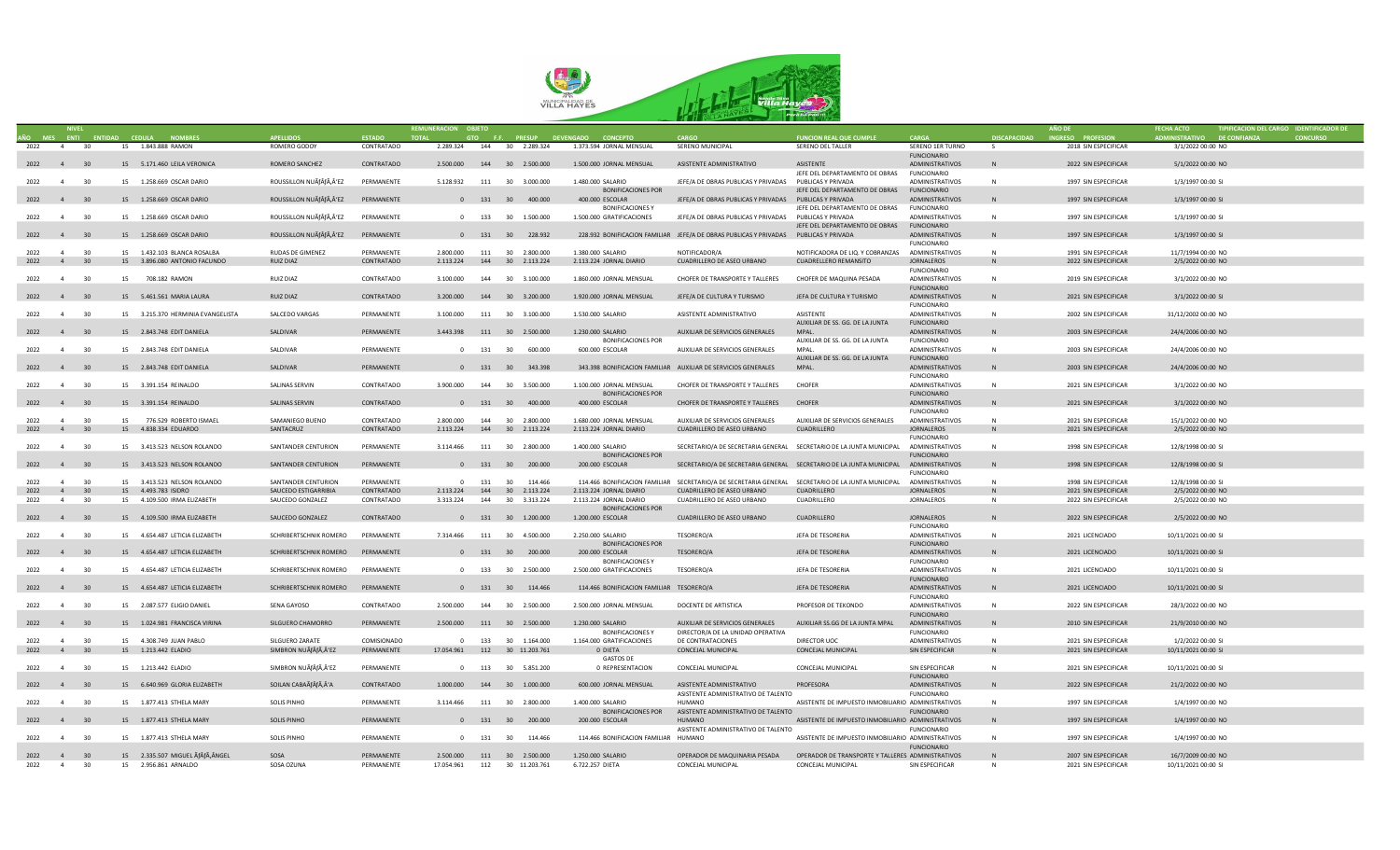| AÑO | MES | NIVEL ENTI | ENTIDAD | CEDULA | NOMBRES | APELLIDOS | ESTADO | REMUNERACION TOTAL | OBJETO GTO | F.F. | PRESUP | DEVENGADO | CONCEPTO | CARGO | FUNCION REAL QUE CUMPLE | CARGA | DISCAPACIDAD | AÑO DE INGRESO | PROFESION | FECHA ACTO ADMINISTRATIVO | DE CONFIANZA | TIPIFICACION DEL CARGO | IDENTIFICADOR DE CONCURSO |
|---|---|---|---|---|---|---|---|---|---|---|---|---|---|---|---|---|---|---|---|---|---|---|---|
| 2022 | 4 | 30 | 15 | 1.843.888 | RAMON | ROMERO GODOY | CONTRATADO | 2.289.324 | 144 | 30 | 2.289.324 | 1.373.594 | JORNAL MENSUAL | SERENO MUNICIPAL | SERENO DEL TALLER | SERENO 1ER TURNO | S | 2018 | SIN ESPECIFICAR | 3/1/2022 00:00 | NO | | |
| 2022 | 4 | 30 | 15 | 5.171.460 | LEILA VERONICA | ROMERO SANCHEZ | CONTRATADO | 2.500.000 | 144 | 30 | 2.500.000 | 1.500.000 | JORNAL MENSUAL | ASISTENTE ADMINISTRATIVO | ASISTENTE | FUNCIONARIO ADMINISTRATIVOS | N | 2022 | SIN ESPECIFICAR | 5/1/2022 00:00 | NO | | |
| 2022 | 4 | 30 | 15 | 1.258.669 | OSCAR DARIO | ROUSSILLON NUÃƒÂ‘EZ | PERMANENTE | 5.128.932 | 111 | 30 | 3.000.000 | 1.480.000 | SALARIO | JEFE/A DE OBRAS PUBLICAS Y PRIVADAS | JEFE DEL DEPARTAMENTO DE OBRAS PUBLICAS Y PRIVADA | FUNCIONARIO ADMINISTRATIVOS | N | 1997 | SIN ESPECIFICAR | 1/3/1997 00:00 | SI | | |
| 2022 | 4 | 30 | 15 | 1.258.669 | OSCAR DARIO | ROUSSILLON NUÃƒÂ‘EZ | PERMANENTE | 0 | 131 | 30 | 400.000 | 400.000 | BONIFICACIONES POR ESCOLAR | JEFE/A DE OBRAS PUBLICAS Y PRIVADAS | JEFE DEL DEPARTAMENTO DE OBRAS PUBLICAS Y PRIVADA | FUNCIONARIO ADMINISTRATIVOS | N | 1997 | SIN ESPECIFICAR | 1/3/1997 00:00 | SI | | |
| 2022 | 4 | 30 | 15 | 1.258.669 | OSCAR DARIO | ROUSSILLON NUÃƒÂ‘EZ | PERMANENTE | 0 | 133 | 30 | 1.500.000 | 1.500.000 | BONIFICACIONES Y GRATIFICACIONES | JEFE/A DE OBRAS PUBLICAS Y PRIVADAS | JEFE DEL DEPARTAMENTO DE OBRAS PUBLICAS Y PRIVADA | FUNCIONARIO ADMINISTRATIVOS | N | 1997 | SIN ESPECIFICAR | 1/3/1997 00:00 | SI | | |
| 2022 | 4 | 30 | 15 | 1.258.669 | OSCAR DARIO | ROUSSILLON NUÃƒÂ‘EZ | PERMANENTE | 0 | 131 | 30 | 228.932 | 228.932 | BONIFICACION FAMILIAR | JEFE/A DE OBRAS PUBLICAS Y PRIVADAS | JEFE DEL DEPARTAMENTO DE OBRAS PUBLICAS Y PRIVADA | FUNCIONARIO ADMINISTRATIVOS | N | 1997 | SIN ESPECIFICAR | 1/3/1997 00:00 | SI | | |
| 2022 | 4 | 30 | 15 | 1.432.103 | BLANCA ROSALBA | RUDAS DE GIMENEZ | PERMANENTE | 2.800.000 | 111 | 30 | 2.800.000 | 1.380.000 | SALARIO | NOTIFICADOR/A | NOTIFICADORA DE LIQ. Y COBRANZAS | FUNCIONARIO ADMINISTRATIVOS | N | 1991 | SIN ESPECIFICAR | 11/7/1994 00:00 | NO | | |
| 2022 | 4 | 30 | 15 | 3.896.080 | ANTONIO FACUNDO | RUIZ DIAZ | CONTRATADO | 2.113.224 | 144 | 30 | 2.113.224 | 2.113.224 | JORNAL DIARIO | CUADRILLERO DE ASEO URBANO | CUADRILLERO REMANSITO | JORNALEROS | N | 2022 | SIN ESPECIFICAR | 2/5/2022 00:00 | NO | | |
| 2022 | 4 | 30 | 15 | 708.182 | RAMON | RUIZ DIAZ | CONTRATADO | 3.100.000 | 144 | 30 | 3.100.000 | 1.860.000 | JORNAL MENSUAL | CHOFER DE TRANSPORTE Y TALLERES | CHOFER DE MAQUINA PESADA | FUNCIONARIO ADMINISTRATIVOS | N | 2019 | SIN ESPECIFICAR | 3/1/2022 00:00 | NO | | |
| 2022 | 4 | 30 | 15 | 5.461.561 | MARIA LAURA | RUIZ DIAZ | CONTRATADO | 3.200.000 | 144 | 30 | 3.200.000 | 1.920.000 | JORNAL MENSUAL | JEFE/A DE CULTURA Y TURISMO | JEFA DE CULTURA Y TURISMO | FUNCIONARIO ADMINISTRATIVOS | N | 2021 | SIN ESPECIFICAR | 3/1/2022 00:00 | SI | | |
| 2022 | 4 | 30 | 15 | 3.215.370 | HERMINIA EVANGELISTA | SALCEDO VARGAS | PERMANENTE | 3.100.000 | 111 | 30 | 3.100.000 | 1.530.000 | SALARIO | ASISTENTE ADMINISTRATIVO | ASISTENTE | FUNCIONARIO ADMINISTRATIVOS | N | 2002 | SIN ESPECIFICAR | 31/12/2002 00:00 | NO | | |
| 2022 | 4 | 30 | 15 | 2.843.748 | EDIT DANIELA | SALDIVAR | PERMANENTE | 3.443.398 | 111 | 30 | 2.500.000 | 1.230.000 | SALARIO | AUXILIAR DE SERVICIOS GENERALES | AUXILIAR DE SS. GG. DE LA JUNTA MPAL. | FUNCIONARIO ADMINISTRATIVOS | N | 2003 | SIN ESPECIFICAR | 24/4/2006 00:00 | NO | | |
| 2022 | 4 | 30 | 15 | 2.843.748 | EDIT DANIELA | SALDIVAR | PERMANENTE | 0 | 131 | 30 | 600.000 | 600.000 | BONIFICACIONES POR ESCOLAR | AUXILIAR DE SERVICIOS GENERALES | AUXILIAR DE SS. GG. DE LA JUNTA MPAL. | FUNCIONARIO ADMINISTRATIVOS | N | 2003 | SIN ESPECIFICAR | 24/4/2006 00:00 | NO | | |
| 2022 | 4 | 30 | 15 | 2.843.748 | EDIT DANIELA | SALDIVAR | PERMANENTE | 0 | 131 | 30 | 343.398 | 343.398 | BONIFICACION FAMILIAR | AUXILIAR DE SERVICIOS GENERALES | AUXILIAR DE SS. GG. DE LA JUNTA MPAL. | FUNCIONARIO ADMINISTRATIVOS | N | 2003 | SIN ESPECIFICAR | 24/4/2006 00:00 | NO | | |
| 2022 | 4 | 30 | 15 | 3.391.154 | REINALDO | SALINAS SERVIN | CONTRATADO | 3.900.000 | 144 | 30 | 3.500.000 | 1.100.000 | JORNAL MENSUAL | CHOFER DE TRANSPORTE Y TALLERES | CHOFER | FUNCIONARIO ADMINISTRATIVOS | N | 2021 | SIN ESPECIFICAR | 3/1/2022 00:00 | NO | | |
| 2022 | 4 | 30 | 15 | 3.391.154 | REINALDO | SALINAS SERVIN | CONTRATADO | 0 | 131 | 30 | 400.000 | 400.000 | BONIFICACIONES POR ESCOLAR | CHOFER DE TRANSPORTE Y TALLERES | CHOFER | FUNCIONARIO ADMINISTRATIVOS | N | 2021 | SIN ESPECIFICAR | 3/1/2022 00:00 | NO | | |
| 2022 | 4 | 30 | 15 | 776.529 | ROBERTO ISMAEL | SAMANIEGO BUENO | CONTRATADO | 2.800.000 | 144 | 30 | 2.800.000 | 1.680.000 | JORNAL MENSUAL | AUXILIAR DE SERVICIOS GENERALES | AUXILIAR DE SERVICIOS GENERALES | FUNCIONARIO ADMINISTRATIVOS | N | 2021 | SIN ESPECIFICAR | 15/1/2022 00:00 | NO | | |
| 2022 | 4 | 30 | 15 | 4.838.334 | EDUARDO | SANTACRUZ | CONTRATADO | 2.113.224 | 144 | 30 | 2.113.224 | 2.113.224 | JORNAL DIARIO | CUADRILLERO DE ASEO URBANO | CUADRILLERO | JORNALEROS | N | 2021 | SIN ESPECIFICAR | 2/5/2022 00:00 | NO | | |
| 2022 | 4 | 30 | 15 | 3.413.523 | NELSON ROLANDO | SANTANDER CENTURION | PERMANENTE | 3.114.466 | 111 | 30 | 2.800.000 | 1.400.000 | SALARIO | SECRETARIO/A DE SECRETARIA GENERAL | SECRETARIO DE LA JUNTA MUNICIPAL | FUNCIONARIO ADMINISTRATIVOS | N | 1998 | SIN ESPECIFICAR | 12/8/1998 00:00 | SI | | |
| 2022 | 4 | 30 | 15 | 3.413.523 | NELSON ROLANDO | SANTANDER CENTURION | PERMANENTE | 0 | 131 | 30 | 200.000 | 200.000 | BONIFICACIONES POR ESCOLAR | SECRETARIO/A DE SECRETARIA GENERAL | SECRETARIO DE LA JUNTA MUNICIPAL | FUNCIONARIO ADMINISTRATIVOS | N | 1998 | SIN ESPECIFICAR | 12/8/1998 00:00 | SI | | |
| 2022 | 4 | 30 | 15 | 3.413.523 | NELSON ROLANDO | SANTANDER CENTURION | PERMANENTE | 0 | 131 | 30 | 114.466 | 114.466 | BONIFICACION FAMILIAR | SECRETARIO/A DE SECRETARIA GENERAL | SECRETARIO DE LA JUNTA MUNICIPAL | FUNCIONARIO ADMINISTRATIVOS | N | 1998 | SIN ESPECIFICAR | 12/8/1998 00:00 | SI | | |
| 2022 | 4 | 30 | 15 | 4.493.783 | ISIDRO | SAUCEDO ESTIGARRIBIA | CONTRATADO | 2.113.224 | 144 | 30 | 2.113.224 | 2.113.224 | JORNAL DIARIO | CUADRILLERO DE ASEO URBANO | CUADRILLERO | JORNALEROS | N | 2021 | SIN ESPECIFICAR | 2/5/2022 00:00 | NO | | |
| 2022 | 4 | 30 | 15 | 4.109.500 | IRMA ELIZABETH | SAUCEDO GONZALEZ | CONTRATADO | 3.313.224 | 144 | 30 | 3.313.224 | 2.113.224 | JORNAL DIARIO | CUADRILLERO DE ASEO URBANO | CUADRILLERO | JORNALEROS | N | 2022 | SIN ESPECIFICAR | 2/5/2022 00:00 | NO | | |
| 2022 | 4 | 30 | 15 | 4.109.500 | IRMA ELIZABETH | SAUCEDO GONZALEZ | CONTRATADO | 0 | 131 | 30 | 1.200.000 | 1.200.000 | BONIFICACIONES POR ESCOLAR | CUADRILLERO DE ASEO URBANO | CUADRILLERO | JORNALEROS | N | 2022 | SIN ESPECIFICAR | 2/5/2022 00:00 | NO | | |
| 2022 | 4 | 30 | 15 | 4.654.487 | LETICIA ELIZABETH | SCHRIBERTSCHNIK ROMERO | PERMANENTE | 7.314.466 | 111 | 30 | 4.500.000 | 2.250.000 | SALARIO | TESORERO/A | JEFA DE TESORERIA | FUNCIONARIO ADMINISTRATIVOS | N | 2021 | LICENCIADO | 10/11/2021 00:00 | SI | | |
| 2022 | 4 | 30 | 15 | 4.654.487 | LETICIA ELIZABETH | SCHRIBERTSCHNIK ROMERO | PERMANENTE | 0 | 131 | 30 | 200.000 | 200.000 | BONIFICACIONES POR ESCOLAR | TESORERO/A | JEFA DE TESORERIA | FUNCIONARIO ADMINISTRATIVOS | N | 2021 | LICENCIADO | 10/11/2021 00:00 | SI | | |
| 2022 | 4 | 30 | 15 | 4.654.487 | LETICIA ELIZABETH | SCHRIBERTSCHNIK ROMERO | PERMANENTE | 0 | 133 | 30 | 2.500.000 | 2.500.000 | BONIFICACIONES Y GRATIFICACIONES | TESORERO/A | JEFA DE TESORERIA | FUNCIONARIO ADMINISTRATIVOS | N | 2021 | LICENCIADO | 10/11/2021 00:00 | SI | | |
| 2022 | 4 | 30 | 15 | 4.654.487 | LETICIA ELIZABETH | SCHRIBERTSCHNIK ROMERO | PERMANENTE | 0 | 131 | 30 | 114.466 | 114.466 | BONIFICACION FAMILIAR | TESORERO/A | JEFA DE TESORERIA | FUNCIONARIO ADMINISTRATIVOS | N | 2021 | LICENCIADO | 10/11/2021 00:00 | SI | | |
| 2022 | 4 | 30 | 15 | 2.087.577 | ELIGIO DANIEL | SENA GAYOSO | CONTRATADO | 2.500.000 | 144 | 30 | 2.500.000 | 2.500.000 | JORNAL MENSUAL | DOCENTE DE ARTISTICA | PROFESOR DE TEKONDO | FUNCIONARIO ADMINISTRATIVOS | N | 2022 | SIN ESPECIFICAR | 28/3/2022 00:00 | NO | | |
| 2022 | 4 | 30 | 15 | 1.024.981 | FRANCISCA VIRINA | SILGUERO CHAMORRO | PERMANENTE | 2.500.000 | 111 | 30 | 2.500.000 | 1.230.000 | SALARIO | AUXILIAR DE SERVICIOS GENERALES | AUXILIAR SS.GG DE LA JUNTA MPAL | FUNCIONARIO ADMINISTRATIVOS | N | 2010 | SIN ESPECIFICAR | 21/9/2010 00:00 | NO | | |
| 2022 | 4 | 30 | 15 | 4.308.749 | JUAN PABLO | SILGUERO ZARATE | COMISIONADO | 0 | 133 | 30 | 1.164.000 | 1.164.000 | BONIFICACIONES Y GRATIFICACIONES | DIRECTOR/A DE LA UNIDAD OPERATIVA DE CONTRATACIONES | DIRECTOR UOC | FUNCIONARIO ADMINISTRATIVOS | N | 2021 | SIN ESPECIFICAR | 1/2/2022 00:00 | SI | | |
| 2022 | 4 | 30 | 15 | 1.213.442 | ELADIO | SIMBRON NUÃƒÂ‘EZ | PERMANENTE | 17.054.961 | 112 | 30 | 11.203.761 | 0 | DIETA | CONCEJAL MUNICIPAL | CONCEJAL MUNICIPAL | SIN ESPECIFICAR | N | 2021 | SIN ESPECIFICAR | 10/11/2021 00:00 | SI | | |
| 2022 | 4 | 30 | 15 | 1.213.442 | ELADIO | SIMBRON NUÃƒÂ‘EZ | PERMANENTE | 0 | 113 | 30 | 5.851.200 | 0 | GASTOS DE REPRESENTACION | CONCEJAL MUNICIPAL | CONCEJAL MUNICIPAL | SIN ESPECIFICAR | N | 2021 | SIN ESPECIFICAR | 10/11/2021 00:00 | SI | | |
| 2022 | 4 | 30 | 15 | 6.640.969 | GLORIA ELIZABETH | SOILAN CABAÃƒÂ‘A | CONTRATADO | 1.000.000 | 144 | 30 | 1.000.000 | 600.000 | JORNAL MENSUAL | ASISTENTE ADMINISTRATIVO | PROFESORA | FUNCIONARIO ADMINISTRATIVOS | N | 2022 | SIN ESPECIFICAR | 21/2/2022 00:00 | NO | | |
| 2022 | 4 | 30 | 15 | 1.877.413 | STHELA MARY | SOLIS PINHO | PERMANENTE | 3.114.466 | 111 | 30 | 2.800.000 | 1.400.000 | SALARIO | ASISTENTE ADMINISTRATIVO DE TALENTO HUMANO | ASISTENTE DE IMPUESTO INMOBILIARIO | FUNCIONARIO ADMINISTRATIVOS | N | 1997 | SIN ESPECIFICAR | 1/4/1997 00:00 | NO | | |
| 2022 | 4 | 30 | 15 | 1.877.413 | STHELA MARY | SOLIS PINHO | PERMANENTE | 0 | 131 | 30 | 200.000 | 200.000 | BONIFICACIONES POR ESCOLAR | ASISTENTE ADMINISTRATIVO DE TALENTO HUMANO | ASISTENTE DE IMPUESTO INMOBILIARIO | FUNCIONARIO ADMINISTRATIVOS | N | 1997 | SIN ESPECIFICAR | 1/4/1997 00:00 | NO | | |
| 2022 | 4 | 30 | 15 | 1.877.413 | STHELA MARY | SOLIS PINHO | PERMANENTE | 0 | 131 | 30 | 114.466 | 114.466 | BONIFICACION FAMILIAR | ASISTENTE ADMINISTRATIVO DE TALENTO HUMANO | ASISTENTE DE IMPUESTO INMOBILIARIO | FUNCIONARIO ADMINISTRATIVOS | N | 1997 | SIN ESPECIFICAR | 1/4/1997 00:00 | NO | | |
| 2022 | 4 | 30 | 15 | 2.335.507 | MIGUEL ÃƒÂ‚NGEL | SOSA | PERMANENTE | 2.500.000 | 111 | 30 | 2.500.000 | 1.250.000 | SALARIO | OPERADOR DE MAQUINARIA PESADA | OPERADOR DE TRANSPORTE Y TALLERES | FUNCIONARIO ADMINISTRATIVOS | N | 2007 | SIN ESPECIFICAR | 16/7/2009 00:00 | NO | | |
| 2022 | 4 | 30 | 15 | 2.956.861 | ARNALDO | SOSA OZUNA | PERMANENTE | 17.054.961 | 112 | 30 | 11.203.761 | 6.722.257 | DIETA | CONCEJAL MUNICIPAL | CONCEJAL MUNICIPAL | SIN ESPECIFICAR | N | 2021 | SIN ESPECIFICAR | 10/11/2021 00:00 | SI | | |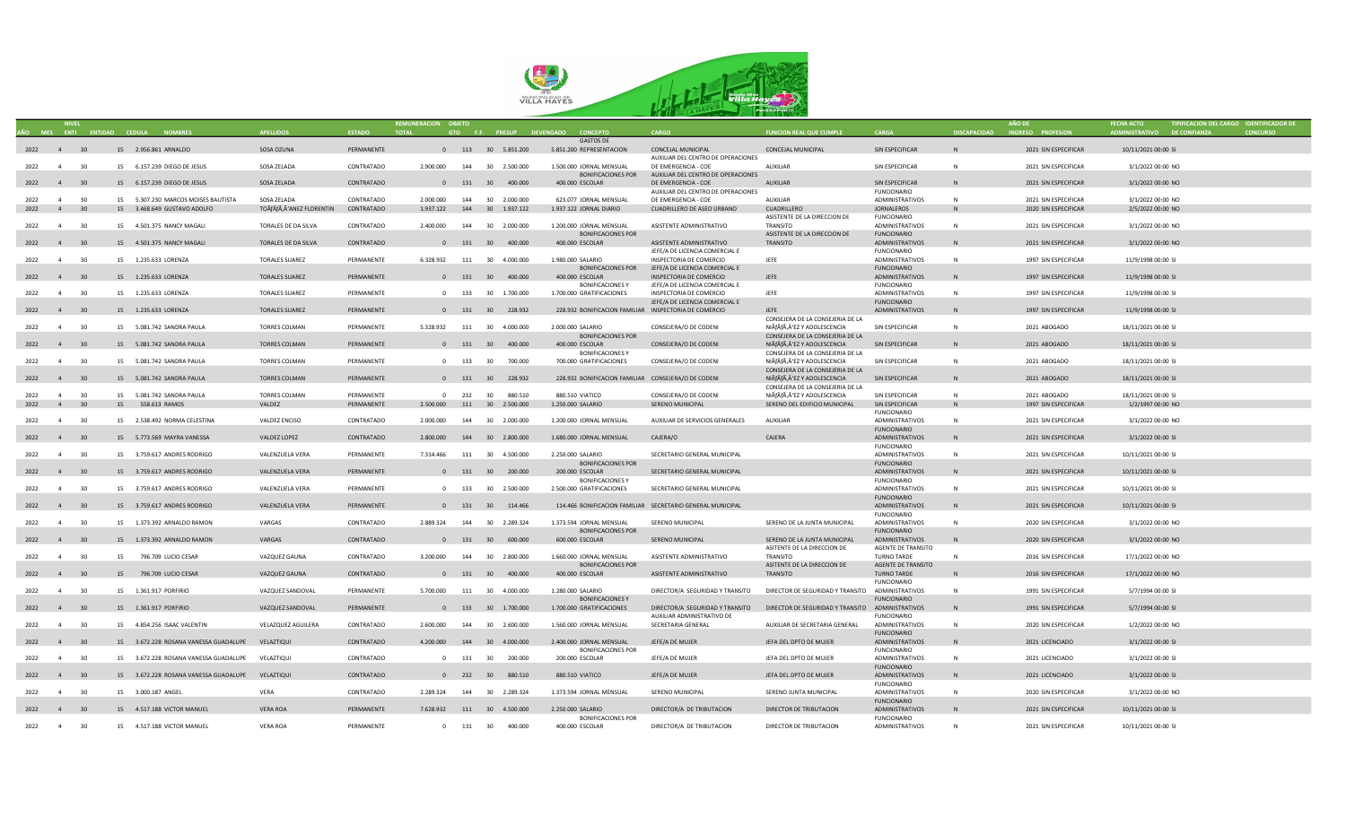| AÑO | MES | NIVEL ENTI | ENTIDAD | CEDULA | NOMBRES | APELLIDOS | ESTADO | REMUNERACION TOTAL | OBJETO GTO | F.F. | PRESUP | DEVENGADO | CONCEPTO | CARGO | FUNCION REAL QUE CUMPLE | CARGA | DISCAPACIDAD | AÑO DE INGRESO | PROFESION | FECHA ACTO ADMINISTRATIVO | DE CONFIANZA | TIPIFICACION DEL CARGO | IDENTIFICADOR DE CONCURSO |
|---|---|---|---|---|---|---|---|---|---|---|---|---|---|---|---|---|---|---|---|---|---|---|---|
| 2022 | 4 | 30 | 15 | 2.956.861 | ARNALDO | SOSA OZUNA | PERMANENTE | 0 | 113 | 30 | 5.851.200 | 5.851.200 | GASTOS DE REPRESENTACION | CONCEJAL MUNICIPAL | CONCEJAL MUNICIPAL | SIN ESPECIFICAR | N | 2021 | SIN ESPECIFICAR | 10/11/2021 00:00 | SI | | |
| 2022 | 4 | 30 | 15 | 6.157.239 | DIEGO DE JESUS | SOSA ZELADA | CONTRATADO | 2.900.000 | 144 | 30 | 2.500.000 | 1.500.000 | JORNAL MENSUAL | AUXILIAR DEL CENTRO DE OPERACIONES DE EMERGENCIA - COE | AUXILIAR | SIN ESPECIFICAR | N | 2021 | SIN ESPECIFICAR | 3/1/2022 00:00 | NO | | |
| 2022 | 4 | 30 | 15 | 6.157.239 | DIEGO DE JESUS | SOSA ZELADA | CONTRATADO | 0 | 131 | 30 | 400.000 | 400.000 | BONIFICACIONES POR ESCOLAR | AUXILIAR DEL CENTRO DE OPERACIONES DE EMERGENCIA - COE | AUXILIAR | SIN ESPECIFICAR | N | 2021 | SIN ESPECIFICAR | 3/1/2022 00:00 | NO | | |
| 2022 | 4 | 30 | 15 | 5.307.230 | MARCOS MOISES BAUTISTA | SOSA ZELADA | CONTRATADO | 2.000.000 | 144 | 30 | 2.000.000 | 623.077 | JORNAL MENSUAL | AUXILIAR DEL CENTRO DE OPERACIONES DE EMERGENCIA - COE | AUXILIAR | FUNCIONARIO ADMINISTRATIVOS | N | 2021 | SIN ESPECIFICAR | 3/1/2022 00:00 | NO | | |
| 2022 | 4 | 30 | 15 | 3.468.649 | GUSTAVO ADOLFO | TOÃƒÂ‚Â'ANEZ FLORENTIN | CONTRATADO | 1.937.122 | 144 | 30 | 1.937.122 | 1.937.122 | JORNAL DIARIO | CUADRILLERO DE ASEO URBANO | CUADRILLERO | JORNALEROS | N | 2020 | SIN ESPECIFICAR | 2/5/2022 00:00 | NO | | |
| 2022 | 4 | 30 | 15 | 4.501.375 | NANCY MAGALI | TORALES DE DA SILVA | CONTRATADO | 2.400.000 | 144 | 30 | 2.000.000 | 1.200.000 | JORNAL MENSUAL | ASISTENTE ADMINISTRATIVO | ASISTENTE DE LA DIRECCION DE TRANSITO | FUNCIONARIO ADMINISTRATIVOS | N | 2021 | SIN ESPECIFICAR | 3/1/2022 00:00 | NO | | |
| 2022 | 4 | 30 | 15 | 4.501.375 | NANCY MAGALI | TORALES DE DA SILVA | CONTRATADO | 0 | 131 | 30 | 400.000 | 400.000 | BONIFICACIONES POR ESCOLAR | ASISTENTE ADMINISTRATIVO | ASISTENTE DE LA DIRECCION DE TRANSITO | FUNCIONARIO ADMINISTRATIVOS | N | 2021 | SIN ESPECIFICAR | 3/1/2022 00:00 | NO | | |
| 2022 | 4 | 30 | 15 | 1.235.633 | LORENZA | TORALES SUAREZ | PERMANENTE | 6.328.932 | 111 | 30 | 4.000.000 | 1.980.000 | SALARIO | JEFE/A DE LICENCIA COMERCIAL E INSPECTORIA DE COMERCIO | JEFE | FUNCIONARIO ADMINISTRATIVOS | N | 1997 | SIN ESPECIFICAR | 11/9/1998 00:00 | SI | | |
| 2022 | 4 | 30 | 15 | 1.235.633 | LORENZA | TORALES SUAREZ | PERMANENTE | 0 | 131 | 30 | 400.000 | 400.000 | BONIFICACIONES POR ESCOLAR | JEFE/A DE LICENCIA COMERCIAL E INSPECTORIA DE COMERCIO | JEFE | FUNCIONARIO ADMINISTRATIVOS | N | 1997 | SIN ESPECIFICAR | 11/9/1998 00:00 | SI | | |
| 2022 | 4 | 30 | 15 | 1.235.633 | LORENZA | TORALES SUAREZ | PERMANENTE | 0 | 133 | 30 | 1.700.000 | 1.700.000 | BONIFICACIONES Y GRATIFICACIONES | JEFE/A DE LICENCIA COMERCIAL E INSPECTORIA DE COMERCIO | JEFE | FUNCIONARIO ADMINISTRATIVOS | N | 1997 | SIN ESPECIFICAR | 11/9/1998 00:00 | SI | | |
| 2022 | 4 | 30 | 15 | 1.235.633 | LORENZA | TORALES SUAREZ | PERMANENTE | 0 | 131 | 30 | 228.932 | 228.932 | BONIFICACION FAMILIAR | JEFE/A DE LICENCIA COMERCIAL E INSPECTORIA DE COMERCIO | JEFE | FUNCIONARIO ADMINISTRATIVOS | N | 1997 | SIN ESPECIFICAR | 11/9/1998 00:00 | SI | | |
| 2022 | 4 | 30 | 15 | 5.081.742 | SANDRA PAULA | TORRES COLMAN | PERMANENTE | 5.328.932 | 111 | 30 | 4.000.000 | 2.000.000 | SALARIO | CONSEJERA/O DE CODENI | CONSEJERA DE LA CONSEJERIA DE LA NIÃƒÂ‚Â'EZ Y ADOLESCENCIA | SIN ESPECIFICAR | N | 2021 | ABOGADO | 18/11/2021 00:00 | SI | | |
| 2022 | 4 | 30 | 15 | 5.081.742 | SANDRA PAULA | TORRES COLMAN | PERMANENTE | 0 | 131 | 30 | 400.000 | 400.000 | BONIFICACIONES POR ESCOLAR | CONSEJERA/O DE CODENI | CONSEJERA DE LA CONSEJERIA DE LA NIÃƒÂ‚Â'EZ Y ADOLESCENCIA | SIN ESPECIFICAR | N | 2021 | ABOGADO | 18/11/2021 00:00 | SI | | |
| 2022 | 4 | 30 | 15 | 5.081.742 | SANDRA PAULA | TORRES COLMAN | PERMANENTE | 0 | 133 | 30 | 700.000 | 700.000 | BONIFICACIONES Y GRATIFICACIONES | CONSEJERA/O DE CODENI | CONSEJERA DE LA CONSEJERIA DE LA NIÃƒÂ‚Â'EZ Y ADOLESCENCIA | SIN ESPECIFICAR | N | 2021 | ABOGADO | 18/11/2021 00:00 | SI | | |
| 2022 | 4 | 30 | 15 | 5.081.742 | SANDRA PAULA | TORRES COLMAN | PERMANENTE | 0 | 131 | 30 | 228.932 | 228.932 | BONIFICACION FAMILIAR | CONSEJERA/O DE CODENI | CONSEJERA DE LA CONSEJERIA DE LA NIÃƒÂ‚Â'EZ Y ADOLESCENCIA | SIN ESPECIFICAR | N | 2021 | ABOGADO | 18/11/2021 00:00 | SI | | |
| 2022 | 4 | 30 | 15 | 5.081.742 | SANDRA PAULA | TORRES COLMAN | PERMANENTE | 0 | 232 | 30 | 880.510 | 880.510 | VIATICO | CONSEJERA/O DE CODENI | CONSEJERA DE LA CONSEJERIA DE LA NIÃƒÂ‚Â'EZ Y ADOLESCENCIA | SIN ESPECIFICAR | N | 2021 | ABOGADO | 18/11/2021 00:00 | SI | | |
| 2022 | 4 | 30 | 15 | 558.613 | RAMOS | VALDEZ | PERMANENTE | 2.500.000 | 111 | 30 | 2.500.000 | 1.250.000 | SALARIO | SERENO MUNICIPAL | SERENO DEL EDIFICIO MUNICIPAL | SIN ESPECIFICAR | N | 1997 | SIN ESPECIFICAR | 1/2/1997 00:00 | NO | | |
| 2022 | 4 | 30 | 15 | 2.538.492 | NORMA CELESTINA | VALDEZ ENCISO | CONTRATADO | 2.000.000 | 144 | 30 | 2.000.000 | 1.200.000 | JORNAL MENSUAL | AUXILIAR DE SERVICIOS GENERALES | AUXILIAR | FUNCIONARIO ADMINISTRATIVOS | N | 2021 | SIN ESPECIFICAR | 3/1/2022 00:00 | NO | | |
| 2022 | 4 | 30 | 15 | 5.773.569 | MAYRA VANESSA | VALDEZ LOPEZ | CONTRATADO | 2.800.000 | 144 | 30 | 2.800.000 | 1.680.000 | JORNAL MENSUAL | CAJERA/O | CAJERA | FUNCIONARIO ADMINISTRATIVOS | N | 2021 | SIN ESPECIFICAR | 3/1/2022 00:00 | SI | | |
| 2022 | 4 | 30 | 15 | 3.759.617 | ANDRES RODRIGO | VALENZUELA VERA | PERMANENTE | 7.314.466 | 111 | 30 | 4.500.000 | 2.250.000 | SALARIO | SECRETARIO GENERAL MUNICIPAL | | FUNCIONARIO ADMINISTRATIVOS | N | 2021 | SIN ESPECIFICAR | 10/11/2021 00:00 | SI | | |
| 2022 | 4 | 30 | 15 | 3.759.617 | ANDRES RODRIGO | VALENZUELA VERA | PERMANENTE | 0 | 131 | 30 | 200.000 | 200.000 | BONIFICACIONES POR ESCOLAR | SECRETARIO GENERAL MUNICIPAL | | FUNCIONARIO ADMINISTRATIVOS | N | 2021 | SIN ESPECIFICAR | 10/11/2021 00:00 | SI | | |
| 2022 | 4 | 30 | 15 | 3.759.617 | ANDRES RODRIGO | VALENZUELA VERA | PERMANENTE | 0 | 133 | 30 | 2.500.000 | 2.500.000 | BONIFICACIONES Y GRATIFICACIONES | SECRETARIO GENERAL MUNICIPAL | | FUNCIONARIO ADMINISTRATIVOS | N | 2021 | SIN ESPECIFICAR | 10/11/2021 00:00 | SI | | |
| 2022 | 4 | 30 | 15 | 3.759.617 | ANDRES RODRIGO | VALENZUELA VERA | PERMANENTE | 0 | 131 | 30 | 114.466 | 114.466 | BONIFICACION FAMILIAR | SECRETARIO GENERAL MUNICIPAL | | FUNCIONARIO ADMINISTRATIVOS | N | 2021 | SIN ESPECIFICAR | 10/11/2021 00:00 | SI | | |
| 2022 | 4 | 30 | 15 | 1.373.392 | ARNALDO RAMON | VARGAS | CONTRATADO | 2.889.324 | 144 | 30 | 2.289.324 | 1.373.594 | JORNAL MENSUAL | SERENO MUNICIPAL | SERENO DE LA JUNTA MUNICIPAL | FUNCIONARIO ADMINISTRATIVOS | N | 2020 | SIN ESPECIFICAR | 3/1/2022 00:00 | NO | | |
| 2022 | 4 | 30 | 15 | 1.373.392 | ARNALDO RAMON | VARGAS | CONTRATADO | 0 | 131 | 30 | 600.000 | 600.000 | BONIFICACIONES POR ESCOLAR | SERENO MUNICIPAL | SERENO DE LA JUNTA MUNICIPAL | FUNCIONARIO ADMINISTRATIVOS | N | 2020 | SIN ESPECIFICAR | 3/1/2022 00:00 | NO | | |
| 2022 | 4 | 30 | 15 | 796.709 | LUCIO CESAR | VAZQUEZ GAUNA | CONTRATADO | 3.200.000 | 144 | 30 | 2.800.000 | 1.660.000 | JORNAL MENSUAL | ASISTENTE ADMINISTRATIVO | ASITENTE DE LA DIRECCION DE TRANSITO | AGENTE DE TRANSITO TURNO TARDE | N | 2016 | SIN ESPECIFICAR | 17/1/2022 00:00 | NO | | |
| 2022 | 4 | 30 | 15 | 796.709 | LUCIO CESAR | VAZQUEZ GAUNA | CONTRATADO | 0 | 131 | 30 | 400.000 | 400.000 | BONIFICACIONES POR ESCOLAR | ASISTENTE ADMINISTRATIVO | ASITENTE DE LA DIRECCION DE TRANSITO | AGENTE DE TRANSITO TURNO TARDE | N | 2016 | SIN ESPECIFICAR | 17/1/2022 00:00 | NO | | |
| 2022 | 4 | 30 | 15 | 1.361.917 | PORFIRIO | VAZQUEZ SANDOVAL | PERMANENTE | 5.700.000 | 111 | 30 | 4.000.000 | 1.280.000 | SALARIO | DIRECTOR/A SEGURIDAD Y TRANSITO | DIRECTOR DE SEGURIDAD Y TRANSITO | FUNCIONARIO ADMINISTRATIVOS | N | 1991 | SIN ESPECIFICAR | 5/7/1994 00:00 | SI | | |
| 2022 | 4 | 30 | 15 | 1.361.917 | PORFIRIO | VAZQUEZ SANDOVAL | PERMANENTE | 0 | 133 | 30 | 1.700.000 | 1.700.000 | BONIFICACIONES Y GRATIFICACIONES | DIRECTOR/A SEGURIDAD Y TRANSITO | DIRECTOR DE SEGURIDAD Y TRANSITO | FUNCIONARIO ADMINISTRATIVOS | N | 1991 | SIN ESPECIFICAR | 5/7/1994 00:00 | SI | | |
| 2022 | 4 | 30 | 15 | 4.854.256 | ISAAC VALENTIN | VELAZQUEZ AGUILERA | CONTRATADO | 2.600.000 | 144 | 30 | 2.600.000 | 1.560.000 | JORNAL MENSUAL | AUXILIAR ADMINISTRATIVO DE SECRETARIA GENERAL | AUXILIAR DE SECRETARIA GENERAL | FUNCIONARIO ADMINISTRATIVOS | N | 2020 | SIN ESPECIFICAR | 1/2/2022 00:00 | NO | | |
| 2022 | 4 | 30 | 15 | 3.672.228 | ROSANA VANESSA GUADALUPE | VELAZTIQUI | CONTRATADO | 4.200.000 | 144 | 30 | 4.000.000 | 2.400.000 | JORNAL MENSUAL | JEFE/A DE MUJER | JEFA DEL DPTO DE MUJER | FUNCIONARIO ADMINISTRATIVOS | N | 2021 | LICENCIADO | 3/1/2022 00:00 | SI | | |
| 2022 | 4 | 30 | 15 | 3.672.228 | ROSANA VANESSA GUADALUPE | VELAZTIQUI | CONTRATADO | 0 | 131 | 30 | 200.000 | 200.000 | BONIFICACIONES POR ESCOLAR | JEFE/A DE MUJER | JEFA DEL DPTO DE MUJER | FUNCIONARIO ADMINISTRATIVOS | N | 2021 | LICENCIADO | 3/1/2022 00:00 | SI | | |
| 2022 | 4 | 30 | 15 | 3.672.228 | ROSANA VANESSA GUADALUPE | VELAZTIQUI | CONTRATADO | 0 | 232 | 30 | 880.510 | 880.510 | VIATICO | JEFE/A DE MUJER | JEFA DEL DPTO DE MUJER | FUNCIONARIO ADMINISTRATIVOS | N | 2021 | LICENCIADO | 3/1/2022 00:00 | SI | | |
| 2022 | 4 | 30 | 15 | 3.000.187 | ANGEL | VERA | CONTRATADO | 2.289.324 | 144 | 30 | 2.289.324 | 1.373.594 | JORNAL MENSUAL | SERENO MUNICIPAL | SERENO JUNTA MUNICIPAL | FUNCIONARIO ADMINISTRATIVOS | N | 2020 | SIN ESPECIFICAR | 3/1/2022 00:00 | NO | | |
| 2022 | 4 | 30 | 15 | 4.517.188 | VICTOR MANUEL | VERA ROA | PERMANENTE | 7.628.932 | 111 | 30 | 4.500.000 | 2.250.000 | SALARIO | DIRECTOR/A DE TRIBUTACION | DIRECTOR DE TRIBUTACION | FUNCIONARIO ADMINISTRATIVOS | N | 2021 | SIN ESPECIFICAR | 10/11/2021 00:00 | SI | | |
| 2022 | 4 | 30 | 15 | 4.517.188 | VICTOR MANUEL | VERA ROA | PERMANENTE | 0 | 131 | 30 | 400.000 | 400.000 | BONIFICACIONES POR ESCOLAR | DIRECTOR/A DE TRIBUTACION | DIRECTOR DE TRIBUTACION | FUNCIONARIO ADMINISTRATIVOS | N | 2021 | SIN ESPECIFICAR | 10/11/2021 00:00 | SI | | |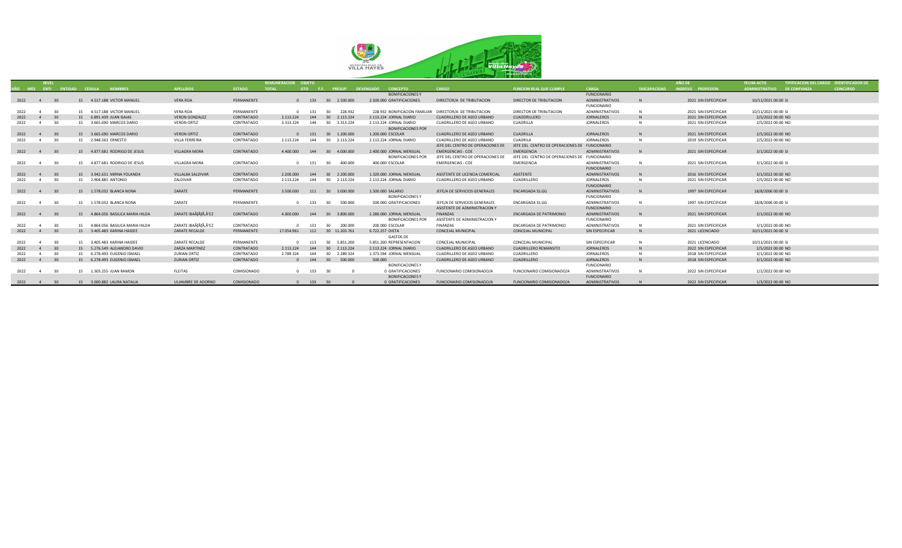| AÑO | MES | NIVEL ENTI | ENTIDAD | CEDULA | NOMBRES | APELLIDOS | ESTADO | REMUNERACION TOTAL | OBJETO GTO | F.F. | PRESUP | DEVENGADO | CONCEPTO | CARGO | FUNCION REAL QUE CUMPLE | CARGA | DISCAPACIDAD | AÑO DE INGRESO | PROFESION | FECHA ACTO ADMINISTRATIVO | TIPIFICACION DEL CARGO DE CONFIANZA | IDENTIFICADOR DE CONCURSO |
|---|---|---|---|---|---|---|---|---|---|---|---|---|---|---|---|---|---|---|---|---|---|---|
| 2022 | 4 | 30 | 15 | 4.517.188 | VICTOR MANUEL | VERA ROA | PERMANENTE | 0 | 133 | 30 | 2.500.000 | 2.500.000 | BONIFICACIONES Y GRATIFICACIONES | DIRECTOR/A DE TRIBUTACION | DIRECTOR DE TRIBUTACION | FUNCIONARIO ADMINISTRATIVOS | N | 2021 | SIN ESPECIFICAR | 10/11/2021 00:00 | SI | |
| 2022 | 4 | 30 | 15 | 4.517.188 | VICTOR MANUEL | VERA ROA | PERMANENTE | 0 | 131 | 30 | 228.932 | 228.932 | BONIFICACION FAMILIAR | DIRECTOR/A DE TRIBUTACION | DIRECTOR DE TRIBUTACION | FUNCIONARIO ADMINISTRATIVOS | N | 2021 | SIN ESPECIFICAR | 10/11/2021 00:00 | SI | |
| 2022 | 4 | 30 | 15 | 6.891.439 | JUAN ISAIAS | VERON GONZALEZ | CONTRATADO | 2.113.224 | 144 | 30 | 2.113.224 | 2.113.224 | JORNAL DIARIO | CUADRILLERO DE ASEO URBANO | CUADDRILLERO | JORNALEROS | N | 2021 | SIN ESPECIFICAR | 2/5/2022 00:00 | NO | |
| 2022 | 4 | 30 | 15 | 3.665.690 | MARCOS DARIO | VERON ORTIZ | CONTRATADO | 3.313.224 | 144 | 30 | 3.313.224 | 2.113.224 | JORNAL DIARIO | CUADRILLERO DE ASEO URBANO | CUADRILLA | JORNALEROS | N | 2021 | SIN ESPECIFICAR | 2/5/2022 00:00 | NO | |
| 2022 | 4 | 30 | 15 | 3.665.690 | MARCOS DARIO | VERON ORTIZ | CONTRATADO | 0 | 131 | 30 | 1.200.000 | 1.200.000 | BONIFICACIONES POR ESCOLAR | CUADRILLERO DE ASEO URBANO | CUADRILLA | JORNALEROS | N | 2021 | SIN ESPECIFICAR | 2/5/2022 00:00 | NO | |
| 2022 | 4 | 30 | 15 | 2.948.563 | ERNESTO | VILLA FERREIRA | CONTRATADO | 2.113.224 | 144 | 30 | 2.113.224 | 2.113.224 | JORNAL DIARIO | CUADRILLERO DE ASEO URBANO | CUADRILA | JORNALEROS | N | 2019 | SIN ESPECIFICAR | 2/5/2022 00:00 | NO | |
| 2022 | 4 | 30 | 15 | 4.877.681 | RODRIGO DE JESUS | VILLAGRA MORA | CONTRATADO | 4.400.000 | 144 | 30 | 4.000.000 | 2.400.000 | JORNAL MENSUAL | JEFE DEL CENTRO DE OPERACIONES DE EMERGENCIAS - COE | JEFE DEL CENTRO DE OPERACIONES DE EMERGENCIA | FUNCIONARIO ADMINISTRATIVOS | N | 2021 | SIN ESPECIFICAR | 3/1/2022 00:00 | SI | |
| 2022 | 4 | 30 | 15 | 4.877.681 | RODRIGO DE JESUS | VILLAGRA MORA | CONTRATADO | 0 | 131 | 30 | 400.000 | 400.000 | BONIFICACIONES POR ESCOLAR | JEFE DEL CENTRO DE OPERACIONES DE EMERGENCIAS - COE | JEFE DEL CENTRO DE OPERACIONES DE EMERGENCIA | FUNCIONARIO ADMINISTRATIVOS | N | 2021 | SIN ESPECIFICAR | 3/1/2022 00:00 | SI | |
| 2022 | 4 | 30 | 15 | 3.942.631 | MIRNA YOLANDA | VILLALBA SALDIVAR | CONTRATADO | 2.200.000 | 144 | 30 | 2.200.000 | 1.320.000 | JORNAL MENSUAL | ASISTENTE DE LICENCIA COMERCIAL | ASISTENTE | FUNCIONARIO ADMINISTRATIVOS | N | 2016 | SIN ESPECIFICAR | 3/1/2022 00:00 | NO | |
| 2022 | 4 | 30 | 15 | 2.904.885 | ANTONIO | ZALDIVAR | CONTRATADO | 2.113.224 | 144 | 30 | 2.113.224 | 2.113.224 | JORNAL DIARIO | CUADRILLERO DE ASEO URBANO | CUADRILLERO | JORNALEROS | N | 2021 | SIN ESPECIFICAR | 2/5/2022 00:00 | NO | |
| 2022 | 4 | 30 | 15 | 1.578.032 | BLANCA NONA | ZARATE | PERMANENTE | 3.500.000 | 111 | 30 | 3.000.000 | 1.500.000 | SALARIO | JEFE/A DE SERVICIOS GENERALES | ENCARGADA SS.GG | FUNCIONARIO ADMINISTRATIVOS | N | 1997 | SIN ESPECIFICAR | 18/8/2006 00:00 | SI | |
| 2022 | 4 | 30 | 15 | 1.578.032 | BLANCA NONA | ZARATE | PERMANENTE | 0 | 133 | 30 | 500.000 | 500.000 | BONIFICACIONES Y GRATIFICACIONES | JEFE/A DE SERVICIOS GENERALES | ENCARGADA SS.GG | FUNCIONARIO ADMINISTRATIVOS | N | 1997 | SIN ESPECIFICAR | 18/8/2006 00:00 | SI | |
| 2022 | 4 | 30 | 15 | 4.864.056 | BASILICA MARIA HILDA | ZARATE IBAÃƒÂ'EZ | CONTRATADO | 4.000.000 | 144 | 30 | 3.800.000 | 2.280.000 | JORNAL MENSUAL | ASISTENTE DE ADMINISTRACION Y FINANZAS | ENCARGADA DE PATRIMONIO | FUNCIONARIO ADMINISTRATIVOS | N | 2021 | SIN ESPECIFICAR | 3/1/2022 00:00 | NO | |
| 2022 | 4 | 30 | 15 | 4.864.056 | BASILICA MARIA HILDA | ZARATE IBAÃƒÂ'EZ | CONTRATADO | 0 | 131 | 30 | 200.000 | 200.000 | BONIFICACIONES POR ESCOLAR | ASISTENTE DE ADMINISTRACION Y FINANZAS | ENCARGADA DE PATRIMONIO | FUNCIONARIO ADMINISTRATIVOS | N | 2021 | SIN ESPECIFICAR | 3/1/2022 00:00 | NO | |
| 2022 | 4 | 30 | 15 | 3.405.483 | KARINA HAIDEE | ZARATE RECALDE | PERMANENTE | 17.054.961 | 112 | 30 | 11.203.761 | 6.722.257 | DIETA | CONCEJAL MUNICIPAL | CONCEJAL MUNICIPAL | SIN ESPECIFICAR | N | 2021 | LICENCIADO | 10/11/2021 00:00 | SI | |
| 2022 | 4 | 30 | 15 | 3.405.483 | KARINA HAIDEE | ZARATE RECALDE | PERMANENTE | 0 | 113 | 30 | 5.851.200 | 5.851.200 | GASTOS DE REPRESENTACION | CONCEJAL MUNICIPAL | CONCEJAL MUNICIPAL | SIN ESPECIFICAR | N | 2021 | LICENCIADO | 10/11/2021 00:00 | SI | |
| 2022 | 4 | 30 | 15 | 5.276.549 | ALEJANDRO DAVID | ZARZA MARTINEZ | CONTRATADO | 2.113.224 | 144 | 30 | 2.113.224 | 2.113.224 | JORNAL DIARIO | CUADRILLERO DE ASEO URBANO | CUADRILLERO REMANSITO | JORNALEROS | N | 2022 | SIN ESPECIFICAR | 2/5/2022 00:00 | NO | |
| 2022 | 4 | 30 | 15 | 6.278.493 | EUGENIO ISMAEL | ZURIAN ORTIZ | CONTRATADO | 2.789.324 | 144 | 30 | 2.289.324 | 1.373.594 | JORNAL MENSUAL | CUADRILLERO DE ASEO URBANO | CUADRILLERO | JORNALEROS | N | 2018 | SIN ESPECIFICAR | 3/1/2022 00:00 | NO | |
| 2022 | 4 | 30 | 15 | 6.278.493 | EUGENIO ISMAEL | ZURIAN ORTIZ | CONTRATADO | 0 | 144 | 30 | 500.000 | 500.000 | | CUADRILLERO DE ASEO URBANO | CUADRILLERO | JORNALEROS | N | 2018 | SIN ESPECIFICAR | 3/1/2022 00:00 | NO | |
| 2022 | 4 | 30 | 15 | 1.303.255 | JUAN RAMON | FLEITAS | COMISIONADO | 0 | 133 | 30 | 0 | 0 | BONIFICACIONES Y GRATIFICACIONES | FUNCIONARIO COMISIONADO/A | FUNCIONARIO COMISIONADO/A | FUNCIONARIO ADMINISTRATIVOS | N | 2022 | SIN ESPECIFICAR | 1/2/2022 00:00 | NO | |
| 2022 | 4 | 30 | 15 | 3.000.882 | LAURA NATALIA | ULIAMBRE DE ADORNO | COMISIONADO | 0 | 133 | 30 | 0 | 0 | BONIFICACIONES Y GRATIFICACIONES | FUNCIONARIO COMISIONADO/A | FUNCIONARIO COMISIONADO/A | FUNCIONARIO ADMINISTRATIVOS | N | 2022 | SIN ESPECIFICAR | 1/3/2022 00:00 | NO | |